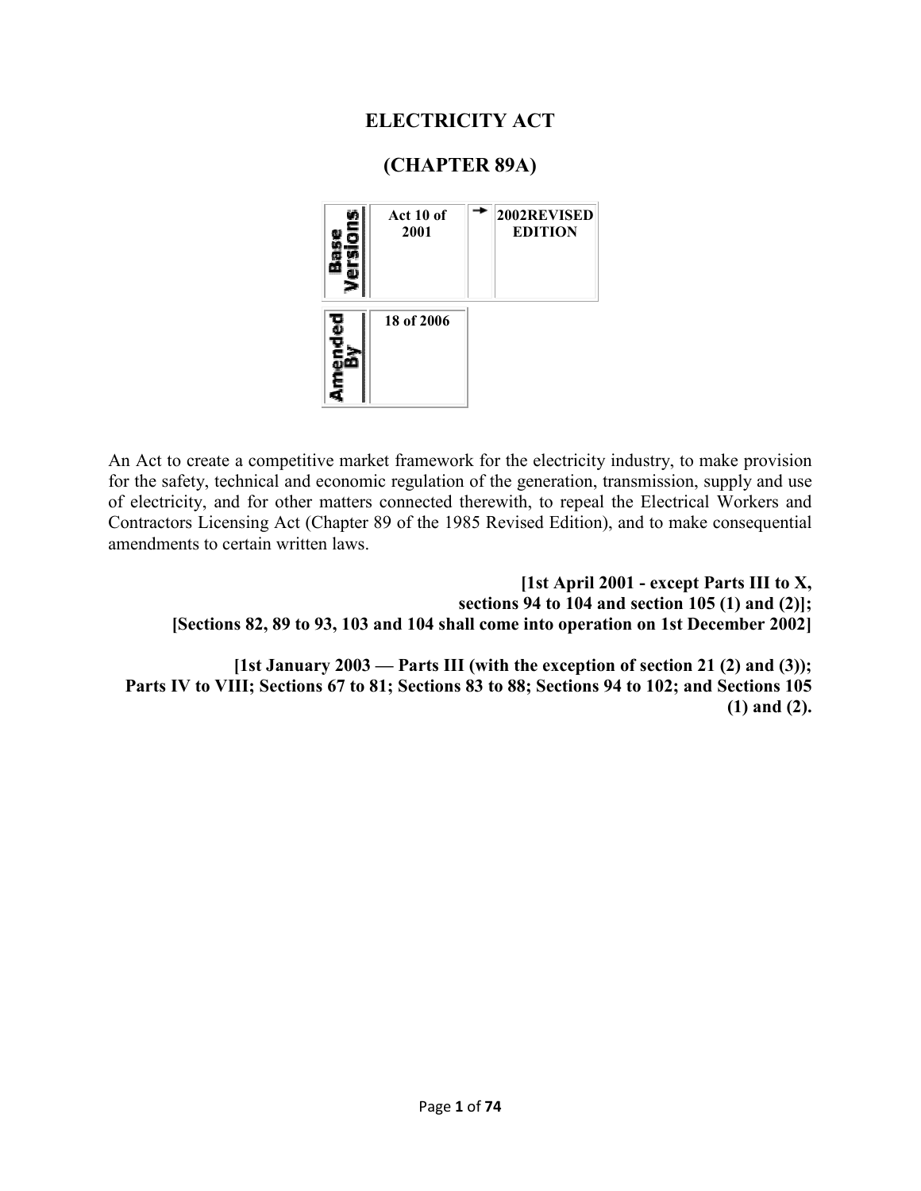# ELECTRICITY ACT

## (CHAPTER 89A)

| Base Versions | Act 10 of 2001 | → | 2002REVISED EDITION |
|---|---|---|---|

| Amended By | 18 of 2006 |
|---|---|

An Act to create a competitive market framework for the electricity industry, to make provision for the safety, technical and economic regulation of the generation, transmission, supply and use of electricity, and for other matters connected therewith, to repeal the Electrical Workers and Contractors Licensing Act (Chapter 89 of the 1985 Revised Edition), and to make consequential amendments to certain written laws.

**[1st April 2001 - except Parts III to X, sections 94 to 104 and section 105 (1) and (2)];**
**[Sections 82, 89 to 93, 103 and 104 shall come into operation on 1st December 2002]**

**[1st January 2003 — Parts III (with the exception of section 21 (2) and (3)); Parts IV to VIII; Sections 67 to 81; Sections 83 to 88; Sections 94 to 102; and Sections 105 (1) and (2).**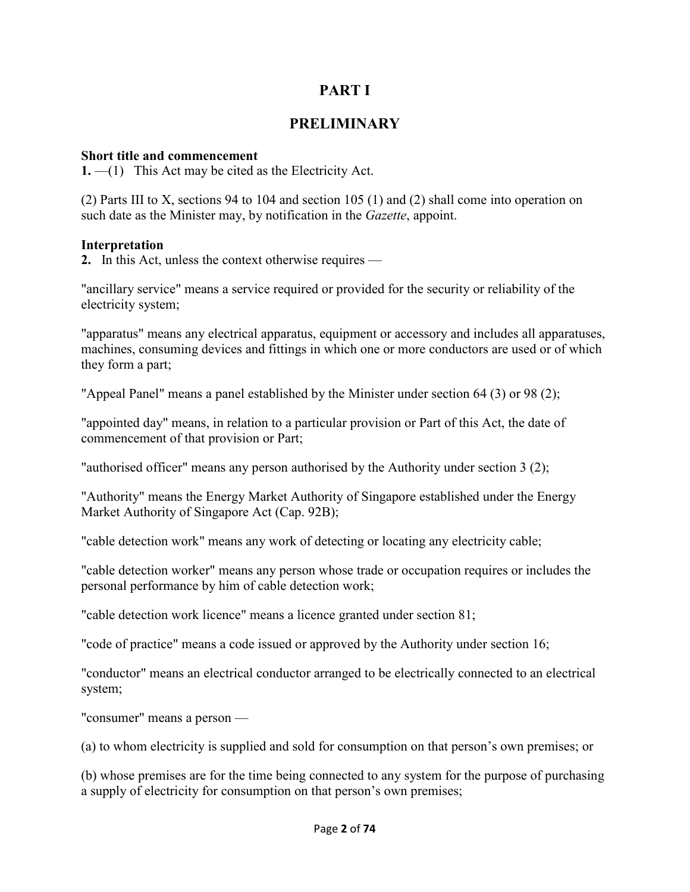# PART I

# PRELIMINARY

**Short title and commencement**

**1.** —(1) This Act may be cited as the Electricity Act.

(2) Parts III to X, sections 94 to 104 and section 105 (1) and (2) shall come into operation on such date as the Minister may, by notification in the *Gazette*, appoint.

**Interpretation**

**2.** In this Act, unless the context otherwise requires —

"ancillary service" means a service required or provided for the security or reliability of the electricity system;

"apparatus" means any electrical apparatus, equipment or accessory and includes all apparatuses, machines, consuming devices and fittings in which one or more conductors are used or of which they form a part;

"Appeal Panel" means a panel established by the Minister under section 64 (3) or 98 (2);

"appointed day" means, in relation to a particular provision or Part of this Act, the date of commencement of that provision or Part;

"authorised officer" means any person authorised by the Authority under section 3 (2);

"Authority" means the Energy Market Authority of Singapore established under the Energy Market Authority of Singapore Act (Cap. 92B);

"cable detection work" means any work of detecting or locating any electricity cable;

"cable detection worker" means any person whose trade or occupation requires or includes the personal performance by him of cable detection work;

"cable detection work licence" means a licence granted under section 81;

"code of practice" means a code issued or approved by the Authority under section 16;

"conductor" means an electrical conductor arranged to be electrically connected to an electrical system;

"consumer" means a person —

(a) to whom electricity is supplied and sold for consumption on that person's own premises; or

(b) whose premises are for the time being connected to any system for the purpose of purchasing a supply of electricity for consumption on that person's own premises;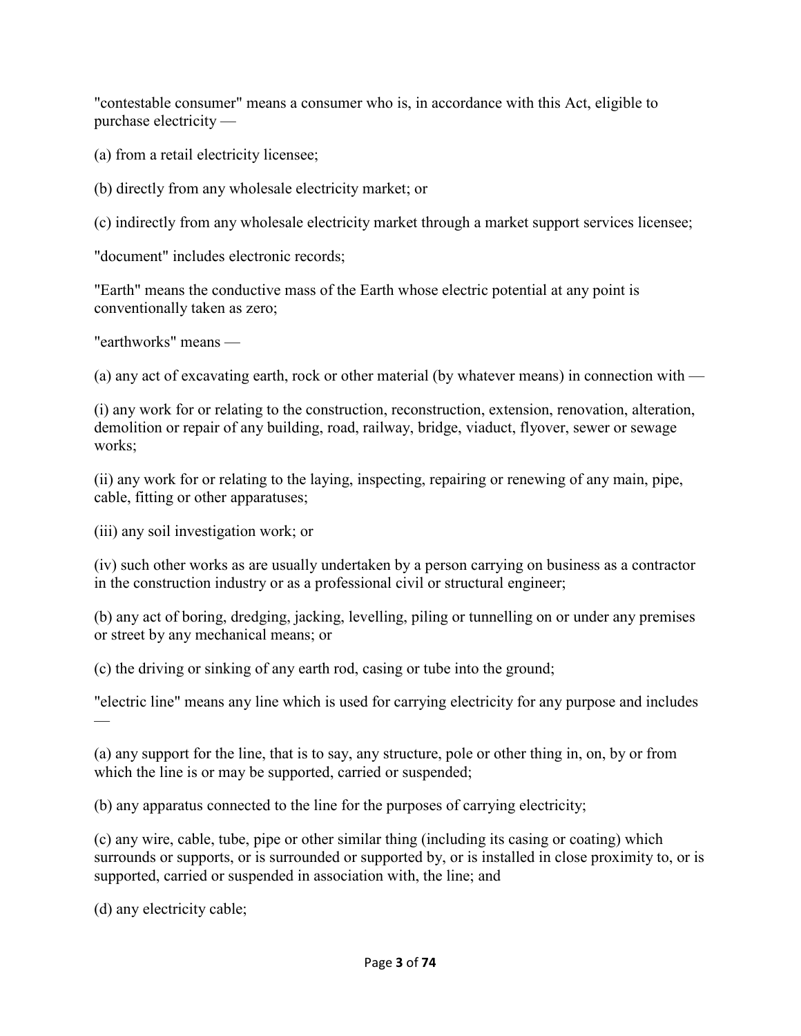"contestable consumer" means a consumer who is, in accordance with this Act, eligible to purchase electricity —

(a) from a retail electricity licensee;

(b) directly from any wholesale electricity market; or

(c) indirectly from any wholesale electricity market through a market support services licensee;

"document" includes electronic records;

"Earth" means the conductive mass of the Earth whose electric potential at any point is conventionally taken as zero;

"earthworks" means —

(a) any act of excavating earth, rock or other material (by whatever means) in connection with —

(i) any work for or relating to the construction, reconstruction, extension, renovation, alteration, demolition or repair of any building, road, railway, bridge, viaduct, flyover, sewer or sewage works;

(ii) any work for or relating to the laying, inspecting, repairing or renewing of any main, pipe, cable, fitting or other apparatuses;

(iii) any soil investigation work; or

(iv) such other works as are usually undertaken by a person carrying on business as a contractor in the construction industry or as a professional civil or structural engineer;

(b) any act of boring, dredging, jacking, levelling, piling or tunnelling on or under any premises or street by any mechanical means; or

(c) the driving or sinking of any earth rod, casing or tube into the ground;

"electric line" means any line which is used for carrying electricity for any purpose and includes —

(a) any support for the line, that is to say, any structure, pole or other thing in, on, by or from which the line is or may be supported, carried or suspended;

(b) any apparatus connected to the line for the purposes of carrying electricity;

(c) any wire, cable, tube, pipe or other similar thing (including its casing or coating) which surrounds or supports, or is surrounded or supported by, or is installed in close proximity to, or is supported, carried or suspended in association with, the line; and

(d) any electricity cable;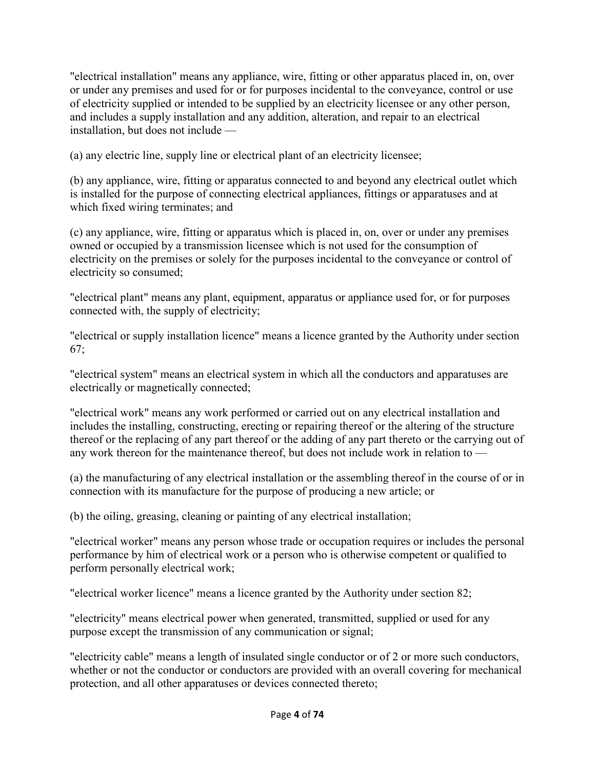"electrical installation" means any appliance, wire, fitting or other apparatus placed in, on, over or under any premises and used for or for purposes incidental to the conveyance, control or use of electricity supplied or intended to be supplied by an electricity licensee or any other person, and includes a supply installation and any addition, alteration, and repair to an electrical installation, but does not include —

(a) any electric line, supply line or electrical plant of an electricity licensee;

(b) any appliance, wire, fitting or apparatus connected to and beyond any electrical outlet which is installed for the purpose of connecting electrical appliances, fittings or apparatuses and at which fixed wiring terminates; and

(c) any appliance, wire, fitting or apparatus which is placed in, on, over or under any premises owned or occupied by a transmission licensee which is not used for the consumption of electricity on the premises or solely for the purposes incidental to the conveyance or control of electricity so consumed;

"electrical plant" means any plant, equipment, apparatus or appliance used for, or for purposes connected with, the supply of electricity;

"electrical or supply installation licence" means a licence granted by the Authority under section 67;

"electrical system" means an electrical system in which all the conductors and apparatuses are electrically or magnetically connected;

"electrical work" means any work performed or carried out on any electrical installation and includes the installing, constructing, erecting or repairing thereof or the altering of the structure thereof or the replacing of any part thereof or the adding of any part thereto or the carrying out of any work thereon for the maintenance thereof, but does not include work in relation to —

(a) the manufacturing of any electrical installation or the assembling thereof in the course of or in connection with its manufacture for the purpose of producing a new article; or

(b) the oiling, greasing, cleaning or painting of any electrical installation;

"electrical worker" means any person whose trade or occupation requires or includes the personal performance by him of electrical work or a person who is otherwise competent or qualified to perform personally electrical work;

"electrical worker licence" means a licence granted by the Authority under section 82;

"electricity" means electrical power when generated, transmitted, supplied or used for any purpose except the transmission of any communication or signal;

"electricity cable" means a length of insulated single conductor or of 2 or more such conductors, whether or not the conductor or conductors are provided with an overall covering for mechanical protection, and all other apparatuses or devices connected thereto;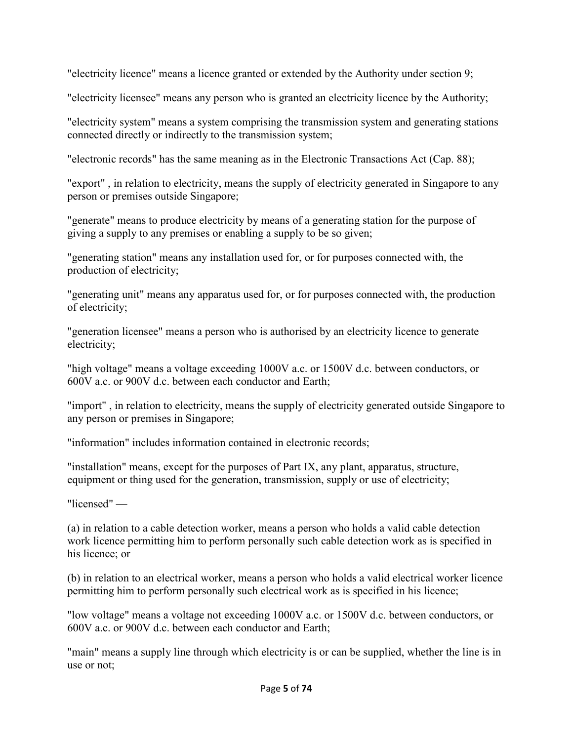"electricity licence" means a licence granted or extended by the Authority under section 9;

"electricity licensee" means any person who is granted an electricity licence by the Authority;

"electricity system" means a system comprising the transmission system and generating stations connected directly or indirectly to the transmission system;

"electronic records" has the same meaning as in the Electronic Transactions Act (Cap. 88);

"export" , in relation to electricity, means the supply of electricity generated in Singapore to any person or premises outside Singapore;

"generate" means to produce electricity by means of a generating station for the purpose of giving a supply to any premises or enabling a supply to be so given;

"generating station" means any installation used for, or for purposes connected with, the production of electricity;

"generating unit" means any apparatus used for, or for purposes connected with, the production of electricity;

"generation licensee" means a person who is authorised by an electricity licence to generate electricity;

"high voltage" means a voltage exceeding 1000V a.c. or 1500V d.c. between conductors, or 600V a.c. or 900V d.c. between each conductor and Earth;

"import" , in relation to electricity, means the supply of electricity generated outside Singapore to any person or premises in Singapore;

"information" includes information contained in electronic records;

"installation" means, except for the purposes of Part IX, any plant, apparatus, structure, equipment or thing used for the generation, transmission, supply or use of electricity;

"licensed" —

(a) in relation to a cable detection worker, means a person who holds a valid cable detection work licence permitting him to perform personally such cable detection work as is specified in his licence; or

(b) in relation to an electrical worker, means a person who holds a valid electrical worker licence permitting him to perform personally such electrical work as is specified in his licence;

"low voltage" means a voltage not exceeding 1000V a.c. or 1500V d.c. between conductors, or 600V a.c. or 900V d.c. between each conductor and Earth;

"main" means a supply line through which electricity is or can be supplied, whether the line is in use or not;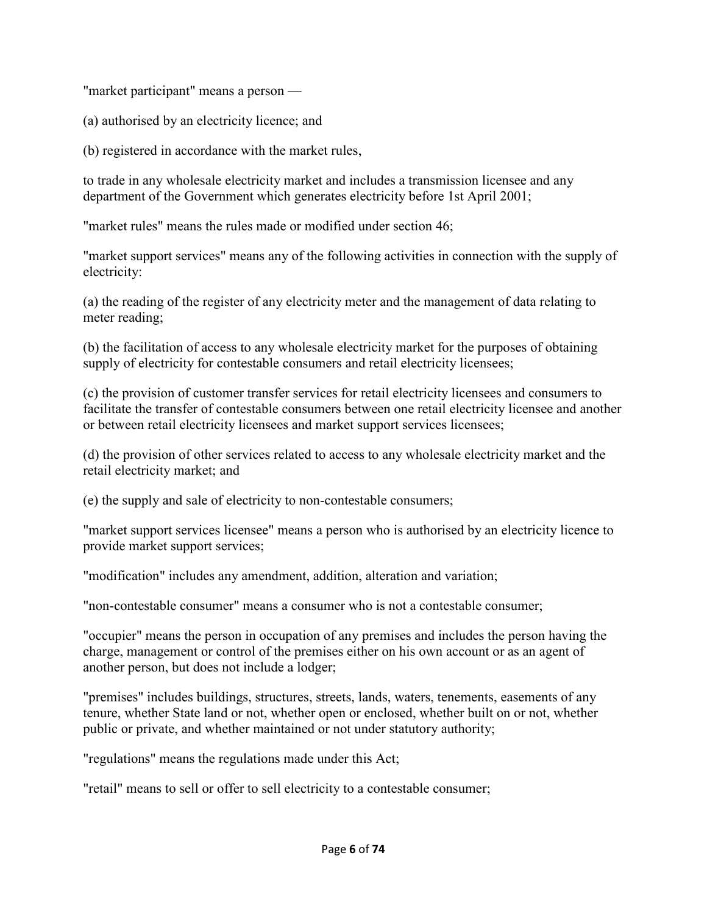"market participant" means a person —

(a) authorised by an electricity licence; and

(b) registered in accordance with the market rules,

to trade in any wholesale electricity market and includes a transmission licensee and any department of the Government which generates electricity before 1st April 2001;

"market rules" means the rules made or modified under section 46;

"market support services" means any of the following activities in connection with the supply of electricity:

(a) the reading of the register of any electricity meter and the management of data relating to meter reading;

(b) the facilitation of access to any wholesale electricity market for the purposes of obtaining supply of electricity for contestable consumers and retail electricity licensees;

(c) the provision of customer transfer services for retail electricity licensees and consumers to facilitate the transfer of contestable consumers between one retail electricity licensee and another or between retail electricity licensees and market support services licensees;

(d) the provision of other services related to access to any wholesale electricity market and the retail electricity market; and

(e) the supply and sale of electricity to non-contestable consumers;

"market support services licensee" means a person who is authorised by an electricity licence to provide market support services;

"modification" includes any amendment, addition, alteration and variation;

"non-contestable consumer" means a consumer who is not a contestable consumer;

"occupier" means the person in occupation of any premises and includes the person having the charge, management or control of the premises either on his own account or as an agent of another person, but does not include a lodger;

"premises" includes buildings, structures, streets, lands, waters, tenements, easements of any tenure, whether State land or not, whether open or enclosed, whether built on or not, whether public or private, and whether maintained or not under statutory authority;

"regulations" means the regulations made under this Act;

"retail" means to sell or offer to sell electricity to a contestable consumer;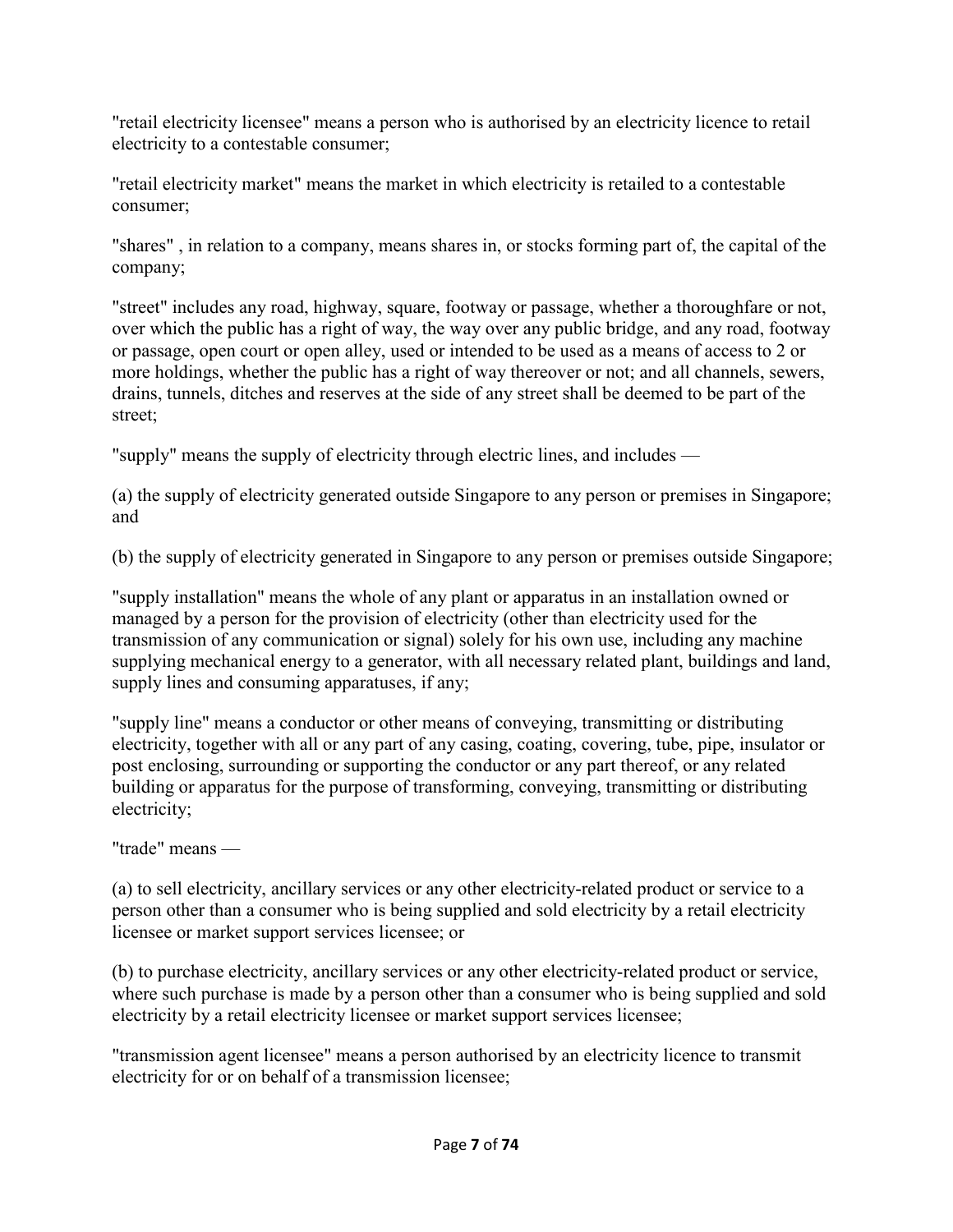"retail electricity licensee" means a person who is authorised by an electricity licence to retail electricity to a contestable consumer;

"retail electricity market" means the market in which electricity is retailed to a contestable consumer;

"shares" , in relation to a company, means shares in, or stocks forming part of, the capital of the company;

"street" includes any road, highway, square, footway or passage, whether a thoroughfare or not, over which the public has a right of way, the way over any public bridge, and any road, footway or passage, open court or open alley, used or intended to be used as a means of access to 2 or more holdings, whether the public has a right of way thereover or not; and all channels, sewers, drains, tunnels, ditches and reserves at the side of any street shall be deemed to be part of the street;

"supply" means the supply of electricity through electric lines, and includes —

(a) the supply of electricity generated outside Singapore to any person or premises in Singapore; and

(b) the supply of electricity generated in Singapore to any person or premises outside Singapore;

"supply installation" means the whole of any plant or apparatus in an installation owned or managed by a person for the provision of electricity (other than electricity used for the transmission of any communication or signal) solely for his own use, including any machine supplying mechanical energy to a generator, with all necessary related plant, buildings and land, supply lines and consuming apparatuses, if any;

"supply line" means a conductor or other means of conveying, transmitting or distributing electricity, together with all or any part of any casing, coating, covering, tube, pipe, insulator or post enclosing, surrounding or supporting the conductor or any part thereof, or any related building or apparatus for the purpose of transforming, conveying, transmitting or distributing electricity;

"trade" means —

(a) to sell electricity, ancillary services or any other electricity-related product or service to a person other than a consumer who is being supplied and sold electricity by a retail electricity licensee or market support services licensee; or

(b) to purchase electricity, ancillary services or any other electricity-related product or service, where such purchase is made by a person other than a consumer who is being supplied and sold electricity by a retail electricity licensee or market support services licensee;

"transmission agent licensee" means a person authorised by an electricity licence to transmit electricity for or on behalf of a transmission licensee;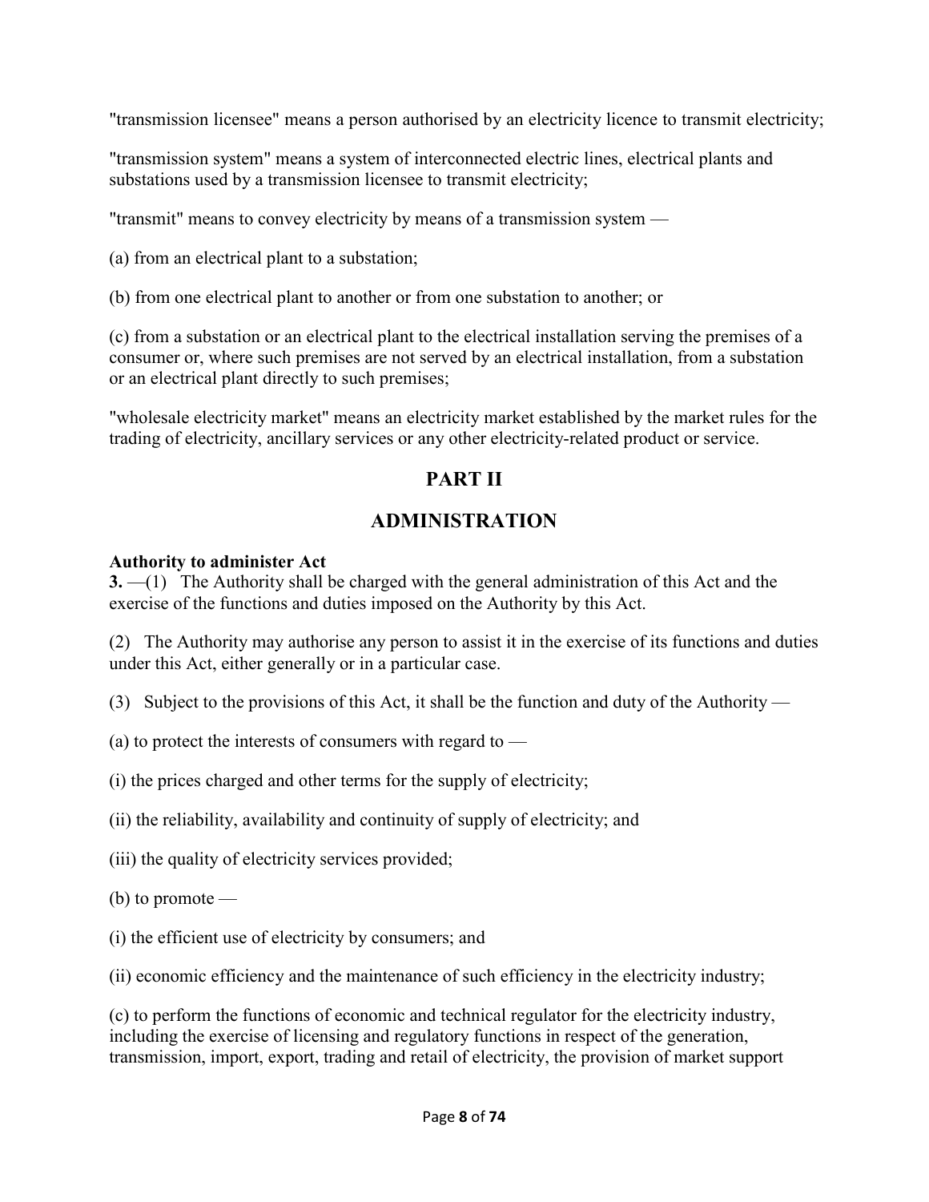"transmission licensee" means a person authorised by an electricity licence to transmit electricity;

"transmission system" means a system of interconnected electric lines, electrical plants and substations used by a transmission licensee to transmit electricity;

"transmit" means to convey electricity by means of a transmission system —

(a) from an electrical plant to a substation;

(b) from one electrical plant to another or from one substation to another; or

(c) from a substation or an electrical plant to the electrical installation serving the premises of a consumer or, where such premises are not served by an electrical installation, from a substation or an electrical plant directly to such premises;

"wholesale electricity market" means an electricity market established by the market rules for the trading of electricity, ancillary services or any other electricity-related product or service.

## PART II

## ADMINISTRATION

**Authority to administer Act**
**3.** —(1) The Authority shall be charged with the general administration of this Act and the exercise of the functions and duties imposed on the Authority by this Act.

(2) The Authority may authorise any person to assist it in the exercise of its functions and duties under this Act, either generally or in a particular case.

(3) Subject to the provisions of this Act, it shall be the function and duty of the Authority —

(a) to protect the interests of consumers with regard to —

(i) the prices charged and other terms for the supply of electricity;

(ii) the reliability, availability and continuity of supply of electricity; and

(iii) the quality of electricity services provided;

(b) to promote —

(i) the efficient use of electricity by consumers; and

(ii) economic efficiency and the maintenance of such efficiency in the electricity industry;

(c) to perform the functions of economic and technical regulator for the electricity industry, including the exercise of licensing and regulatory functions in respect of the generation, transmission, import, export, trading and retail of electricity, the provision of market support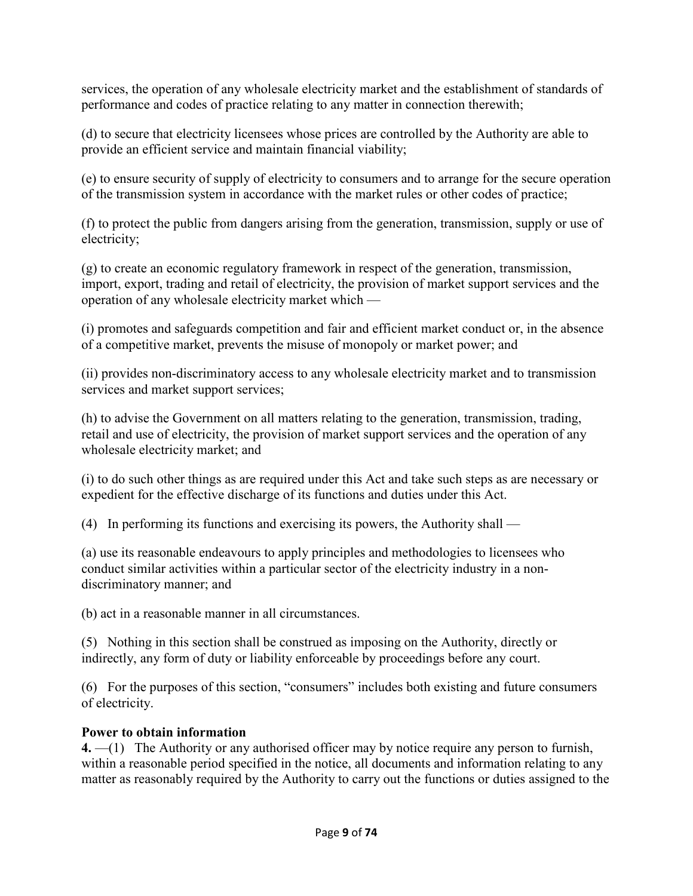services, the operation of any wholesale electricity market and the establishment of standards of performance and codes of practice relating to any matter in connection therewith;

(d) to secure that electricity licensees whose prices are controlled by the Authority are able to provide an efficient service and maintain financial viability;

(e) to ensure security of supply of electricity to consumers and to arrange for the secure operation of the transmission system in accordance with the market rules or other codes of practice;

(f) to protect the public from dangers arising from the generation, transmission, supply or use of electricity;

(g) to create an economic regulatory framework in respect of the generation, transmission, import, export, trading and retail of electricity, the provision of market support services and the operation of any wholesale electricity market which —

(i) promotes and safeguards competition and fair and efficient market conduct or, in the absence of a competitive market, prevents the misuse of monopoly or market power; and

(ii) provides non-discriminatory access to any wholesale electricity market and to transmission services and market support services;

(h) to advise the Government on all matters relating to the generation, transmission, trading, retail and use of electricity, the provision of market support services and the operation of any wholesale electricity market; and

(i) to do such other things as are required under this Act and take such steps as are necessary or expedient for the effective discharge of its functions and duties under this Act.

(4) In performing its functions and exercising its powers, the Authority shall —

(a) use its reasonable endeavours to apply principles and methodologies to licensees who conduct similar activities within a particular sector of the electricity industry in a non-discriminatory manner; and

(b) act in a reasonable manner in all circumstances.

(5) Nothing in this section shall be construed as imposing on the Authority, directly or indirectly, any form of duty or liability enforceable by proceedings before any court.

(6) For the purposes of this section, "consumers" includes both existing and future consumers of electricity.

**Power to obtain information**

**4.** —(1) The Authority or any authorised officer may by notice require any person to furnish, within a reasonable period specified in the notice, all documents and information relating to any matter as reasonably required by the Authority to carry out the functions or duties assigned to the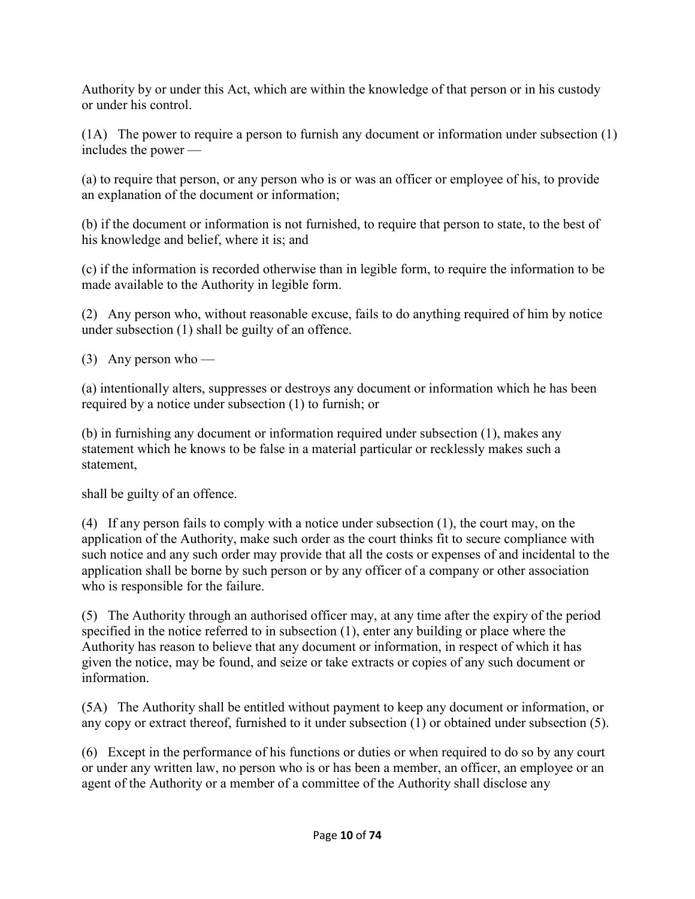Authority by or under this Act, which are within the knowledge of that person or in his custody or under his control.

(1A) The power to require a person to furnish any document or information under subsection (1) includes the power —

(a) to require that person, or any person who is or was an officer or employee of his, to provide an explanation of the document or information;

(b) if the document or information is not furnished, to require that person to state, to the best of his knowledge and belief, where it is; and

(c) if the information is recorded otherwise than in legible form, to require the information to be made available to the Authority in legible form.

(2) Any person who, without reasonable excuse, fails to do anything required of him by notice under subsection (1) shall be guilty of an offence.

(3) Any person who —

(a) intentionally alters, suppresses or destroys any document or information which he has been required by a notice under subsection (1) to furnish; or

(b) in furnishing any document or information required under subsection (1), makes any statement which he knows to be false in a material particular or recklessly makes such a statement,

shall be guilty of an offence.

(4) If any person fails to comply with a notice under subsection (1), the court may, on the application of the Authority, make such order as the court thinks fit to secure compliance with such notice and any such order may provide that all the costs or expenses of and incidental to the application shall be borne by such person or by any officer of a company or other association who is responsible for the failure.

(5) The Authority through an authorised officer may, at any time after the expiry of the period specified in the notice referred to in subsection (1), enter any building or place where the Authority has reason to believe that any document or information, in respect of which it has given the notice, may be found, and seize or take extracts or copies of any such document or information.

(5A) The Authority shall be entitled without payment to keep any document or information, or any copy or extract thereof, furnished to it under subsection (1) or obtained under subsection (5).

(6) Except in the performance of his functions or duties or when required to do so by any court or under any written law, no person who is or has been a member, an officer, an employee or an agent of the Authority or a member of a committee of the Authority shall disclose any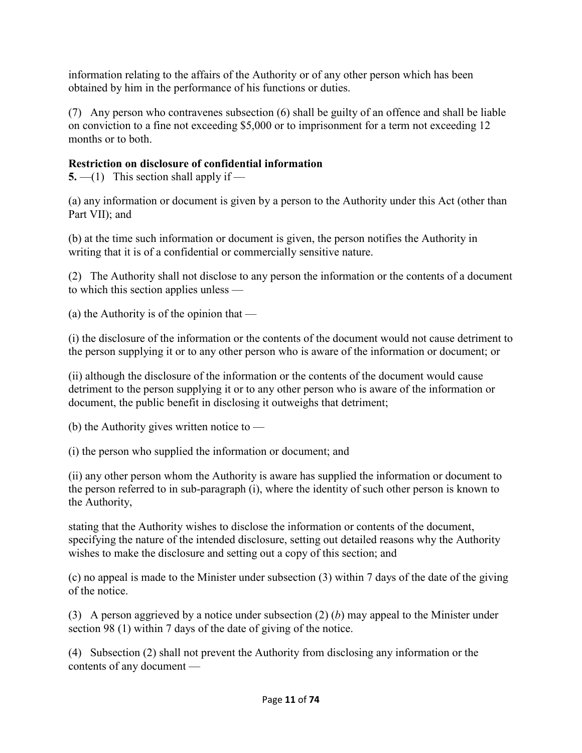information relating to the affairs of the Authority or of any other person which has been obtained by him in the performance of his functions or duties.

(7) Any person who contravenes subsection (6) shall be guilty of an offence and shall be liable on conviction to a fine not exceeding $5,000 or to imprisonment for a term not exceeding 12 months or to both.

**Restriction on disclosure of confidential information**

**5.** —(1) This section shall apply if —

(a) any information or document is given by a person to the Authority under this Act (other than Part VII); and

(b) at the time such information or document is given, the person notifies the Authority in writing that it is of a confidential or commercially sensitive nature.

(2) The Authority shall not disclose to any person the information or the contents of a document to which this section applies unless —

(a) the Authority is of the opinion that —

(i) the disclosure of the information or the contents of the document would not cause detriment to the person supplying it or to any other person who is aware of the information or document; or

(ii) although the disclosure of the information or the contents of the document would cause detriment to the person supplying it or to any other person who is aware of the information or document, the public benefit in disclosing it outweighs that detriment;

(b) the Authority gives written notice to —

(i) the person who supplied the information or document; and

(ii) any other person whom the Authority is aware has supplied the information or document to the person referred to in sub-paragraph (i), where the identity of such other person is known to the Authority,

stating that the Authority wishes to disclose the information or contents of the document, specifying the nature of the intended disclosure, setting out detailed reasons why the Authority wishes to make the disclosure and setting out a copy of this section; and

(c) no appeal is made to the Minister under subsection (3) within 7 days of the date of the giving of the notice.

(3) A person aggrieved by a notice under subsection (2) (*b*) may appeal to the Minister under section 98 (1) within 7 days of the date of giving of the notice.

(4) Subsection (2) shall not prevent the Authority from disclosing any information or the contents of any document —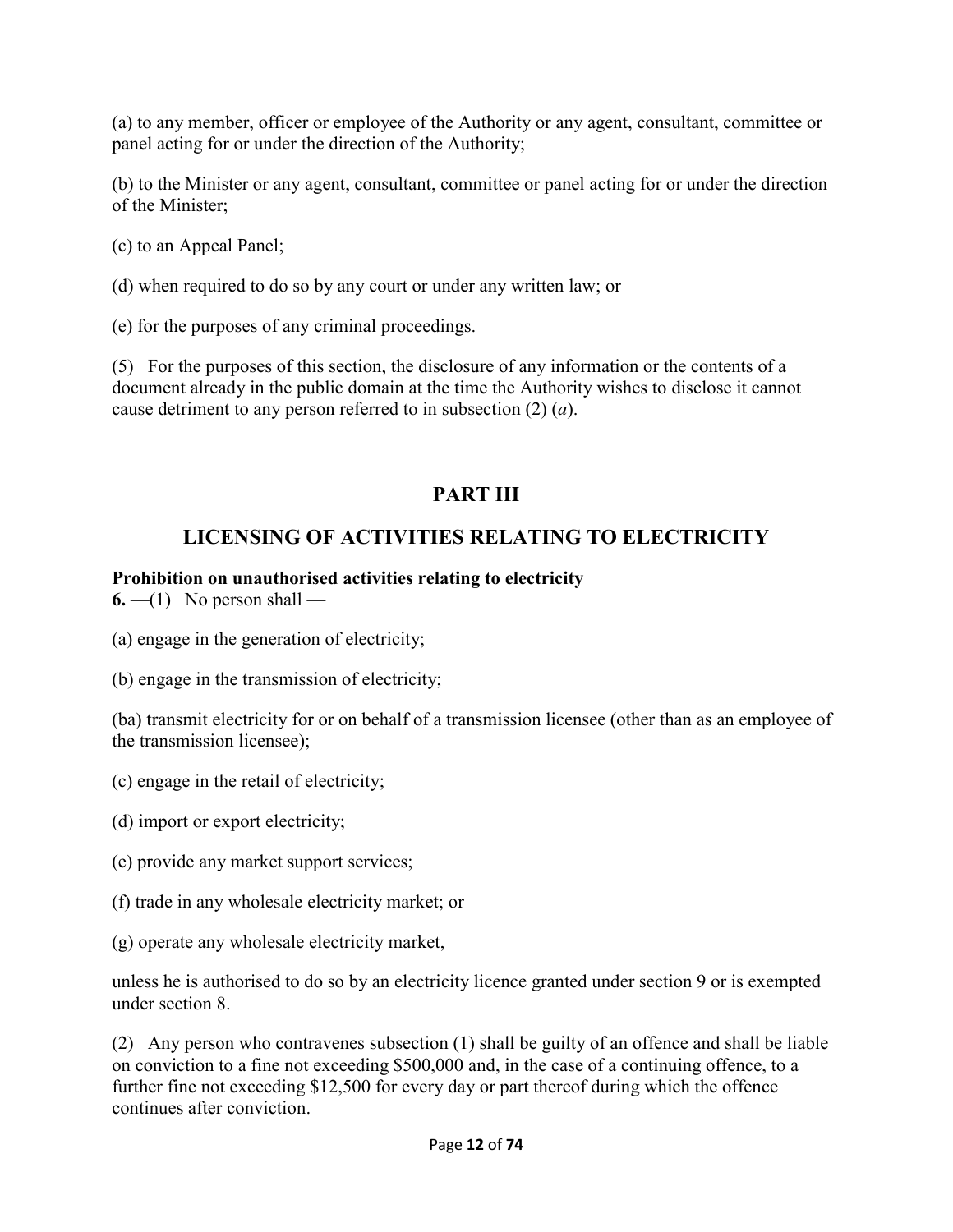(a) to any member, officer or employee of the Authority or any agent, consultant, committee or panel acting for or under the direction of the Authority;

(b) to the Minister or any agent, consultant, committee or panel acting for or under the direction of the Minister;

(c) to an Appeal Panel;

(d) when required to do so by any court or under any written law; or

(e) for the purposes of any criminal proceedings.

(5) For the purposes of this section, the disclosure of any information or the contents of a document already in the public domain at the time the Authority wishes to disclose it cannot cause detriment to any person referred to in subsection (2) (*a*).

## PART III

## LICENSING OF ACTIVITIES RELATING TO ELECTRICITY

**Prohibition on unauthorised activities relating to electricity**

**6.** —(1) No person shall —

(a) engage in the generation of electricity;

(b) engage in the transmission of electricity;

(ba) transmit electricity for or on behalf of a transmission licensee (other than as an employee of the transmission licensee);

(c) engage in the retail of electricity;

(d) import or export electricity;

(e) provide any market support services;

(f) trade in any wholesale electricity market; or

(g) operate any wholesale electricity market,

unless he is authorised to do so by an electricity licence granted under section 9 or is exempted under section 8.

(2) Any person who contravenes subsection (1) shall be guilty of an offence and shall be liable on conviction to a fine not exceeding $500,000 and, in the case of a continuing offence, to a further fine not exceeding $12,500 for every day or part thereof during which the offence continues after conviction.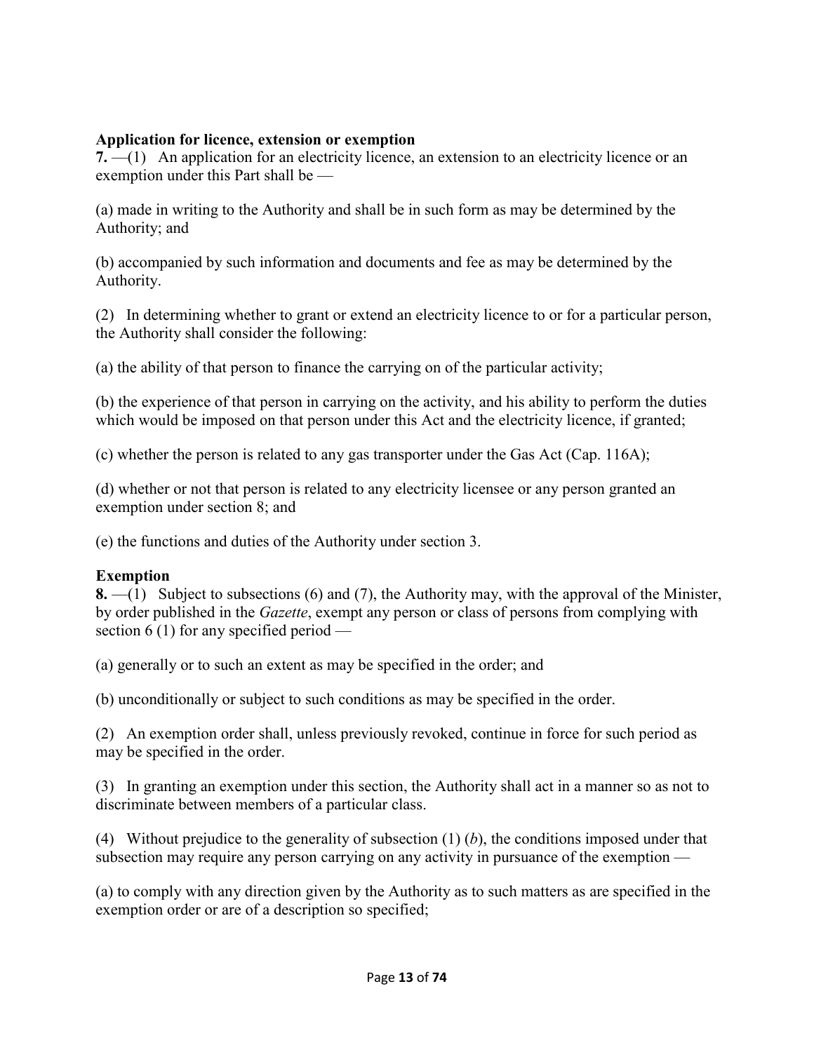**Application for licence, extension or exemption**

**7.** —(1) An application for an electricity licence, an extension to an electricity licence or an exemption under this Part shall be —

(a) made in writing to the Authority and shall be in such form as may be determined by the Authority; and

(b) accompanied by such information and documents and fee as may be determined by the Authority.

(2) In determining whether to grant or extend an electricity licence to or for a particular person, the Authority shall consider the following:

(a) the ability of that person to finance the carrying on of the particular activity;

(b) the experience of that person in carrying on the activity, and his ability to perform the duties which would be imposed on that person under this Act and the electricity licence, if granted;

(c) whether the person is related to any gas transporter under the Gas Act (Cap. 116A);

(d) whether or not that person is related to any electricity licensee or any person granted an exemption under section 8; and

(e) the functions and duties of the Authority under section 3.

**Exemption**

**8.** —(1) Subject to subsections (6) and (7), the Authority may, with the approval of the Minister, by order published in the *Gazette*, exempt any person or class of persons from complying with section 6 (1) for any specified period —

(a) generally or to such an extent as may be specified in the order; and

(b) unconditionally or subject to such conditions as may be specified in the order.

(2) An exemption order shall, unless previously revoked, continue in force for such period as may be specified in the order.

(3) In granting an exemption under this section, the Authority shall act in a manner so as not to discriminate between members of a particular class.

(4) Without prejudice to the generality of subsection (1) (*b*), the conditions imposed under that subsection may require any person carrying on any activity in pursuance of the exemption —

(a) to comply with any direction given by the Authority as to such matters as are specified in the exemption order or are of a description so specified;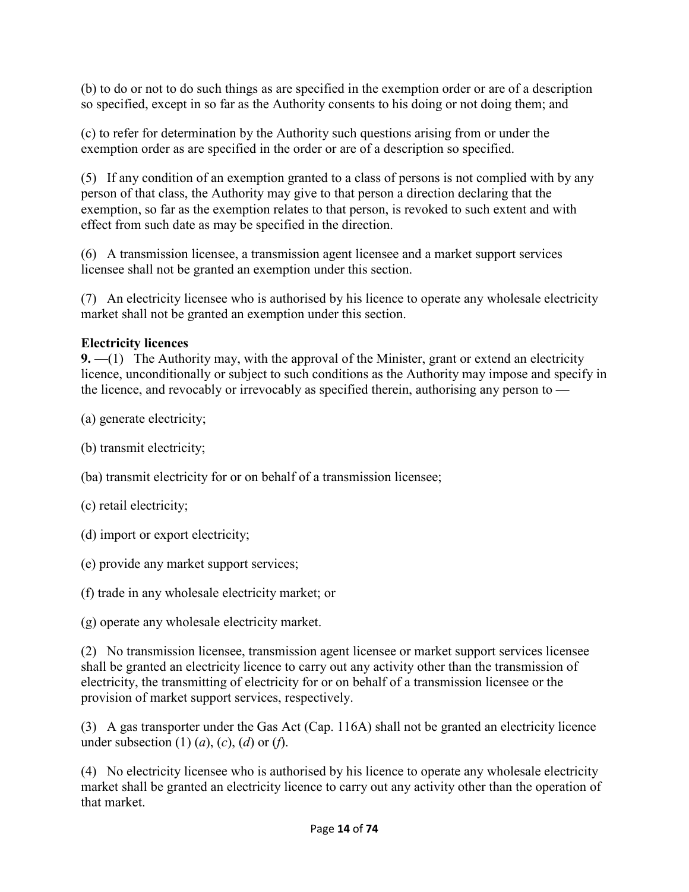(b) to do or not to do such things as are specified in the exemption order or are of a description so specified, except in so far as the Authority consents to his doing or not doing them; and

(c) to refer for determination by the Authority such questions arising from or under the exemption order as are specified in the order or are of a description so specified.

(5) If any condition of an exemption granted to a class of persons is not complied with by any person of that class, the Authority may give to that person a direction declaring that the exemption, so far as the exemption relates to that person, is revoked to such extent and with effect from such date as may be specified in the direction.

(6) A transmission licensee, a transmission agent licensee and a market support services licensee shall not be granted an exemption under this section.

(7) An electricity licensee who is authorised by his licence to operate any wholesale electricity market shall not be granted an exemption under this section.

**Electricity licences**

**9.** —(1) The Authority may, with the approval of the Minister, grant or extend an electricity licence, unconditionally or subject to such conditions as the Authority may impose and specify in the licence, and revocably or irrevocably as specified therein, authorising any person to —

(a) generate electricity;

(b) transmit electricity;

(ba) transmit electricity for or on behalf of a transmission licensee;

(c) retail electricity;

(d) import or export electricity;

(e) provide any market support services;

(f) trade in any wholesale electricity market; or

(g) operate any wholesale electricity market.

(2) No transmission licensee, transmission agent licensee or market support services licensee shall be granted an electricity licence to carry out any activity other than the transmission of electricity, the transmitting of electricity for or on behalf of a transmission licensee or the provision of market support services, respectively.

(3) A gas transporter under the Gas Act (Cap. 116A) shall not be granted an electricity licence under subsection (1) (*a*), (*c*), (*d*) or (*f*).

(4) No electricity licensee who is authorised by his licence to operate any wholesale electricity market shall be granted an electricity licence to carry out any activity other than the operation of that market.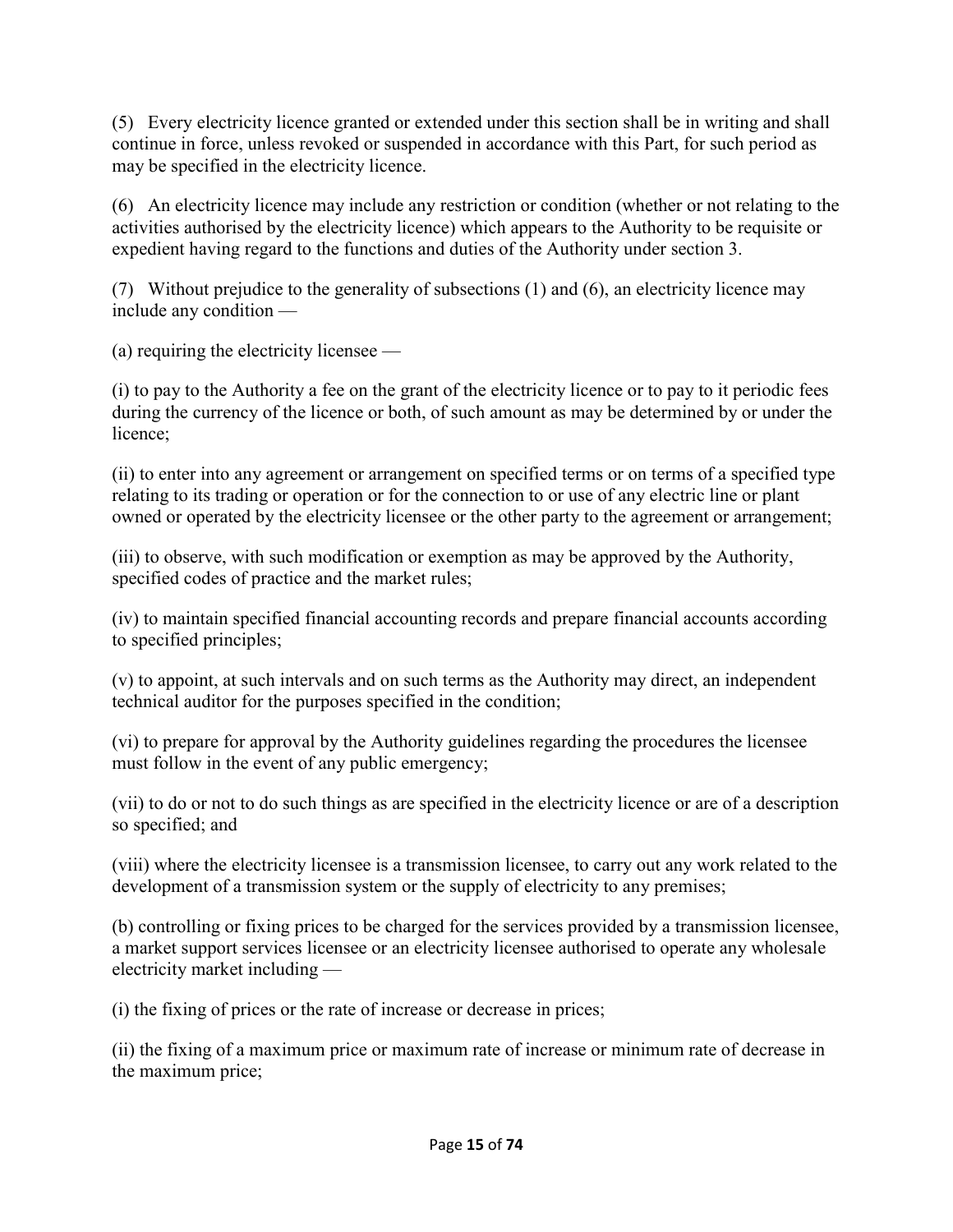(5) Every electricity licence granted or extended under this section shall be in writing and shall continue in force, unless revoked or suspended in accordance with this Part, for such period as may be specified in the electricity licence.

(6) An electricity licence may include any restriction or condition (whether or not relating to the activities authorised by the electricity licence) which appears to the Authority to be requisite or expedient having regard to the functions and duties of the Authority under section 3.

(7) Without prejudice to the generality of subsections (1) and (6), an electricity licence may include any condition —

(a) requiring the electricity licensee —

(i) to pay to the Authority a fee on the grant of the electricity licence or to pay to it periodic fees during the currency of the licence or both, of such amount as may be determined by or under the licence;

(ii) to enter into any agreement or arrangement on specified terms or on terms of a specified type relating to its trading or operation or for the connection to or use of any electric line or plant owned or operated by the electricity licensee or the other party to the agreement or arrangement;

(iii) to observe, with such modification or exemption as may be approved by the Authority, specified codes of practice and the market rules;

(iv) to maintain specified financial accounting records and prepare financial accounts according to specified principles;

(v) to appoint, at such intervals and on such terms as the Authority may direct, an independent technical auditor for the purposes specified in the condition;

(vi) to prepare for approval by the Authority guidelines regarding the procedures the licensee must follow in the event of any public emergency;

(vii) to do or not to do such things as are specified in the electricity licence or are of a description so specified; and

(viii) where the electricity licensee is a transmission licensee, to carry out any work related to the development of a transmission system or the supply of electricity to any premises;

(b) controlling or fixing prices to be charged for the services provided by a transmission licensee, a market support services licensee or an electricity licensee authorised to operate any wholesale electricity market including —

(i) the fixing of prices or the rate of increase or decrease in prices;

(ii) the fixing of a maximum price or maximum rate of increase or minimum rate of decrease in the maximum price;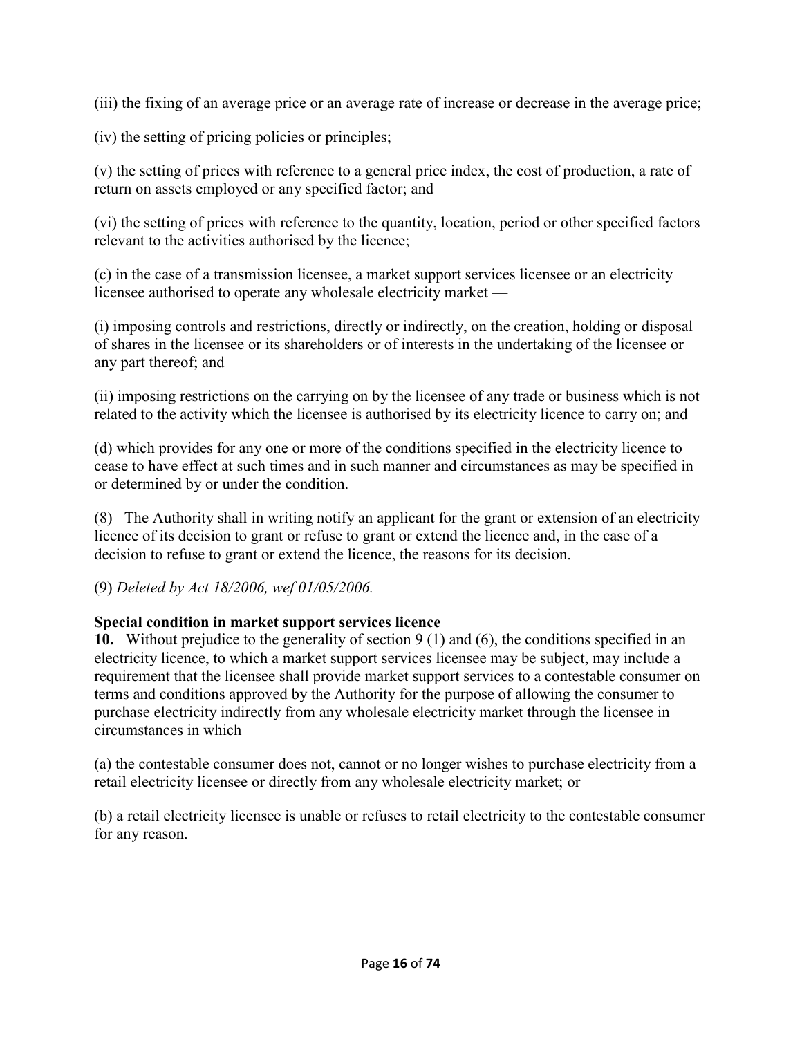(iii) the fixing of an average price or an average rate of increase or decrease in the average price;

(iv) the setting of pricing policies or principles;

(v) the setting of prices with reference to a general price index, the cost of production, a rate of return on assets employed or any specified factor; and

(vi) the setting of prices with reference to the quantity, location, period or other specified factors relevant to the activities authorised by the licence;

(c) in the case of a transmission licensee, a market support services licensee or an electricity licensee authorised to operate any wholesale electricity market —

(i) imposing controls and restrictions, directly or indirectly, on the creation, holding or disposal of shares in the licensee or its shareholders or of interests in the undertaking of the licensee or any part thereof; and

(ii) imposing restrictions on the carrying on by the licensee of any trade or business which is not related to the activity which the licensee is authorised by its electricity licence to carry on; and

(d) which provides for any one or more of the conditions specified in the electricity licence to cease to have effect at such times and in such manner and circumstances as may be specified in or determined by or under the condition.

(8) The Authority shall in writing notify an applicant for the grant or extension of an electricity licence of its decision to grant or refuse to grant or extend the licence and, in the case of a decision to refuse to grant or extend the licence, the reasons for its decision.

(9) *Deleted by Act 18/2006, wef 01/05/2006.*

**Special condition in market support services licence**

**10.** Without prejudice to the generality of section 9 (1) and (6), the conditions specified in an electricity licence, to which a market support services licensee may be subject, may include a requirement that the licensee shall provide market support services to a contestable consumer on terms and conditions approved by the Authority for the purpose of allowing the consumer to purchase electricity indirectly from any wholesale electricity market through the licensee in circumstances in which —

(a) the contestable consumer does not, cannot or no longer wishes to purchase electricity from a retail electricity licensee or directly from any wholesale electricity market; or

(b) a retail electricity licensee is unable or refuses to retail electricity to the contestable consumer for any reason.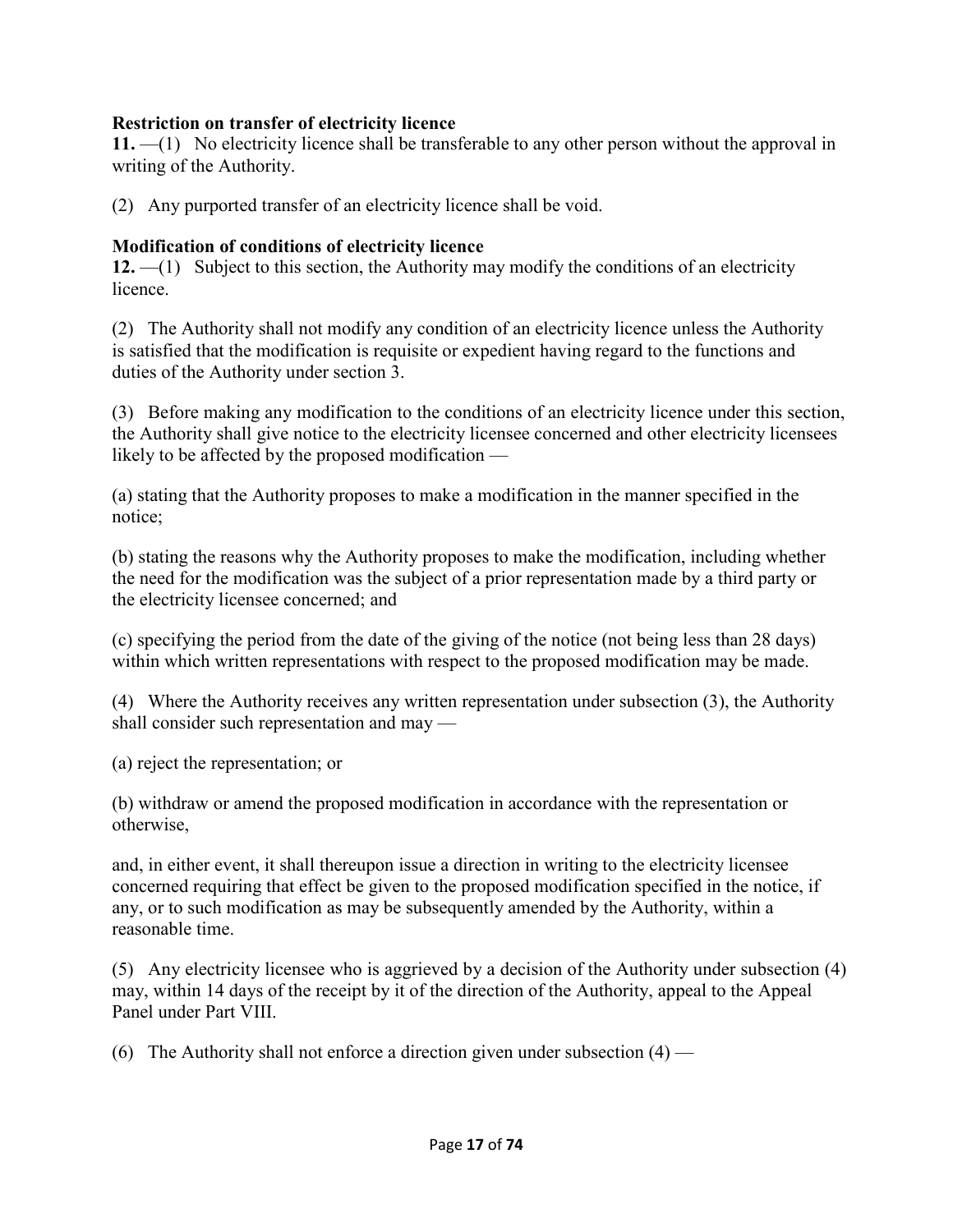**Restriction on transfer of electricity licence**

**11.** —(1) No electricity licence shall be transferable to any other person without the approval in writing of the Authority.

(2) Any purported transfer of an electricity licence shall be void.

**Modification of conditions of electricity licence**

**12.** —(1) Subject to this section, the Authority may modify the conditions of an electricity licence.

(2) The Authority shall not modify any condition of an electricity licence unless the Authority is satisfied that the modification is requisite or expedient having regard to the functions and duties of the Authority under section 3.

(3) Before making any modification to the conditions of an electricity licence under this section, the Authority shall give notice to the electricity licensee concerned and other electricity licensees likely to be affected by the proposed modification —

(a) stating that the Authority proposes to make a modification in the manner specified in the notice;

(b) stating the reasons why the Authority proposes to make the modification, including whether the need for the modification was the subject of a prior representation made by a third party or the electricity licensee concerned; and

(c) specifying the period from the date of the giving of the notice (not being less than 28 days) within which written representations with respect to the proposed modification may be made.

(4) Where the Authority receives any written representation under subsection (3), the Authority shall consider such representation and may —

(a) reject the representation; or

(b) withdraw or amend the proposed modification in accordance with the representation or otherwise,

and, in either event, it shall thereupon issue a direction in writing to the electricity licensee concerned requiring that effect be given to the proposed modification specified in the notice, if any, or to such modification as may be subsequently amended by the Authority, within a reasonable time.

(5) Any electricity licensee who is aggrieved by a decision of the Authority under subsection (4) may, within 14 days of the receipt by it of the direction of the Authority, appeal to the Appeal Panel under Part VIII.

(6) The Authority shall not enforce a direction given under subsection (4) —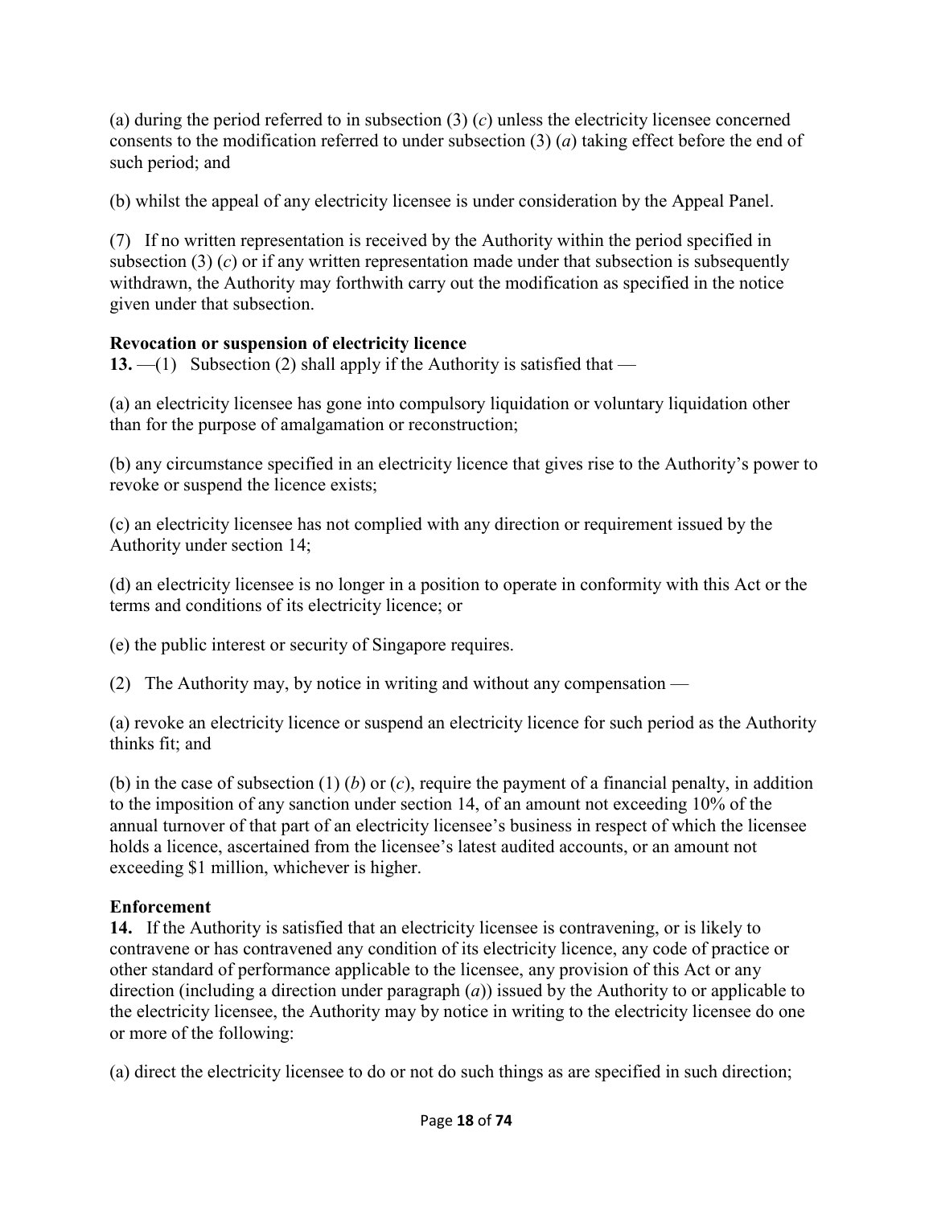(a) during the period referred to in subsection (3) (*c*) unless the electricity licensee concerned consents to the modification referred to under subsection (3) (*a*) taking effect before the end of such period; and

(b) whilst the appeal of any electricity licensee is under consideration by the Appeal Panel.

(7) If no written representation is received by the Authority within the period specified in subsection (3) (*c*) or if any written representation made under that subsection is subsequently withdrawn, the Authority may forthwith carry out the modification as specified in the notice given under that subsection.

**Revocation or suspension of electricity licence**
**13.** —(1) Subsection (2) shall apply if the Authority is satisfied that —

(a) an electricity licensee has gone into compulsory liquidation or voluntary liquidation other than for the purpose of amalgamation or reconstruction;

(b) any circumstance specified in an electricity licence that gives rise to the Authority's power to revoke or suspend the licence exists;

(c) an electricity licensee has not complied with any direction or requirement issued by the Authority under section 14;

(d) an electricity licensee is no longer in a position to operate in conformity with this Act or the terms and conditions of its electricity licence; or

(e) the public interest or security of Singapore requires.

(2) The Authority may, by notice in writing and without any compensation —

(a) revoke an electricity licence or suspend an electricity licence for such period as the Authority thinks fit; and

(b) in the case of subsection (1) (*b*) or (*c*), require the payment of a financial penalty, in addition to the imposition of any sanction under section 14, of an amount not exceeding 10% of the annual turnover of that part of an electricity licensee's business in respect of which the licensee holds a licence, ascertained from the licensee's latest audited accounts, or an amount not exceeding $1 million, whichever is higher.

**Enforcement**
**14.** If the Authority is satisfied that an electricity licensee is contravening, or is likely to contravene or has contravened any condition of its electricity licence, any code of practice or other standard of performance applicable to the licensee, any provision of this Act or any direction (including a direction under paragraph (*a*)) issued by the Authority to or applicable to the electricity licensee, the Authority may by notice in writing to the electricity licensee do one or more of the following:

(a) direct the electricity licensee to do or not do such things as are specified in such direction;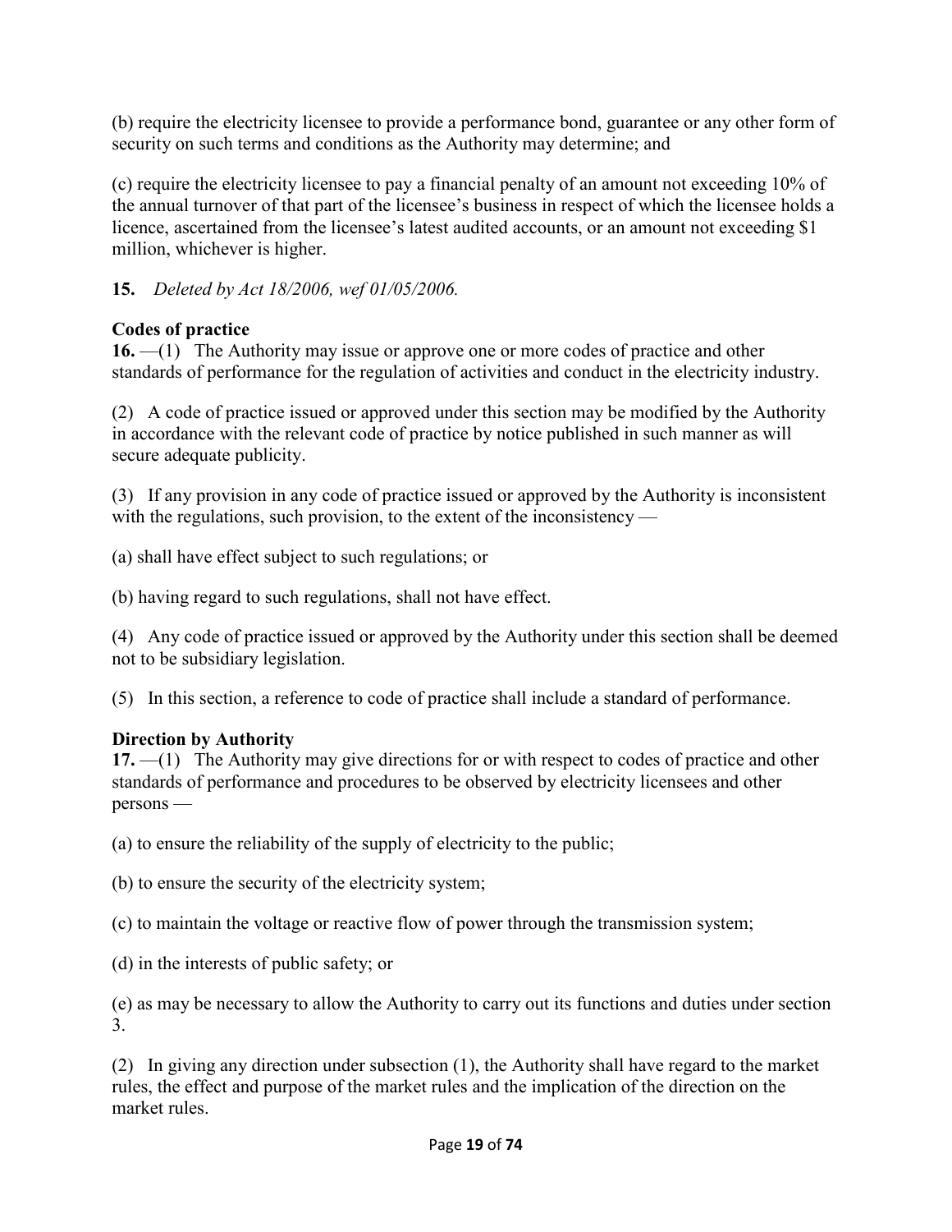(b) require the electricity licensee to provide a performance bond, guarantee or any other form of security on such terms and conditions as the Authority may determine; and

(c) require the electricity licensee to pay a financial penalty of an amount not exceeding 10% of the annual turnover of that part of the licensee's business in respect of which the licensee holds a licence, ascertained from the licensee's latest audited accounts, or an amount not exceeding $1 million, whichever is higher.

**15.** *Deleted by Act 18/2006, wef 01/05/2006.*

**Codes of practice**

**16.** —(1) The Authority may issue or approve one or more codes of practice and other standards of performance for the regulation of activities and conduct in the electricity industry.

(2) A code of practice issued or approved under this section may be modified by the Authority in accordance with the relevant code of practice by notice published in such manner as will secure adequate publicity.

(3) If any provision in any code of practice issued or approved by the Authority is inconsistent with the regulations, such provision, to the extent of the inconsistency —

(a) shall have effect subject to such regulations; or

(b) having regard to such regulations, shall not have effect.

(4) Any code of practice issued or approved by the Authority under this section shall be deemed not to be subsidiary legislation.

(5) In this section, a reference to code of practice shall include a standard of performance.

**Direction by Authority**

**17.** —(1) The Authority may give directions for or with respect to codes of practice and other standards of performance and procedures to be observed by electricity licensees and other persons —

(a) to ensure the reliability of the supply of electricity to the public;

(b) to ensure the security of the electricity system;

(c) to maintain the voltage or reactive flow of power through the transmission system;

(d) in the interests of public safety; or

(e) as may be necessary to allow the Authority to carry out its functions and duties under section 3.

(2) In giving any direction under subsection (1), the Authority shall have regard to the market rules, the effect and purpose of the market rules and the implication of the direction on the market rules.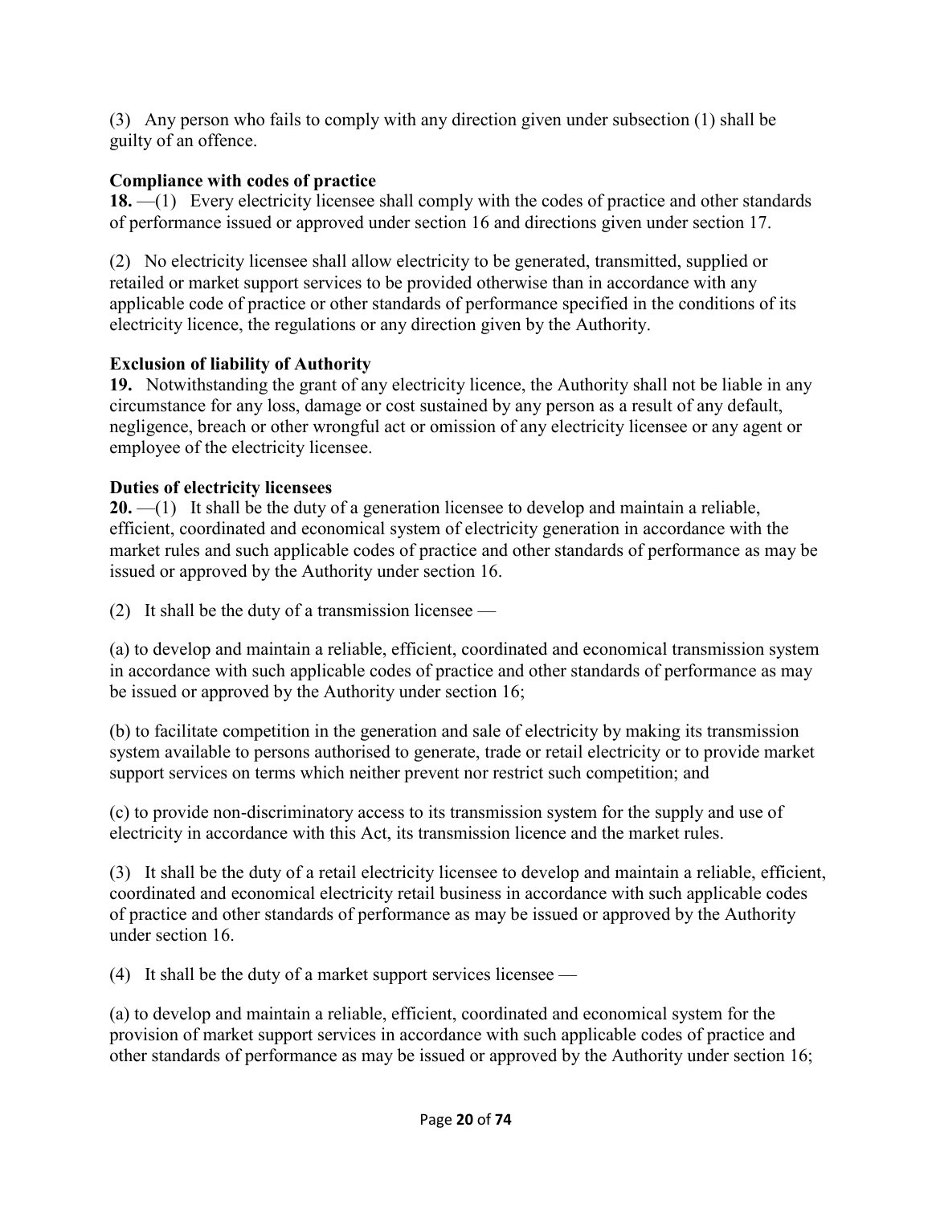(3) Any person who fails to comply with any direction given under subsection (1) shall be guilty of an offence.

**Compliance with codes of practice**

**18.** —(1) Every electricity licensee shall comply with the codes of practice and other standards of performance issued or approved under section 16 and directions given under section 17.

(2) No electricity licensee shall allow electricity to be generated, transmitted, supplied or retailed or market support services to be provided otherwise than in accordance with any applicable code of practice or other standards of performance specified in the conditions of its electricity licence, the regulations or any direction given by the Authority.

**Exclusion of liability of Authority**

**19.** Notwithstanding the grant of any electricity licence, the Authority shall not be liable in any circumstance for any loss, damage or cost sustained by any person as a result of any default, negligence, breach or other wrongful act or omission of any electricity licensee or any agent or employee of the electricity licensee.

**Duties of electricity licensees**

**20.** —(1) It shall be the duty of a generation licensee to develop and maintain a reliable, efficient, coordinated and economical system of electricity generation in accordance with the market rules and such applicable codes of practice and other standards of performance as may be issued or approved by the Authority under section 16.

(2) It shall be the duty of a transmission licensee —

(a) to develop and maintain a reliable, efficient, coordinated and economical transmission system in accordance with such applicable codes of practice and other standards of performance as may be issued or approved by the Authority under section 16;

(b) to facilitate competition in the generation and sale of electricity by making its transmission system available to persons authorised to generate, trade or retail electricity or to provide market support services on terms which neither prevent nor restrict such competition; and

(c) to provide non-discriminatory access to its transmission system for the supply and use of electricity in accordance with this Act, its transmission licence and the market rules.

(3) It shall be the duty of a retail electricity licensee to develop and maintain a reliable, efficient, coordinated and economical electricity retail business in accordance with such applicable codes of practice and other standards of performance as may be issued or approved by the Authority under section 16.

(4) It shall be the duty of a market support services licensee —

(a) to develop and maintain a reliable, efficient, coordinated and economical system for the provision of market support services in accordance with such applicable codes of practice and other standards of performance as may be issued or approved by the Authority under section 16;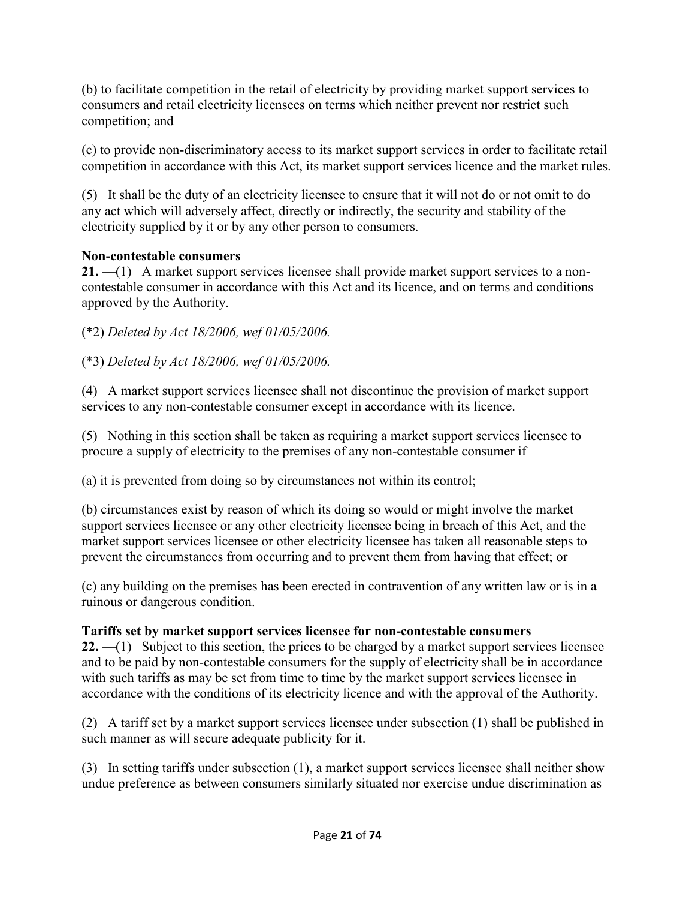(b) to facilitate competition in the retail of electricity by providing market support services to consumers and retail electricity licensees on terms which neither prevent nor restrict such competition; and

(c) to provide non-discriminatory access to its market support services in order to facilitate retail competition in accordance with this Act, its market support services licence and the market rules.

(5) It shall be the duty of an electricity licensee to ensure that it will not do or not omit to do any act which will adversely affect, directly or indirectly, the security and stability of the electricity supplied by it or by any other person to consumers.

**Non-contestable consumers**

**21.** —(1) A market support services licensee shall provide market support services to a non-contestable consumer in accordance with this Act and its licence, and on terms and conditions approved by the Authority.

(*2) *Deleted by Act 18/2006, wef 01/05/2006.*

(*3) *Deleted by Act 18/2006, wef 01/05/2006.*

(4) A market support services licensee shall not discontinue the provision of market support services to any non-contestable consumer except in accordance with its licence.

(5) Nothing in this section shall be taken as requiring a market support services licensee to procure a supply of electricity to the premises of any non-contestable consumer if —

(a) it is prevented from doing so by circumstances not within its control;

(b) circumstances exist by reason of which its doing so would or might involve the market support services licensee or any other electricity licensee being in breach of this Act, and the market support services licensee or other electricity licensee has taken all reasonable steps to prevent the circumstances from occurring and to prevent them from having that effect; or

(c) any building on the premises has been erected in contravention of any written law or is in a ruinous or dangerous condition.

**Tariffs set by market support services licensee for non-contestable consumers**

**22.** —(1) Subject to this section, the prices to be charged by a market support services licensee and to be paid by non-contestable consumers for the supply of electricity shall be in accordance with such tariffs as may be set from time to time by the market support services licensee in accordance with the conditions of its electricity licence and with the approval of the Authority.

(2) A tariff set by a market support services licensee under subsection (1) shall be published in such manner as will secure adequate publicity for it.

(3) In setting tariffs under subsection (1), a market support services licensee shall neither show undue preference as between consumers similarly situated nor exercise undue discrimination as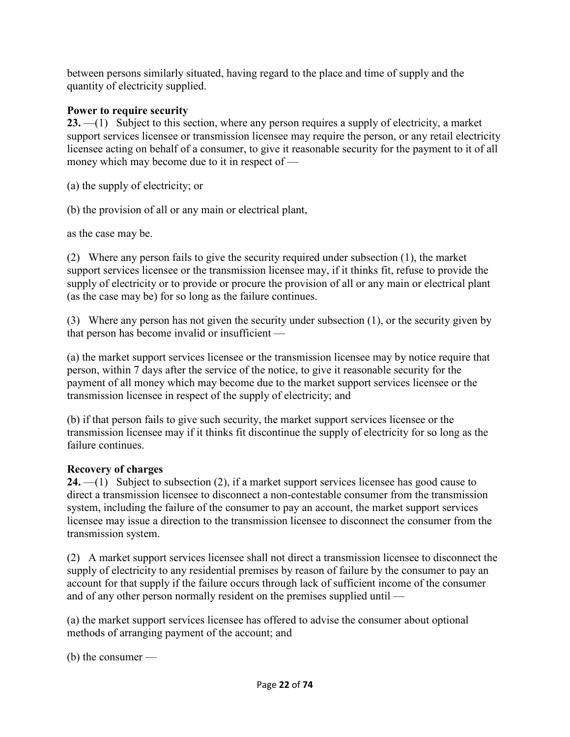between persons similarly situated, having regard to the place and time of supply and the quantity of electricity supplied.

**Power to require security**

**23.** —(1) Subject to this section, where any person requires a supply of electricity, a market support services licensee or transmission licensee may require the person, or any retail electricity licensee acting on behalf of a consumer, to give it reasonable security for the payment to it of all money which may become due to it in respect of —

(a) the supply of electricity; or

(b) the provision of all or any main or electrical plant,

as the case may be.

(2) Where any person fails to give the security required under subsection (1), the market support services licensee or the transmission licensee may, if it thinks fit, refuse to provide the supply of electricity or to provide or procure the provision of all or any main or electrical plant (as the case may be) for so long as the failure continues.

(3) Where any person has not given the security under subsection (1), or the security given by that person has become invalid or insufficient —

(a) the market support services licensee or the transmission licensee may by notice require that person, within 7 days after the service of the notice, to give it reasonable security for the payment of all money which may become due to the market support services licensee or the transmission licensee in respect of the supply of electricity; and

(b) if that person fails to give such security, the market support services licensee or the transmission licensee may if it thinks fit discontinue the supply of electricity for so long as the failure continues.

**Recovery of charges**

**24.** —(1) Subject to subsection (2), if a market support services licensee has good cause to direct a transmission licensee to disconnect a non-contestable consumer from the transmission system, including the failure of the consumer to pay an account, the market support services licensee may issue a direction to the transmission licensee to disconnect the consumer from the transmission system.

(2) A market support services licensee shall not direct a transmission licensee to disconnect the supply of electricity to any residential premises by reason of failure by the consumer to pay an account for that supply if the failure occurs through lack of sufficient income of the consumer and of any other person normally resident on the premises supplied until —

(a) the market support services licensee has offered to advise the consumer about optional methods of arranging payment of the account; and

(b) the consumer —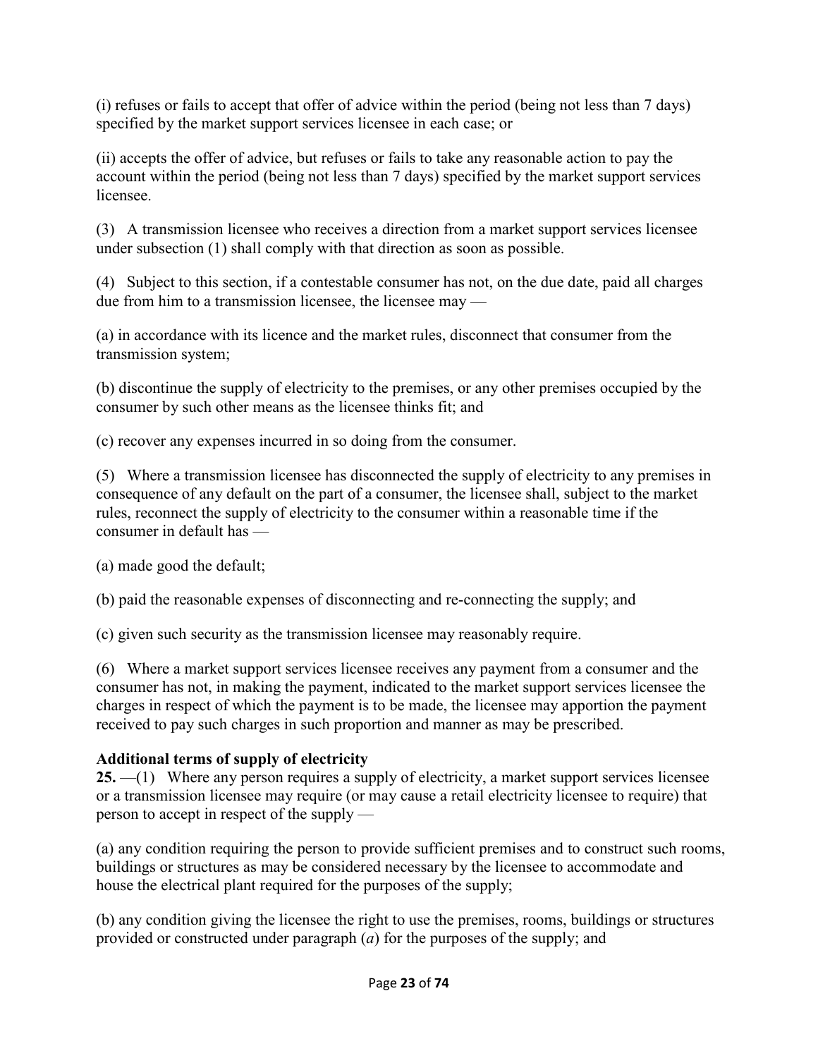(i) refuses or fails to accept that offer of advice within the period (being not less than 7 days) specified by the market support services licensee in each case; or

(ii) accepts the offer of advice, but refuses or fails to take any reasonable action to pay the account within the period (being not less than 7 days) specified by the market support services licensee.

(3) A transmission licensee who receives a direction from a market support services licensee under subsection (1) shall comply with that direction as soon as possible.

(4) Subject to this section, if a contestable consumer has not, on the due date, paid all charges due from him to a transmission licensee, the licensee may —

(a) in accordance with its licence and the market rules, disconnect that consumer from the transmission system;

(b) discontinue the supply of electricity to the premises, or any other premises occupied by the consumer by such other means as the licensee thinks fit; and

(c) recover any expenses incurred in so doing from the consumer.

(5) Where a transmission licensee has disconnected the supply of electricity to any premises in consequence of any default on the part of a consumer, the licensee shall, subject to the market rules, reconnect the supply of electricity to the consumer within a reasonable time if the consumer in default has —

(a) made good the default;

(b) paid the reasonable expenses of disconnecting and re-connecting the supply; and

(c) given such security as the transmission licensee may reasonably require.

(6) Where a market support services licensee receives any payment from a consumer and the consumer has not, in making the payment, indicated to the market support services licensee the charges in respect of which the payment is to be made, the licensee may apportion the payment received to pay such charges in such proportion and manner as may be prescribed.

**Additional terms of supply of electricity**

**25.** —(1) Where any person requires a supply of electricity, a market support services licensee or a transmission licensee may require (or may cause a retail electricity licensee to require) that person to accept in respect of the supply —

(a) any condition requiring the person to provide sufficient premises and to construct such rooms, buildings or structures as may be considered necessary by the licensee to accommodate and house the electrical plant required for the purposes of the supply;

(b) any condition giving the licensee the right to use the premises, rooms, buildings or structures provided or constructed under paragraph (*a*) for the purposes of the supply; and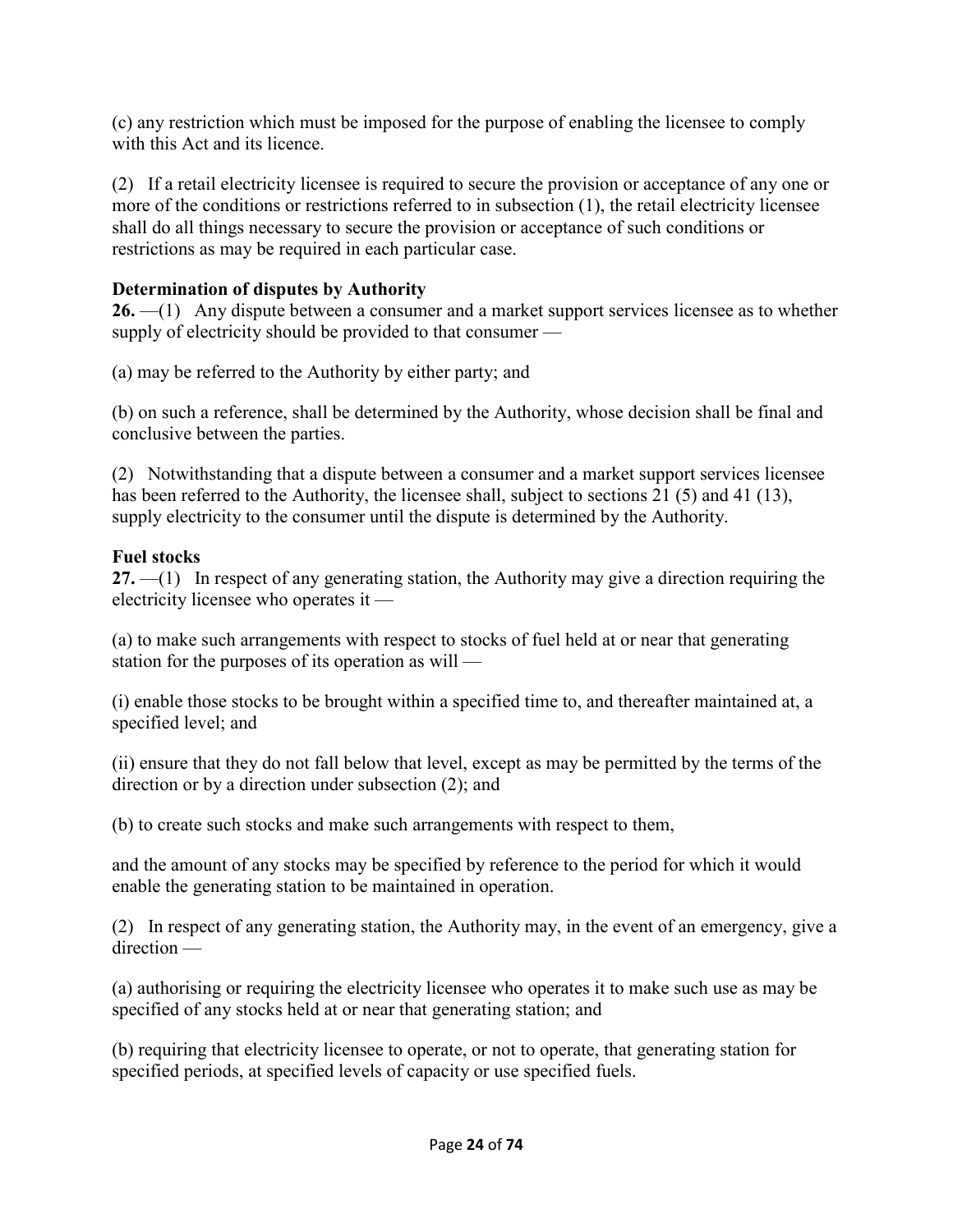(c) any restriction which must be imposed for the purpose of enabling the licensee to comply with this Act and its licence.

(2) If a retail electricity licensee is required to secure the provision or acceptance of any one or more of the conditions or restrictions referred to in subsection (1), the retail electricity licensee shall do all things necessary to secure the provision or acceptance of such conditions or restrictions as may be required in each particular case.

**Determination of disputes by Authority**

**26.** —(1) Any dispute between a consumer and a market support services licensee as to whether supply of electricity should be provided to that consumer —

(a) may be referred to the Authority by either party; and

(b) on such a reference, shall be determined by the Authority, whose decision shall be final and conclusive between the parties.

(2) Notwithstanding that a dispute between a consumer and a market support services licensee has been referred to the Authority, the licensee shall, subject to sections 21 (5) and 41 (13), supply electricity to the consumer until the dispute is determined by the Authority.

**Fuel stocks**

**27.** —(1) In respect of any generating station, the Authority may give a direction requiring the electricity licensee who operates it —

(a) to make such arrangements with respect to stocks of fuel held at or near that generating station for the purposes of its operation as will —

(i) enable those stocks to be brought within a specified time to, and thereafter maintained at, a specified level; and

(ii) ensure that they do not fall below that level, except as may be permitted by the terms of the direction or by a direction under subsection (2); and

(b) to create such stocks and make such arrangements with respect to them,

and the amount of any stocks may be specified by reference to the period for which it would enable the generating station to be maintained in operation.

(2) In respect of any generating station, the Authority may, in the event of an emergency, give a direction —

(a) authorising or requiring the electricity licensee who operates it to make such use as may be specified of any stocks held at or near that generating station; and

(b) requiring that electricity licensee to operate, or not to operate, that generating station for specified periods, at specified levels of capacity or use specified fuels.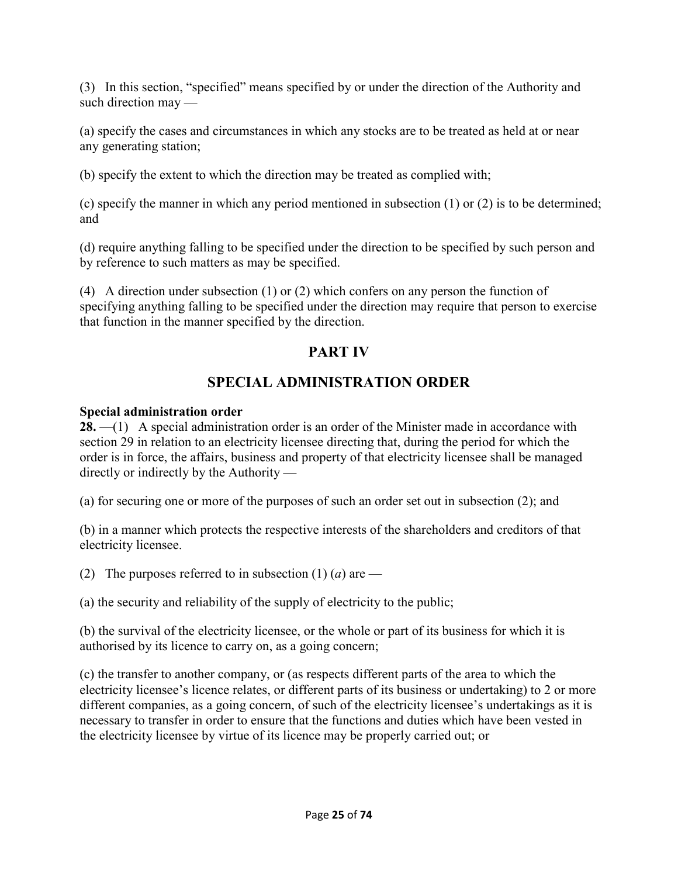(3) In this section, "specified" means specified by or under the direction of the Authority and such direction may —

(a) specify the cases and circumstances in which any stocks are to be treated as held at or near any generating station;

(b) specify the extent to which the direction may be treated as complied with;

(c) specify the manner in which any period mentioned in subsection (1) or (2) is to be determined; and

(d) require anything falling to be specified under the direction to be specified by such person and by reference to such matters as may be specified.

(4) A direction under subsection (1) or (2) which confers on any person the function of specifying anything falling to be specified under the direction may require that person to exercise that function in the manner specified by the direction.

## PART IV

## SPECIAL ADMINISTRATION ORDER

**Special administration order**

**28.** —(1) A special administration order is an order of the Minister made in accordance with section 29 in relation to an electricity licensee directing that, during the period for which the order is in force, the affairs, business and property of that electricity licensee shall be managed directly or indirectly by the Authority —

(a) for securing one or more of the purposes of such an order set out in subsection (2); and

(b) in a manner which protects the respective interests of the shareholders and creditors of that electricity licensee.

(2) The purposes referred to in subsection (1) (*a*) are —

(a) the security and reliability of the supply of electricity to the public;

(b) the survival of the electricity licensee, or the whole or part of its business for which it is authorised by its licence to carry on, as a going concern;

(c) the transfer to another company, or (as respects different parts of the area to which the electricity licensee's licence relates, or different parts of its business or undertaking) to 2 or more different companies, as a going concern, of such of the electricity licensee's undertakings as it is necessary to transfer in order to ensure that the functions and duties which have been vested in the electricity licensee by virtue of its licence may be properly carried out; or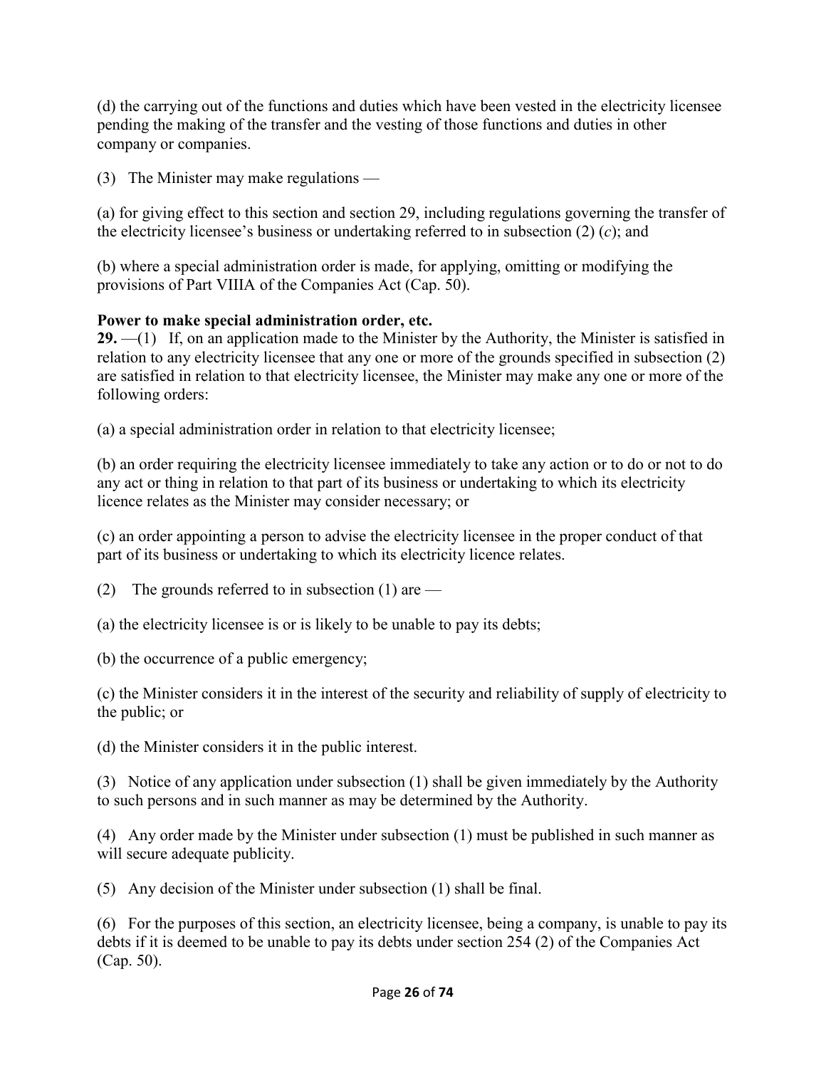(d) the carrying out of the functions and duties which have been vested in the electricity licensee pending the making of the transfer and the vesting of those functions and duties in other company or companies.

(3) The Minister may make regulations —

(a) for giving effect to this section and section 29, including regulations governing the transfer of the electricity licensee's business or undertaking referred to in subsection (2) (*c*); and

(b) where a special administration order is made, for applying, omitting or modifying the provisions of Part VIIIA of the Companies Act (Cap. 50).

**Power to make special administration order, etc.**

**29.** —(1) If, on an application made to the Minister by the Authority, the Minister is satisfied in relation to any electricity licensee that any one or more of the grounds specified in subsection (2) are satisfied in relation to that electricity licensee, the Minister may make any one or more of the following orders:

(a) a special administration order in relation to that electricity licensee;

(b) an order requiring the electricity licensee immediately to take any action or to do or not to do any act or thing in relation to that part of its business or undertaking to which its electricity licence relates as the Minister may consider necessary; or

(c) an order appointing a person to advise the electricity licensee in the proper conduct of that part of its business or undertaking to which its electricity licence relates.

(2) The grounds referred to in subsection (1) are —

(a) the electricity licensee is or is likely to be unable to pay its debts;

(b) the occurrence of a public emergency;

(c) the Minister considers it in the interest of the security and reliability of supply of electricity to the public; or

(d) the Minister considers it in the public interest.

(3) Notice of any application under subsection (1) shall be given immediately by the Authority to such persons and in such manner as may be determined by the Authority.

(4) Any order made by the Minister under subsection (1) must be published in such manner as will secure adequate publicity.

(5) Any decision of the Minister under subsection (1) shall be final.

(6) For the purposes of this section, an electricity licensee, being a company, is unable to pay its debts if it is deemed to be unable to pay its debts under section 254 (2) of the Companies Act (Cap. 50).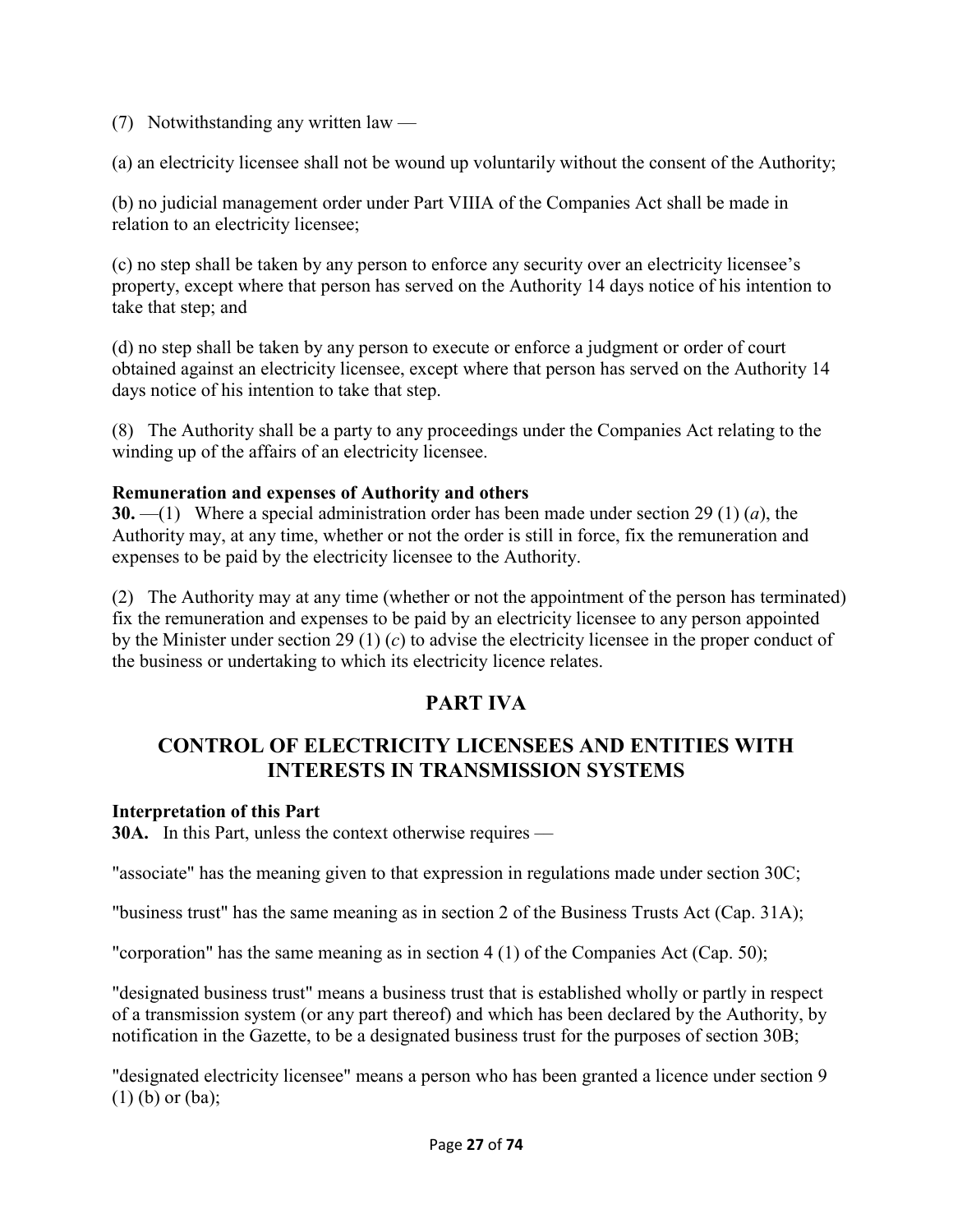(7) Notwithstanding any written law —

(a) an electricity licensee shall not be wound up voluntarily without the consent of the Authority;

(b) no judicial management order under Part VIIIA of the Companies Act shall be made in relation to an electricity licensee;

(c) no step shall be taken by any person to enforce any security over an electricity licensee's property, except where that person has served on the Authority 14 days notice of his intention to take that step; and

(d) no step shall be taken by any person to execute or enforce a judgment or order of court obtained against an electricity licensee, except where that person has served on the Authority 14 days notice of his intention to take that step.

(8) The Authority shall be a party to any proceedings under the Companies Act relating to the winding up of the affairs of an electricity licensee.

**Remuneration and expenses of Authority and others**

**30.** —(1) Where a special administration order has been made under section 29 (1) (*a*), the Authority may, at any time, whether or not the order is still in force, fix the remuneration and expenses to be paid by the electricity licensee to the Authority.

(2) The Authority may at any time (whether or not the appointment of the person has terminated) fix the remuneration and expenses to be paid by an electricity licensee to any person appointed by the Minister under section 29 (1) (*c*) to advise the electricity licensee in the proper conduct of the business or undertaking to which its electricity licence relates.

## PART IVA

## CONTROL OF ELECTRICITY LICENSEES AND ENTITIES WITH INTERESTS IN TRANSMISSION SYSTEMS

**Interpretation of this Part**

**30A.** In this Part, unless the context otherwise requires —

"associate" has the meaning given to that expression in regulations made under section 30C;

"business trust" has the same meaning as in section 2 of the Business Trusts Act (Cap. 31A);

"corporation" has the same meaning as in section 4 (1) of the Companies Act (Cap. 50);

"designated business trust" means a business trust that is established wholly or partly in respect of a transmission system (or any part thereof) and which has been declared by the Authority, by notification in the Gazette, to be a designated business trust for the purposes of section 30B;

"designated electricity licensee" means a person who has been granted a licence under section 9 (1) (b) or (ba);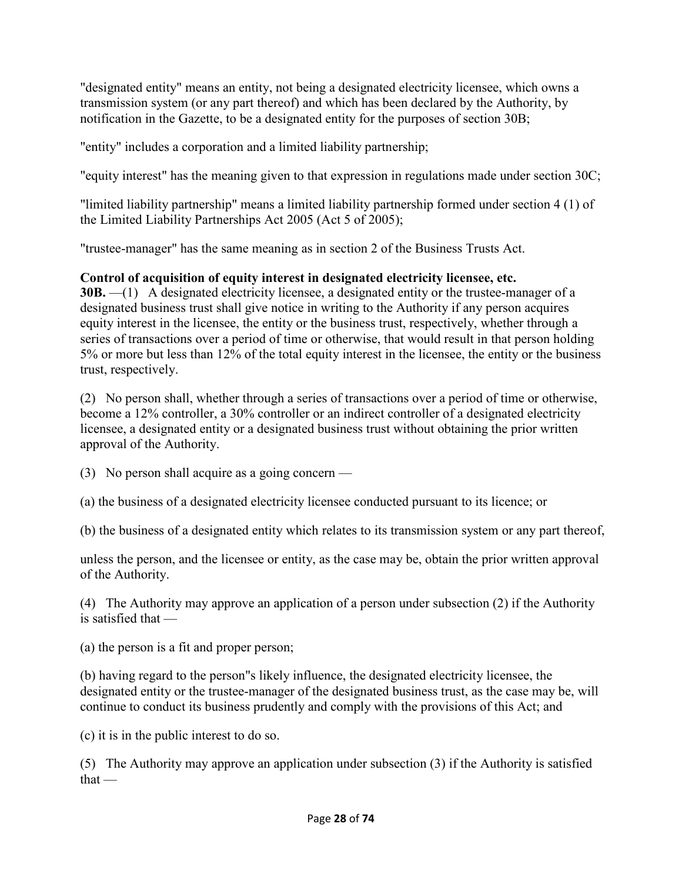"designated entity" means an entity, not being a designated electricity licensee, which owns a transmission system (or any part thereof) and which has been declared by the Authority, by notification in the Gazette, to be a designated entity for the purposes of section 30B;

"entity" includes a corporation and a limited liability partnership;

"equity interest" has the meaning given to that expression in regulations made under section 30C;

"limited liability partnership" means a limited liability partnership formed under section 4 (1) of the Limited Liability Partnerships Act 2005 (Act 5 of 2005);

"trustee-manager" has the same meaning as in section 2 of the Business Trusts Act.

**Control of acquisition of equity interest in designated electricity licensee, etc.**

**30B.** —(1) A designated electricity licensee, a designated entity or the trustee-manager of a designated business trust shall give notice in writing to the Authority if any person acquires equity interest in the licensee, the entity or the business trust, respectively, whether through a series of transactions over a period of time or otherwise, that would result in that person holding 5% or more but less than 12% of the total equity interest in the licensee, the entity or the business trust, respectively.

(2) No person shall, whether through a series of transactions over a period of time or otherwise, become a 12% controller, a 30% controller or an indirect controller of a designated electricity licensee, a designated entity or a designated business trust without obtaining the prior written approval of the Authority.

(3) No person shall acquire as a going concern —

(a) the business of a designated electricity licensee conducted pursuant to its licence; or

(b) the business of a designated entity which relates to its transmission system or any part thereof,

unless the person, and the licensee or entity, as the case may be, obtain the prior written approval of the Authority.

(4) The Authority may approve an application of a person under subsection (2) if the Authority is satisfied that —

(a) the person is a fit and proper person;

(b) having regard to the person"s likely influence, the designated electricity licensee, the designated entity or the trustee-manager of the designated business trust, as the case may be, will continue to conduct its business prudently and comply with the provisions of this Act; and

(c) it is in the public interest to do so.

(5) The Authority may approve an application under subsection (3) if the Authority is satisfied that —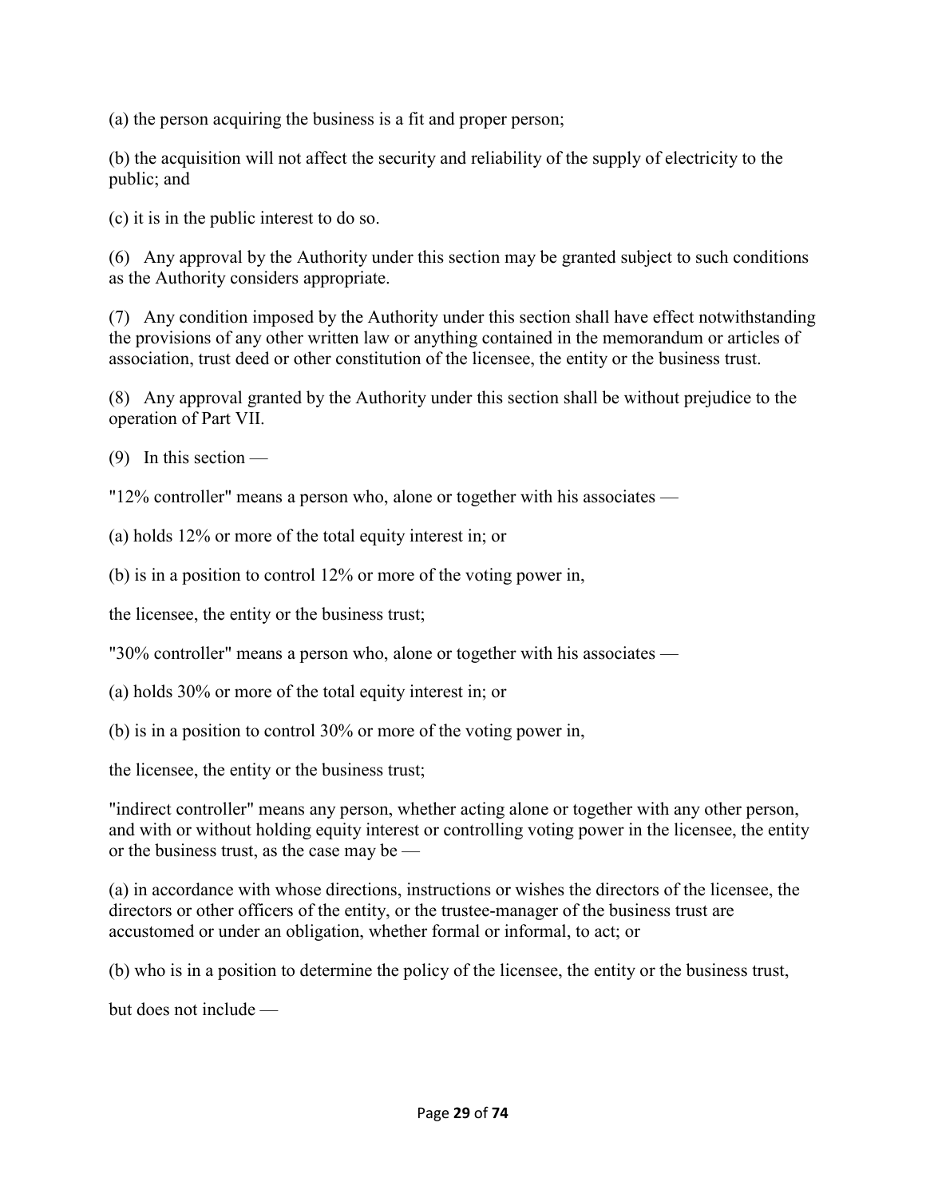(a) the person acquiring the business is a fit and proper person;

(b) the acquisition will not affect the security and reliability of the supply of electricity to the public; and

(c) it is in the public interest to do so.

(6) Any approval by the Authority under this section may be granted subject to such conditions as the Authority considers appropriate.

(7) Any condition imposed by the Authority under this section shall have effect notwithstanding the provisions of any other written law or anything contained in the memorandum or articles of association, trust deed or other constitution of the licensee, the entity or the business trust.

(8) Any approval granted by the Authority under this section shall be without prejudice to the operation of Part VII.

(9) In this section —

"12% controller" means a person who, alone or together with his associates —

(a) holds 12% or more of the total equity interest in; or

(b) is in a position to control 12% or more of the voting power in,

the licensee, the entity or the business trust;

"30% controller" means a person who, alone or together with his associates —

(a) holds 30% or more of the total equity interest in; or

(b) is in a position to control 30% or more of the voting power in,

the licensee, the entity or the business trust;

"indirect controller" means any person, whether acting alone or together with any other person, and with or without holding equity interest or controlling voting power in the licensee, the entity or the business trust, as the case may be —

(a) in accordance with whose directions, instructions or wishes the directors of the licensee, the directors or other officers of the entity, or the trustee-manager of the business trust are accustomed or under an obligation, whether formal or informal, to act; or

(b) who is in a position to determine the policy of the licensee, the entity or the business trust,

but does not include —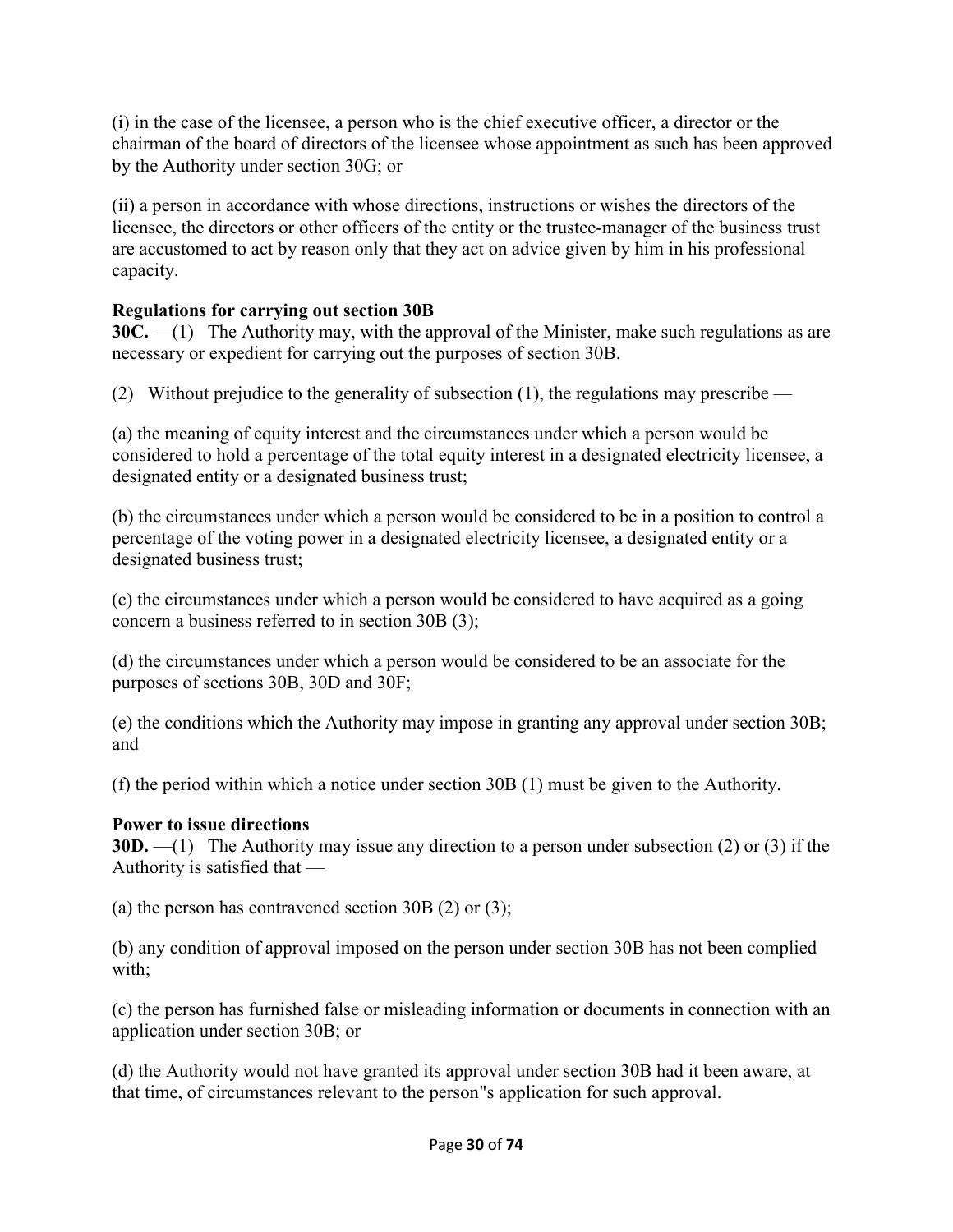(i) in the case of the licensee, a person who is the chief executive officer, a director or the chairman of the board of directors of the licensee whose appointment as such has been approved by the Authority under section 30G; or

(ii) a person in accordance with whose directions, instructions or wishes the directors of the licensee, the directors or other officers of the entity or the trustee-manager of the business trust are accustomed to act by reason only that they act on advice given by him in his professional capacity.

**Regulations for carrying out section 30B**

**30C.** —(1) The Authority may, with the approval of the Minister, make such regulations as are necessary or expedient for carrying out the purposes of section 30B.

(2) Without prejudice to the generality of subsection (1), the regulations may prescribe —

(a) the meaning of equity interest and the circumstances under which a person would be considered to hold a percentage of the total equity interest in a designated electricity licensee, a designated entity or a designated business trust;

(b) the circumstances under which a person would be considered to be in a position to control a percentage of the voting power in a designated electricity licensee, a designated entity or a designated business trust;

(c) the circumstances under which a person would be considered to have acquired as a going concern a business referred to in section 30B (3);

(d) the circumstances under which a person would be considered to be an associate for the purposes of sections 30B, 30D and 30F;

(e) the conditions which the Authority may impose in granting any approval under section 30B; and

(f) the period within which a notice under section 30B (1) must be given to the Authority.

**Power to issue directions**

**30D.** —(1) The Authority may issue any direction to a person under subsection (2) or (3) if the Authority is satisfied that —

(a) the person has contravened section 30B (2) or (3);

(b) any condition of approval imposed on the person under section 30B has not been complied with;

(c) the person has furnished false or misleading information or documents in connection with an application under section 30B; or

(d) the Authority would not have granted its approval under section 30B had it been aware, at that time, of circumstances relevant to the person"s application for such approval.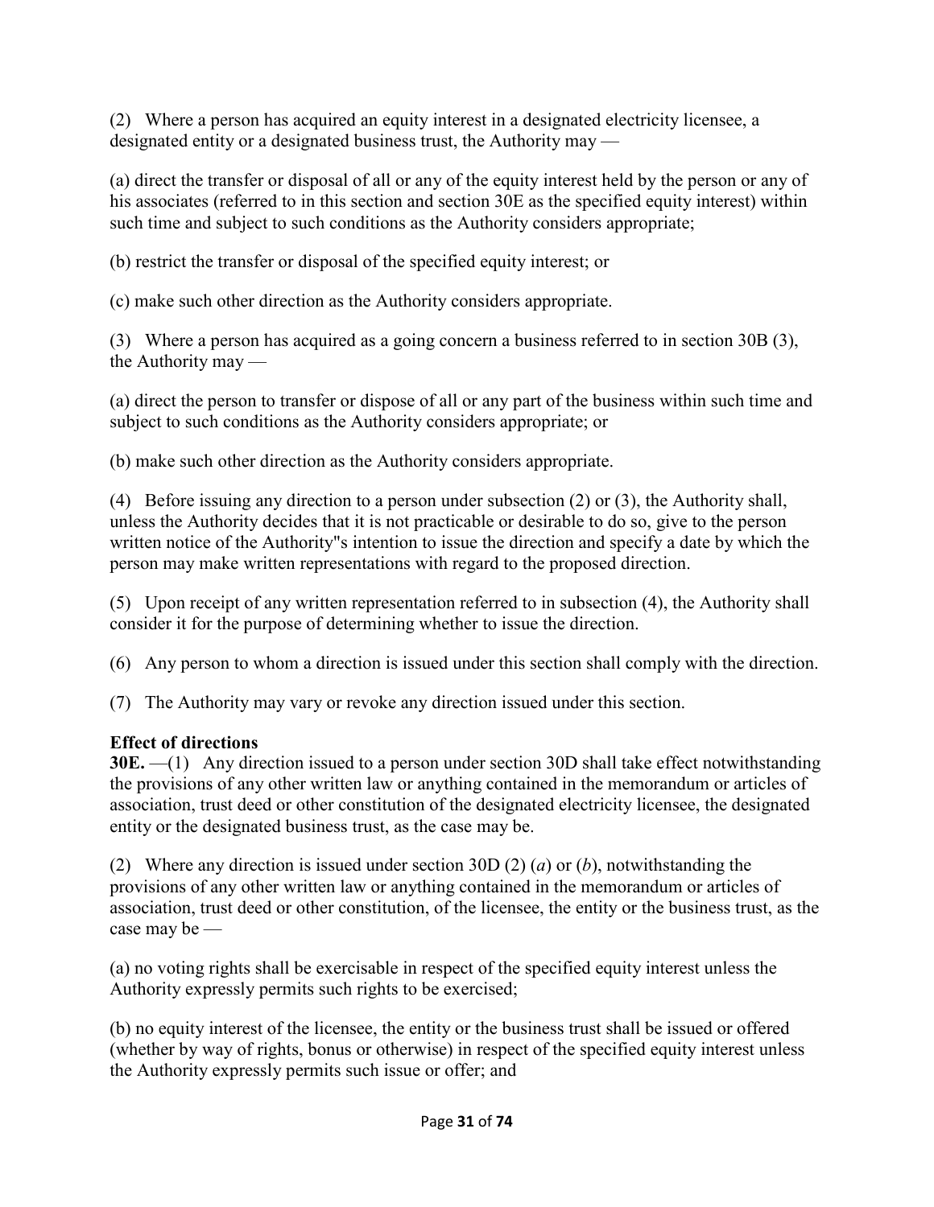(2) Where a person has acquired an equity interest in a designated electricity licensee, a designated entity or a designated business trust, the Authority may —

(a) direct the transfer or disposal of all or any of the equity interest held by the person or any of his associates (referred to in this section and section 30E as the specified equity interest) within such time and subject to such conditions as the Authority considers appropriate;

(b) restrict the transfer or disposal of the specified equity interest; or

(c) make such other direction as the Authority considers appropriate.

(3) Where a person has acquired as a going concern a business referred to in section 30B (3), the Authority may —

(a) direct the person to transfer or dispose of all or any part of the business within such time and subject to such conditions as the Authority considers appropriate; or

(b) make such other direction as the Authority considers appropriate.

(4) Before issuing any direction to a person under subsection (2) or (3), the Authority shall, unless the Authority decides that it is not practicable or desirable to do so, give to the person written notice of the Authority"s intention to issue the direction and specify a date by which the person may make written representations with regard to the proposed direction.

(5) Upon receipt of any written representation referred to in subsection (4), the Authority shall consider it for the purpose of determining whether to issue the direction.

(6) Any person to whom a direction is issued under this section shall comply with the direction.

(7) The Authority may vary or revoke any direction issued under this section.

**Effect of directions**
**30E.** —(1) Any direction issued to a person under section 30D shall take effect notwithstanding the provisions of any other written law or anything contained in the memorandum or articles of association, trust deed or other constitution of the designated electricity licensee, the designated entity or the designated business trust, as the case may be.

(2) Where any direction is issued under section 30D (2) (*a*) or (*b*), notwithstanding the provisions of any other written law or anything contained in the memorandum or articles of association, trust deed or other constitution, of the licensee, the entity or the business trust, as the case may be —

(a) no voting rights shall be exercisable in respect of the specified equity interest unless the Authority expressly permits such rights to be exercised;

(b) no equity interest of the licensee, the entity or the business trust shall be issued or offered (whether by way of rights, bonus or otherwise) in respect of the specified equity interest unless the Authority expressly permits such issue or offer; and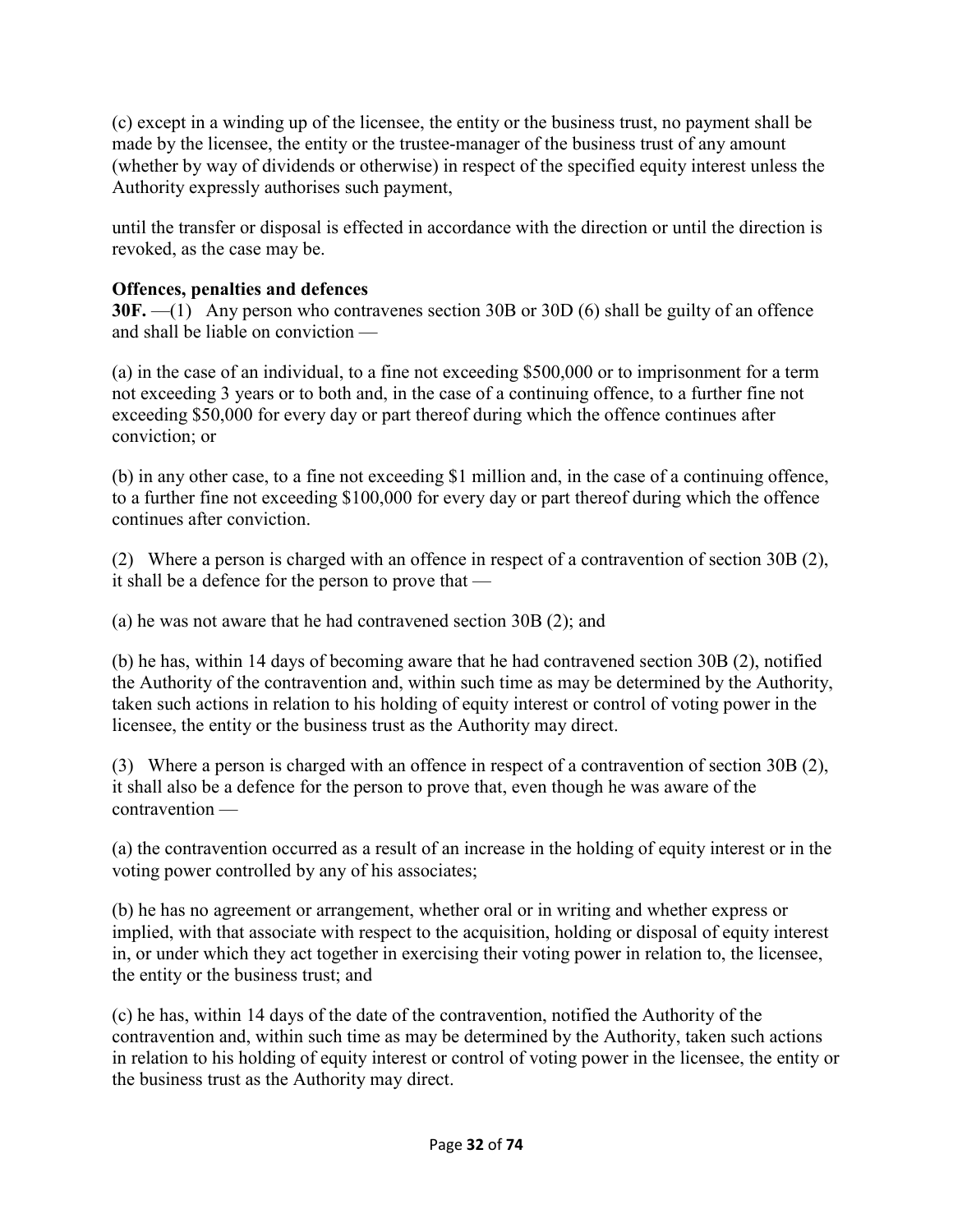(c) except in a winding up of the licensee, the entity or the business trust, no payment shall be made by the licensee, the entity or the trustee-manager of the business trust of any amount (whether by way of dividends or otherwise) in respect of the specified equity interest unless the Authority expressly authorises such payment,

until the transfer or disposal is effected in accordance with the direction or until the direction is revoked, as the case may be.

**Offences, penalties and defences**

**30F.** —(1) Any person who contravenes section 30B or 30D (6) shall be guilty of an offence and shall be liable on conviction —

(a) in the case of an individual, to a fine not exceeding $500,000 or to imprisonment for a term not exceeding 3 years or to both and, in the case of a continuing offence, to a further fine not exceeding $50,000 for every day or part thereof during which the offence continues after conviction; or

(b) in any other case, to a fine not exceeding $1 million and, in the case of a continuing offence, to a further fine not exceeding $100,000 for every day or part thereof during which the offence continues after conviction.

(2) Where a person is charged with an offence in respect of a contravention of section 30B (2), it shall be a defence for the person to prove that —

(a) he was not aware that he had contravened section 30B (2); and

(b) he has, within 14 days of becoming aware that he had contravened section 30B (2), notified the Authority of the contravention and, within such time as may be determined by the Authority, taken such actions in relation to his holding of equity interest or control of voting power in the licensee, the entity or the business trust as the Authority may direct.

(3) Where a person is charged with an offence in respect of a contravention of section 30B (2), it shall also be a defence for the person to prove that, even though he was aware of the contravention —

(a) the contravention occurred as a result of an increase in the holding of equity interest or in the voting power controlled by any of his associates;

(b) he has no agreement or arrangement, whether oral or in writing and whether express or implied, with that associate with respect to the acquisition, holding or disposal of equity interest in, or under which they act together in exercising their voting power in relation to, the licensee, the entity or the business trust; and

(c) he has, within 14 days of the date of the contravention, notified the Authority of the contravention and, within such time as may be determined by the Authority, taken such actions in relation to his holding of equity interest or control of voting power in the licensee, the entity or the business trust as the Authority may direct.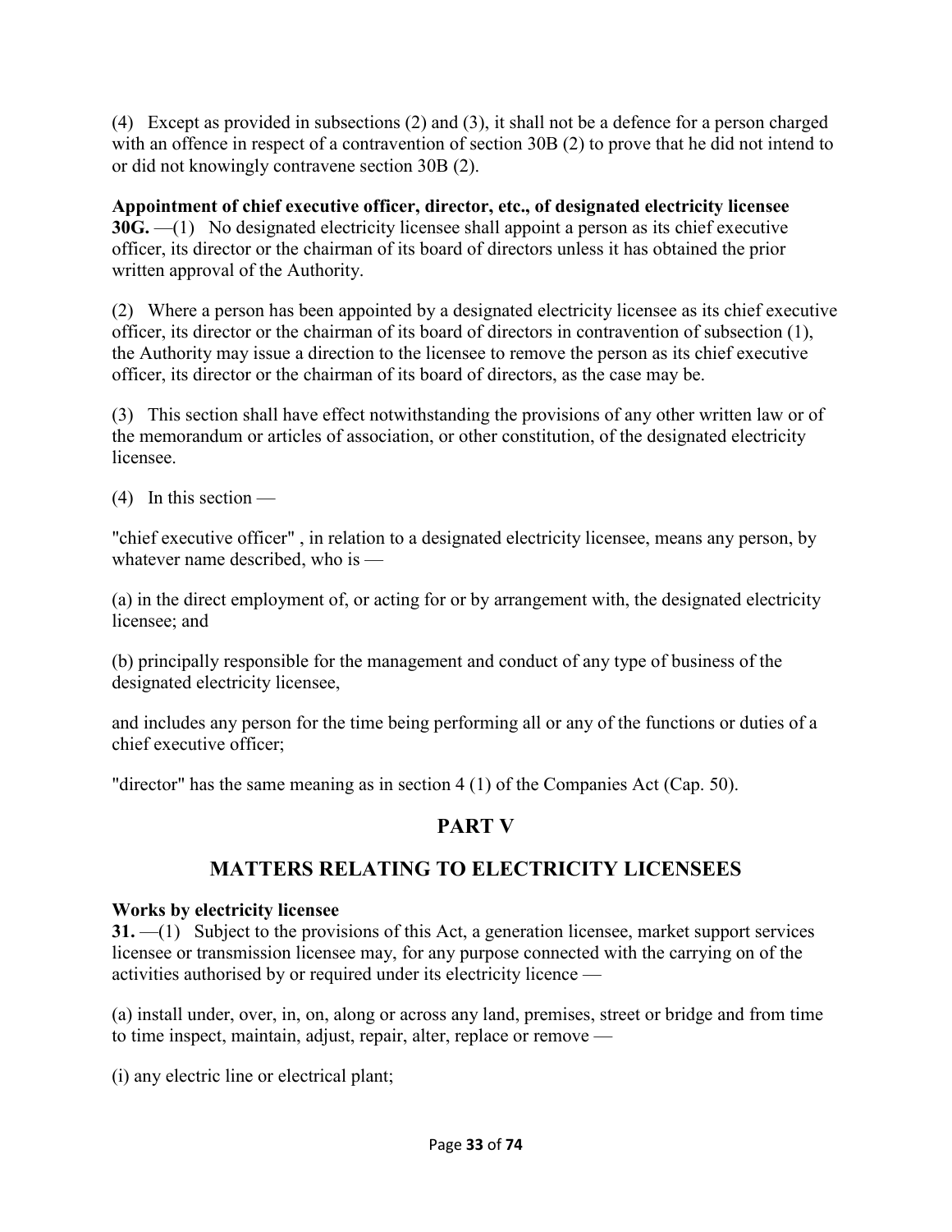(4) Except as provided in subsections (2) and (3), it shall not be a defence for a person charged with an offence in respect of a contravention of section 30B (2) to prove that he did not intend to or did not knowingly contravene section 30B (2).

**Appointment of chief executive officer, director, etc., of designated electricity licensee**
**30G.** —(1) No designated electricity licensee shall appoint a person as its chief executive officer, its director or the chairman of its board of directors unless it has obtained the prior written approval of the Authority.

(2) Where a person has been appointed by a designated electricity licensee as its chief executive officer, its director or the chairman of its board of directors in contravention of subsection (1), the Authority may issue a direction to the licensee to remove the person as its chief executive officer, its director or the chairman of its board of directors, as the case may be.

(3) This section shall have effect notwithstanding the provisions of any other written law or of the memorandum or articles of association, or other constitution, of the designated electricity licensee.

(4) In this section —

"chief executive officer" , in relation to a designated electricity licensee, means any person, by whatever name described, who is —

(a) in the direct employment of, or acting for or by arrangement with, the designated electricity licensee; and

(b) principally responsible for the management and conduct of any type of business of the designated electricity licensee,

and includes any person for the time being performing all or any of the functions or duties of a chief executive officer;

"director" has the same meaning as in section 4 (1) of the Companies Act (Cap. 50).

## PART V

## MATTERS RELATING TO ELECTRICITY LICENSEES

**Works by electricity licensee**
**31.** —(1) Subject to the provisions of this Act, a generation licensee, market support services licensee or transmission licensee may, for any purpose connected with the carrying on of the activities authorised by or required under its electricity licence —

(a) install under, over, in, on, along or across any land, premises, street or bridge and from time to time inspect, maintain, adjust, repair, alter, replace or remove —

(i) any electric line or electrical plant;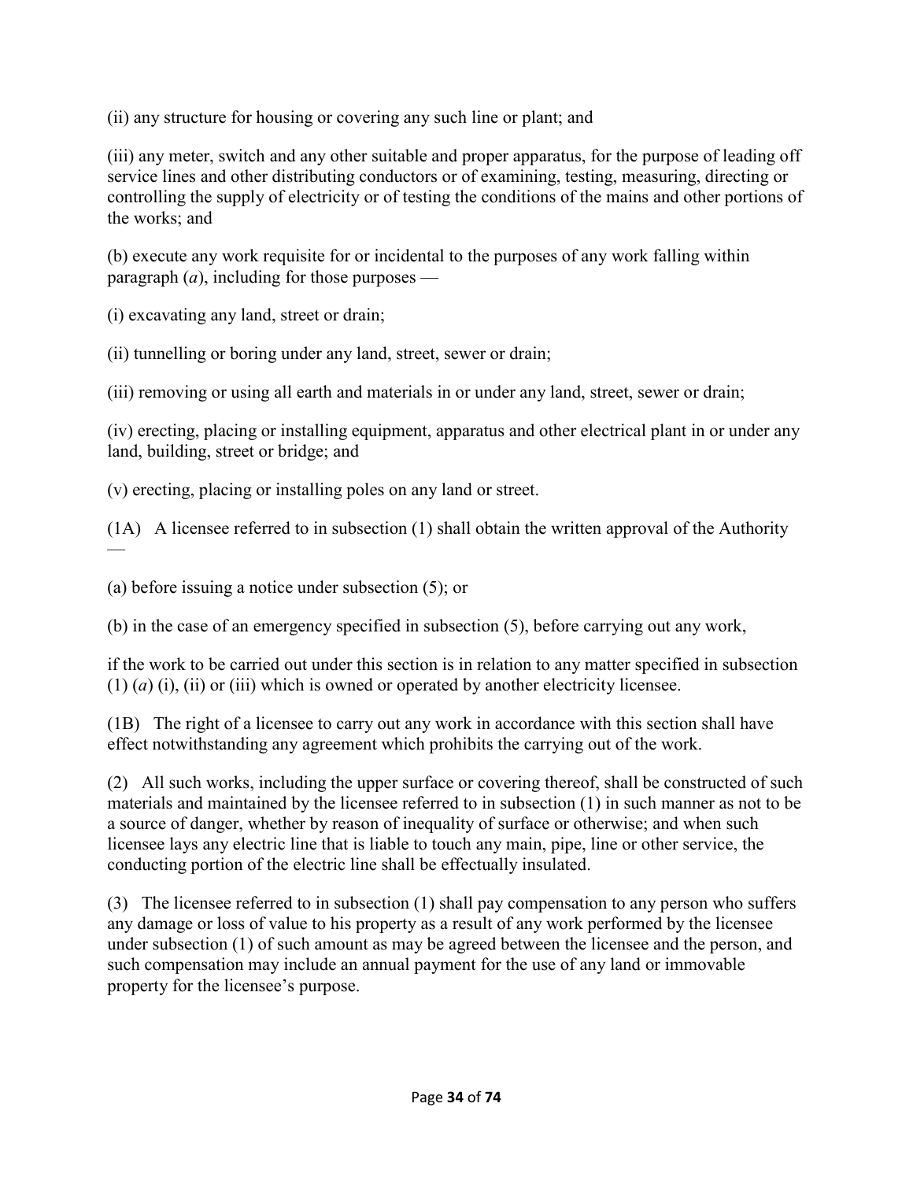(ii) any structure for housing or covering any such line or plant; and

(iii) any meter, switch and any other suitable and proper apparatus, for the purpose of leading off service lines and other distributing conductors or of examining, testing, measuring, directing or controlling the supply of electricity or of testing the conditions of the mains and other portions of the works; and

(b) execute any work requisite for or incidental to the purposes of any work falling within paragraph (*a*), including for those purposes —

(i) excavating any land, street or drain;

(ii) tunnelling or boring under any land, street, sewer or drain;

(iii) removing or using all earth and materials in or under any land, street, sewer or drain;

(iv) erecting, placing or installing equipment, apparatus and other electrical plant in or under any land, building, street or bridge; and

(v) erecting, placing or installing poles on any land or street.

(1A) A licensee referred to in subsection (1) shall obtain the written approval of the Authority —

(a) before issuing a notice under subsection (5); or

(b) in the case of an emergency specified in subsection (5), before carrying out any work,

if the work to be carried out under this section is in relation to any matter specified in subsection (1) (*a*) (i), (ii) or (iii) which is owned or operated by another electricity licensee.

(1B) The right of a licensee to carry out any work in accordance with this section shall have effect notwithstanding any agreement which prohibits the carrying out of the work.

(2) All such works, including the upper surface or covering thereof, shall be constructed of such materials and maintained by the licensee referred to in subsection (1) in such manner as not to be a source of danger, whether by reason of inequality of surface or otherwise; and when such licensee lays any electric line that is liable to touch any main, pipe, line or other service, the conducting portion of the electric line shall be effectually insulated.

(3) The licensee referred to in subsection (1) shall pay compensation to any person who suffers any damage or loss of value to his property as a result of any work performed by the licensee under subsection (1) of such amount as may be agreed between the licensee and the person, and such compensation may include an annual payment for the use of any land or immovable property for the licensee's purpose.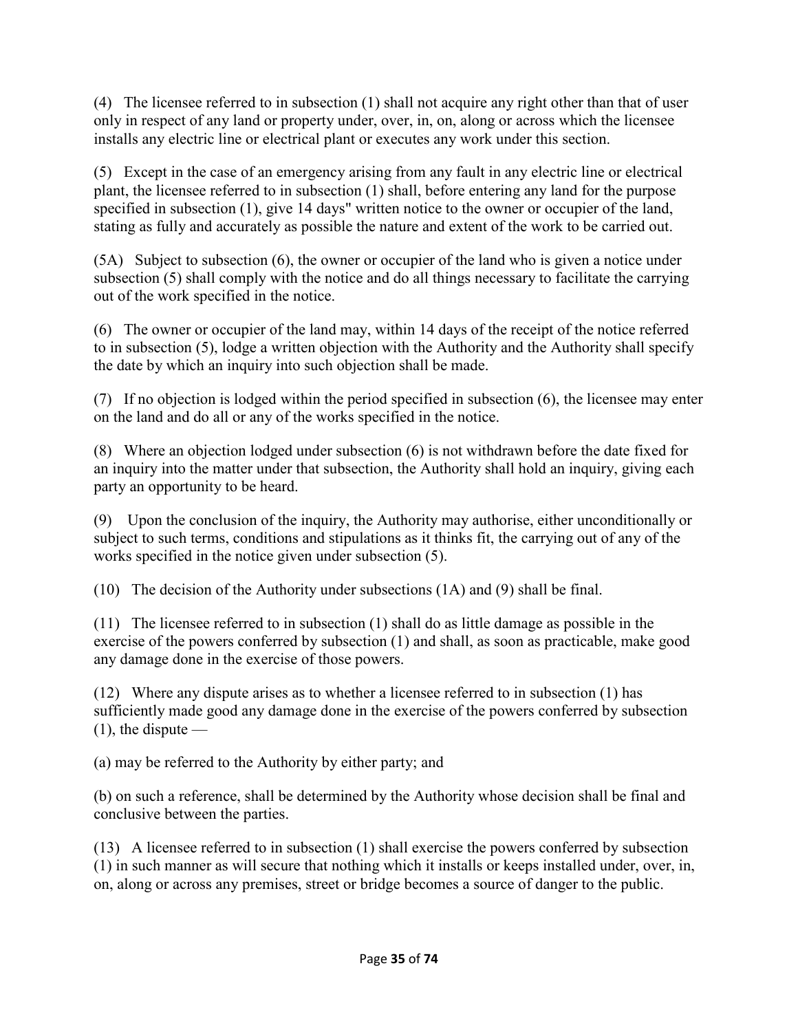(4) The licensee referred to in subsection (1) shall not acquire any right other than that of user only in respect of any land or property under, over, in, on, along or across which the licensee installs any electric line or electrical plant or executes any work under this section.

(5) Except in the case of an emergency arising from any fault in any electric line or electrical plant, the licensee referred to in subsection (1) shall, before entering any land for the purpose specified in subsection (1), give 14 days" written notice to the owner or occupier of the land, stating as fully and accurately as possible the nature and extent of the work to be carried out.

(5A) Subject to subsection (6), the owner or occupier of the land who is given a notice under subsection (5) shall comply with the notice and do all things necessary to facilitate the carrying out of the work specified in the notice.

(6) The owner or occupier of the land may, within 14 days of the receipt of the notice referred to in subsection (5), lodge a written objection with the Authority and the Authority shall specify the date by which an inquiry into such objection shall be made.

(7) If no objection is lodged within the period specified in subsection (6), the licensee may enter on the land and do all or any of the works specified in the notice.

(8) Where an objection lodged under subsection (6) is not withdrawn before the date fixed for an inquiry into the matter under that subsection, the Authority shall hold an inquiry, giving each party an opportunity to be heard.

(9) Upon the conclusion of the inquiry, the Authority may authorise, either unconditionally or subject to such terms, conditions and stipulations as it thinks fit, the carrying out of any of the works specified in the notice given under subsection (5).

(10) The decision of the Authority under subsections (1A) and (9) shall be final.

(11) The licensee referred to in subsection (1) shall do as little damage as possible in the exercise of the powers conferred by subsection (1) and shall, as soon as practicable, make good any damage done in the exercise of those powers.

(12) Where any dispute arises as to whether a licensee referred to in subsection (1) has sufficiently made good any damage done in the exercise of the powers conferred by subsection (1), the dispute —

(a) may be referred to the Authority by either party; and

(b) on such a reference, shall be determined by the Authority whose decision shall be final and conclusive between the parties.

(13) A licensee referred to in subsection (1) shall exercise the powers conferred by subsection (1) in such manner as will secure that nothing which it installs or keeps installed under, over, in, on, along or across any premises, street or bridge becomes a source of danger to the public.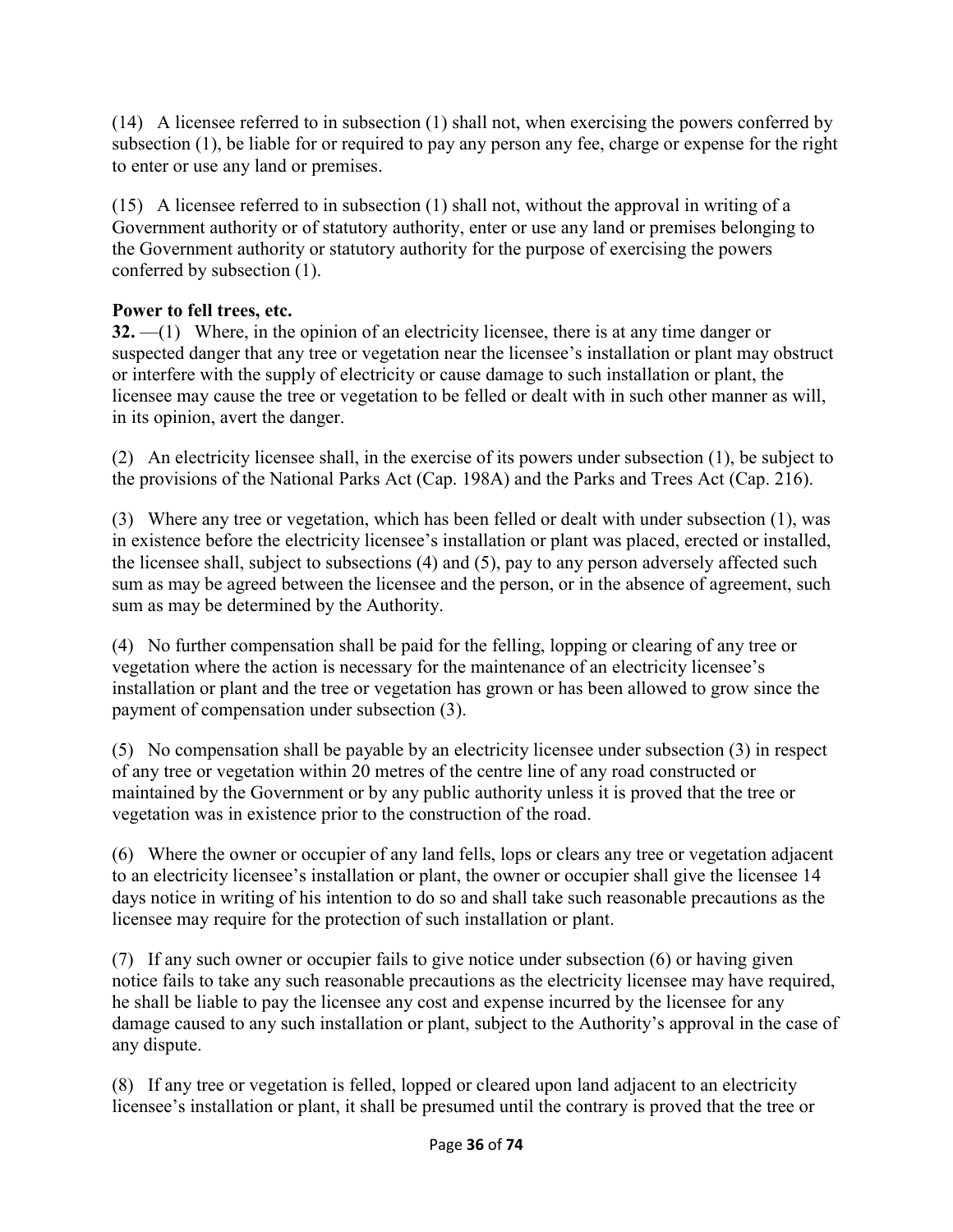(14) A licensee referred to in subsection (1) shall not, when exercising the powers conferred by subsection (1), be liable for or required to pay any person any fee, charge or expense for the right to enter or use any land or premises.

(15) A licensee referred to in subsection (1) shall not, without the approval in writing of a Government authority or of statutory authority, enter or use any land or premises belonging to the Government authority or statutory authority for the purpose of exercising the powers conferred by subsection (1).

**Power to fell trees, etc.**

**32.** —(1) Where, in the opinion of an electricity licensee, there is at any time danger or suspected danger that any tree or vegetation near the licensee's installation or plant may obstruct or interfere with the supply of electricity or cause damage to such installation or plant, the licensee may cause the tree or vegetation to be felled or dealt with in such other manner as will, in its opinion, avert the danger.

(2) An electricity licensee shall, in the exercise of its powers under subsection (1), be subject to the provisions of the National Parks Act (Cap. 198A) and the Parks and Trees Act (Cap. 216).

(3) Where any tree or vegetation, which has been felled or dealt with under subsection (1), was in existence before the electricity licensee's installation or plant was placed, erected or installed, the licensee shall, subject to subsections (4) and (5), pay to any person adversely affected such sum as may be agreed between the licensee and the person, or in the absence of agreement, such sum as may be determined by the Authority.

(4) No further compensation shall be paid for the felling, lopping or clearing of any tree or vegetation where the action is necessary for the maintenance of an electricity licensee's installation or plant and the tree or vegetation has grown or has been allowed to grow since the payment of compensation under subsection (3).

(5) No compensation shall be payable by an electricity licensee under subsection (3) in respect of any tree or vegetation within 20 metres of the centre line of any road constructed or maintained by the Government or by any public authority unless it is proved that the tree or vegetation was in existence prior to the construction of the road.

(6) Where the owner or occupier of any land fells, lops or clears any tree or vegetation adjacent to an electricity licensee's installation or plant, the owner or occupier shall give the licensee 14 days notice in writing of his intention to do so and shall take such reasonable precautions as the licensee may require for the protection of such installation or plant.

(7) If any such owner or occupier fails to give notice under subsection (6) or having given notice fails to take any such reasonable precautions as the electricity licensee may have required, he shall be liable to pay the licensee any cost and expense incurred by the licensee for any damage caused to any such installation or plant, subject to the Authority's approval in the case of any dispute.

(8) If any tree or vegetation is felled, lopped or cleared upon land adjacent to an electricity licensee's installation or plant, it shall be presumed until the contrary is proved that the tree or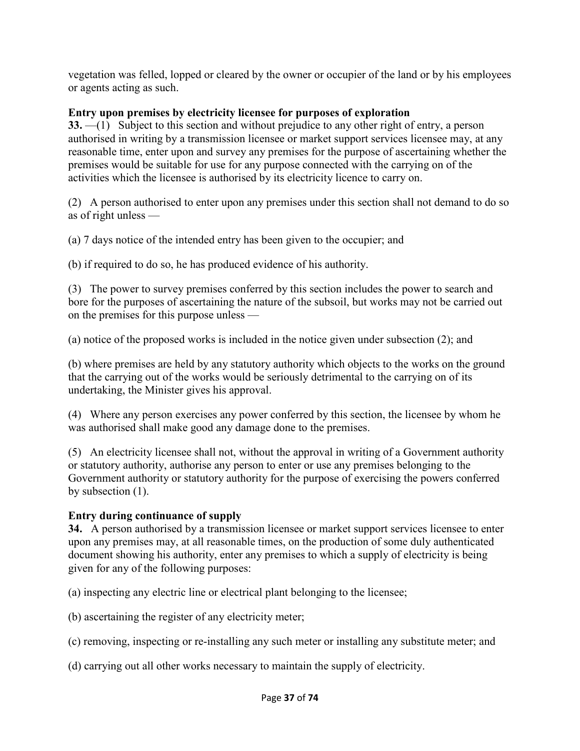vegetation was felled, lopped or cleared by the owner or occupier of the land or by his employees or agents acting as such.

**Entry upon premises by electricity licensee for purposes of exploration**

**33.** —(1) Subject to this section and without prejudice to any other right of entry, a person authorised in writing by a transmission licensee or market support services licensee may, at any reasonable time, enter upon and survey any premises for the purpose of ascertaining whether the premises would be suitable for use for any purpose connected with the carrying on of the activities which the licensee is authorised by its electricity licence to carry on.

(2) A person authorised to enter upon any premises under this section shall not demand to do so as of right unless —

(a) 7 days notice of the intended entry has been given to the occupier; and

(b) if required to do so, he has produced evidence of his authority.

(3) The power to survey premises conferred by this section includes the power to search and bore for the purposes of ascertaining the nature of the subsoil, but works may not be carried out on the premises for this purpose unless —

(a) notice of the proposed works is included in the notice given under subsection (2); and

(b) where premises are held by any statutory authority which objects to the works on the ground that the carrying out of the works would be seriously detrimental to the carrying on of its undertaking, the Minister gives his approval.

(4) Where any person exercises any power conferred by this section, the licensee by whom he was authorised shall make good any damage done to the premises.

(5) An electricity licensee shall not, without the approval in writing of a Government authority or statutory authority, authorise any person to enter or use any premises belonging to the Government authority or statutory authority for the purpose of exercising the powers conferred by subsection (1).

**Entry during continuance of supply**

**34.** A person authorised by a transmission licensee or market support services licensee to enter upon any premises may, at all reasonable times, on the production of some duly authenticated document showing his authority, enter any premises to which a supply of electricity is being given for any of the following purposes:

(a) inspecting any electric line or electrical plant belonging to the licensee;

(b) ascertaining the register of any electricity meter;

(c) removing, inspecting or re-installing any such meter or installing any substitute meter; and

(d) carrying out all other works necessary to maintain the supply of electricity.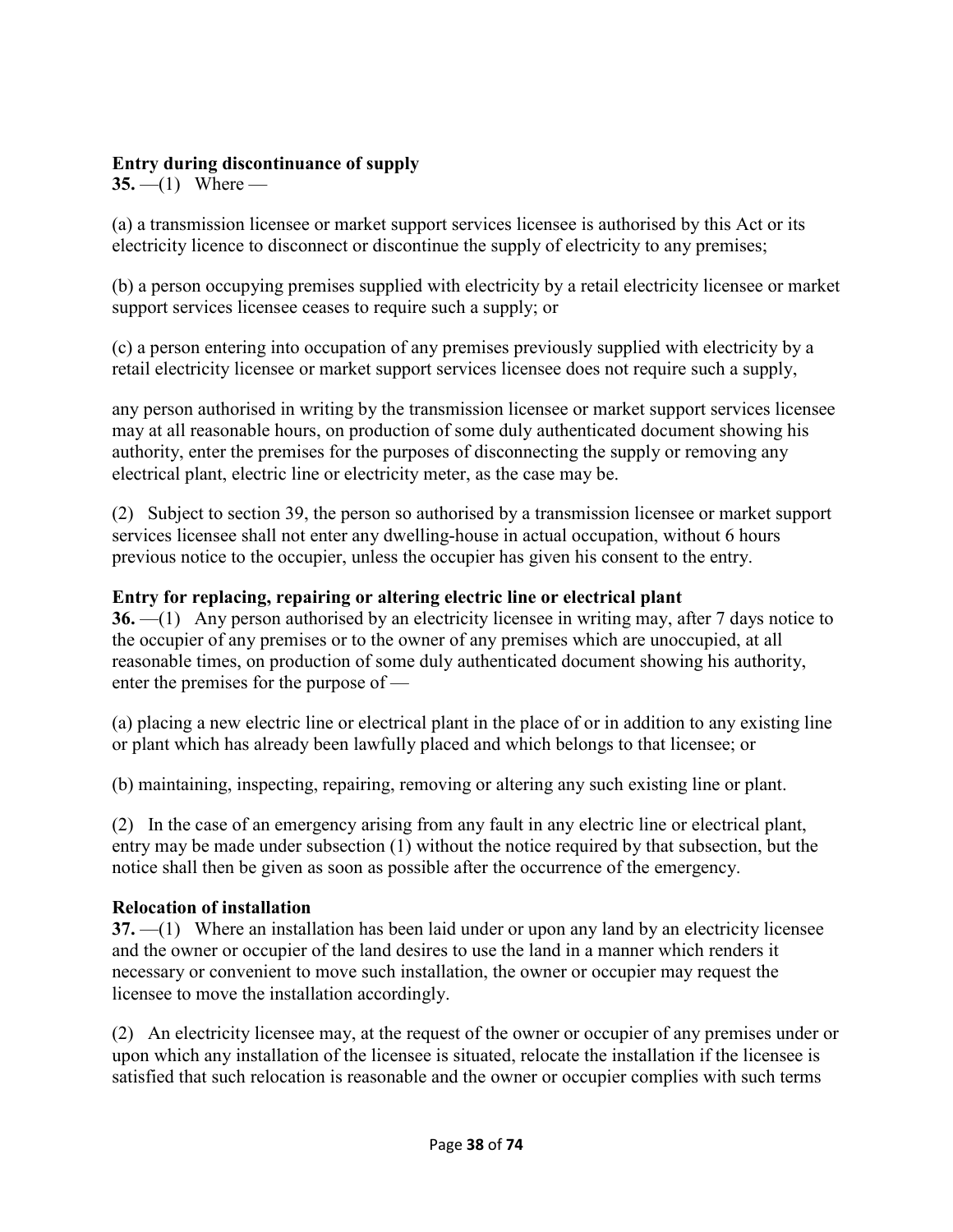**Entry during discontinuance of supply**

**35.** —(1) Where —

(a) a transmission licensee or market support services licensee is authorised by this Act or its electricity licence to disconnect or discontinue the supply of electricity to any premises;

(b) a person occupying premises supplied with electricity by a retail electricity licensee or market support services licensee ceases to require such a supply; or

(c) a person entering into occupation of any premises previously supplied with electricity by a retail electricity licensee or market support services licensee does not require such a supply,

any person authorised in writing by the transmission licensee or market support services licensee may at all reasonable hours, on production of some duly authenticated document showing his authority, enter the premises for the purposes of disconnecting the supply or removing any electrical plant, electric line or electricity meter, as the case may be.

(2) Subject to section 39, the person so authorised by a transmission licensee or market support services licensee shall not enter any dwelling-house in actual occupation, without 6 hours previous notice to the occupier, unless the occupier has given his consent to the entry.

**Entry for replacing, repairing or altering electric line or electrical plant**

**36.** —(1) Any person authorised by an electricity licensee in writing may, after 7 days notice to the occupier of any premises or to the owner of any premises which are unoccupied, at all reasonable times, on production of some duly authenticated document showing his authority, enter the premises for the purpose of —

(a) placing a new electric line or electrical plant in the place of or in addition to any existing line or plant which has already been lawfully placed and which belongs to that licensee; or

(b) maintaining, inspecting, repairing, removing or altering any such existing line or plant.

(2) In the case of an emergency arising from any fault in any electric line or electrical plant, entry may be made under subsection (1) without the notice required by that subsection, but the notice shall then be given as soon as possible after the occurrence of the emergency.

**Relocation of installation**

**37.** —(1) Where an installation has been laid under or upon any land by an electricity licensee and the owner or occupier of the land desires to use the land in a manner which renders it necessary or convenient to move such installation, the owner or occupier may request the licensee to move the installation accordingly.

(2) An electricity licensee may, at the request of the owner or occupier of any premises under or upon which any installation of the licensee is situated, relocate the installation if the licensee is satisfied that such relocation is reasonable and the owner or occupier complies with such terms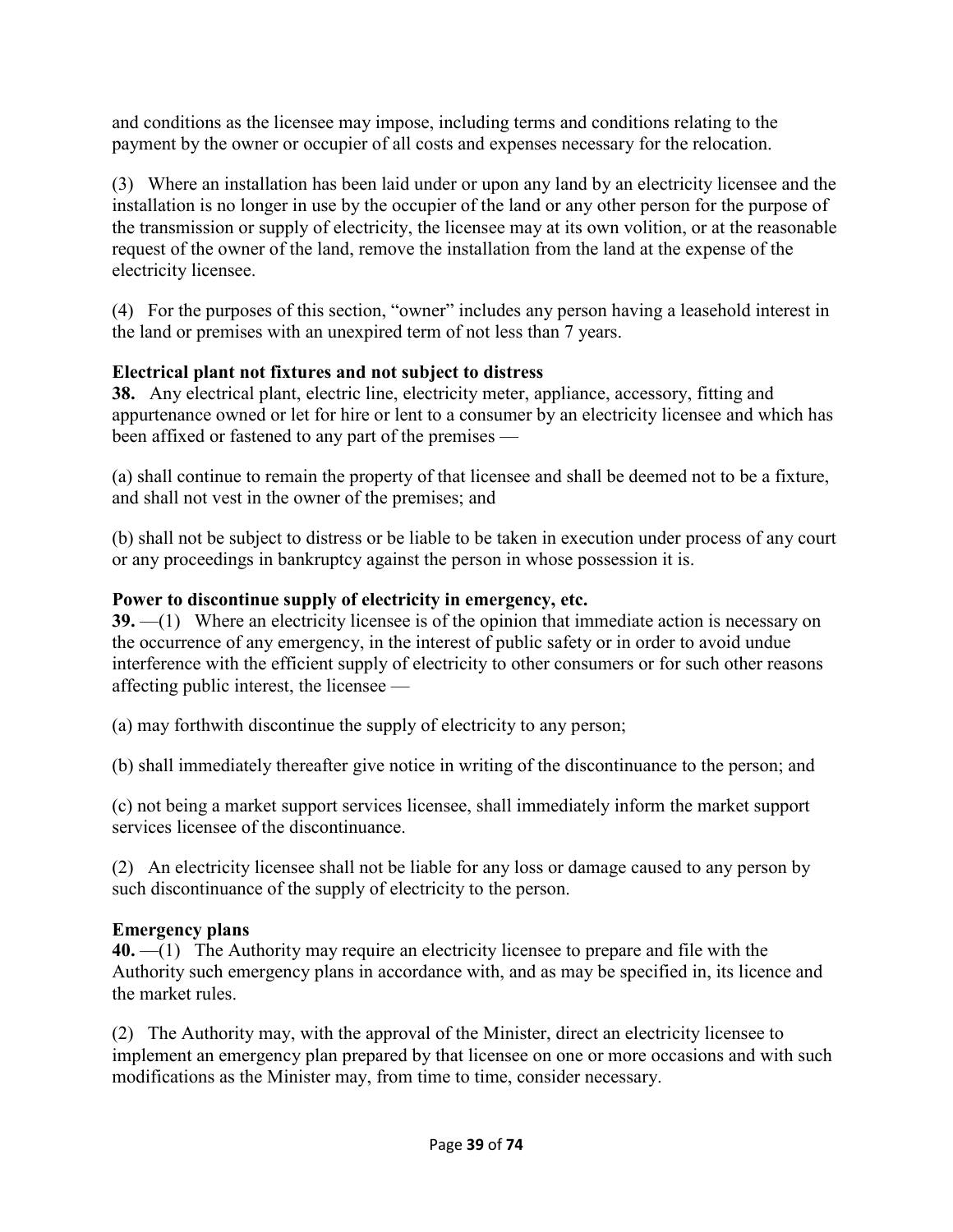and conditions as the licensee may impose, including terms and conditions relating to the payment by the owner or occupier of all costs and expenses necessary for the relocation.

(3) Where an installation has been laid under or upon any land by an electricity licensee and the installation is no longer in use by the occupier of the land or any other person for the purpose of the transmission or supply of electricity, the licensee may at its own volition, or at the reasonable request of the owner of the land, remove the installation from the land at the expense of the electricity licensee.

(4) For the purposes of this section, "owner" includes any person having a leasehold interest in the land or premises with an unexpired term of not less than 7 years.

**Electrical plant not fixtures and not subject to distress**

**38.** Any electrical plant, electric line, electricity meter, appliance, accessory, fitting and appurtenance owned or let for hire or lent to a consumer by an electricity licensee and which has been affixed or fastened to any part of the premises —

(a) shall continue to remain the property of that licensee and shall be deemed not to be a fixture, and shall not vest in the owner of the premises; and

(b) shall not be subject to distress or be liable to be taken in execution under process of any court or any proceedings in bankruptcy against the person in whose possession it is.

**Power to discontinue supply of electricity in emergency, etc.**

**39.** —(1) Where an electricity licensee is of the opinion that immediate action is necessary on the occurrence of any emergency, in the interest of public safety or in order to avoid undue interference with the efficient supply of electricity to other consumers or for such other reasons affecting public interest, the licensee —

(a) may forthwith discontinue the supply of electricity to any person;

(b) shall immediately thereafter give notice in writing of the discontinuance to the person; and

(c) not being a market support services licensee, shall immediately inform the market support services licensee of the discontinuance.

(2) An electricity licensee shall not be liable for any loss or damage caused to any person by such discontinuance of the supply of electricity to the person.

**Emergency plans**

**40.** —(1) The Authority may require an electricity licensee to prepare and file with the Authority such emergency plans in accordance with, and as may be specified in, its licence and the market rules.

(2) The Authority may, with the approval of the Minister, direct an electricity licensee to implement an emergency plan prepared by that licensee on one or more occasions and with such modifications as the Minister may, from time to time, consider necessary.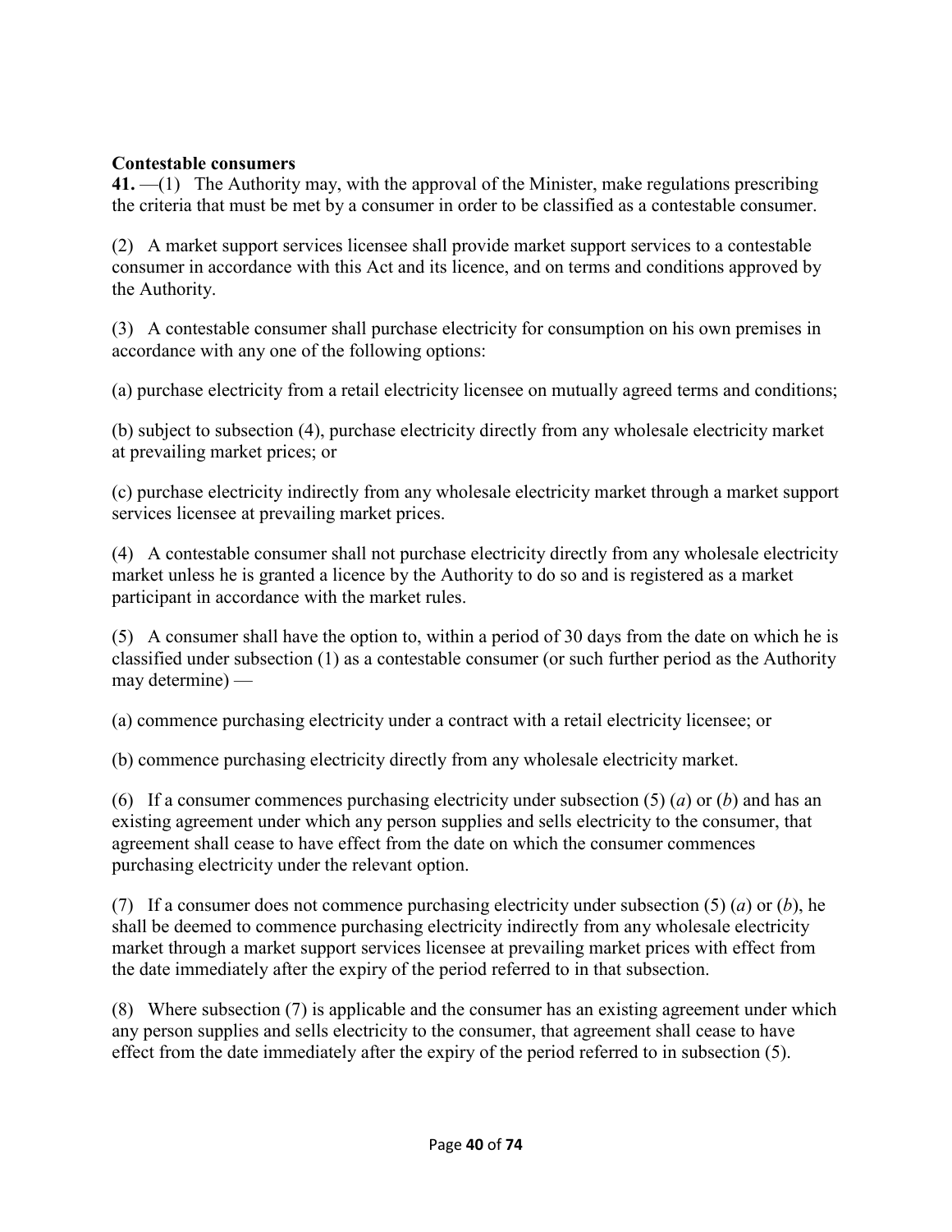**Contestable consumers**

**41.** —(1) The Authority may, with the approval of the Minister, make regulations prescribing the criteria that must be met by a consumer in order to be classified as a contestable consumer.

(2) A market support services licensee shall provide market support services to a contestable consumer in accordance with this Act and its licence, and on terms and conditions approved by the Authority.

(3) A contestable consumer shall purchase electricity for consumption on his own premises in accordance with any one of the following options:

(a) purchase electricity from a retail electricity licensee on mutually agreed terms and conditions;

(b) subject to subsection (4), purchase electricity directly from any wholesale electricity market at prevailing market prices; or

(c) purchase electricity indirectly from any wholesale electricity market through a market support services licensee at prevailing market prices.

(4) A contestable consumer shall not purchase electricity directly from any wholesale electricity market unless he is granted a licence by the Authority to do so and is registered as a market participant in accordance with the market rules.

(5) A consumer shall have the option to, within a period of 30 days from the date on which he is classified under subsection (1) as a contestable consumer (or such further period as the Authority may determine) —

(a) commence purchasing electricity under a contract with a retail electricity licensee; or

(b) commence purchasing electricity directly from any wholesale electricity market.

(6) If a consumer commences purchasing electricity under subsection (5) (*a*) or (*b*) and has an existing agreement under which any person supplies and sells electricity to the consumer, that agreement shall cease to have effect from the date on which the consumer commences purchasing electricity under the relevant option.

(7) If a consumer does not commence purchasing electricity under subsection (5) (*a*) or (*b*), he shall be deemed to commence purchasing electricity indirectly from any wholesale electricity market through a market support services licensee at prevailing market prices with effect from the date immediately after the expiry of the period referred to in that subsection.

(8) Where subsection (7) is applicable and the consumer has an existing agreement under which any person supplies and sells electricity to the consumer, that agreement shall cease to have effect from the date immediately after the expiry of the period referred to in subsection (5).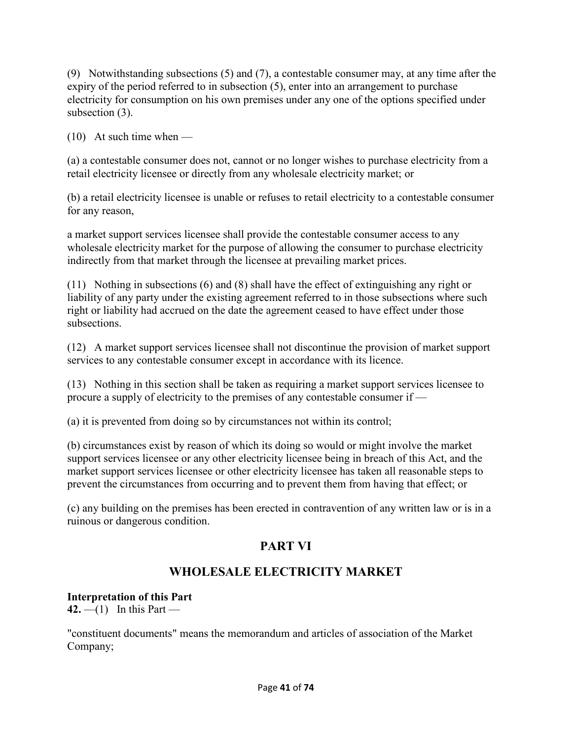(9) Notwithstanding subsections (5) and (7), a contestable consumer may, at any time after the expiry of the period referred to in subsection (5), enter into an arrangement to purchase electricity for consumption on his own premises under any one of the options specified under subsection (3).

(10) At such time when —

(a) a contestable consumer does not, cannot or no longer wishes to purchase electricity from a retail electricity licensee or directly from any wholesale electricity market; or

(b) a retail electricity licensee is unable or refuses to retail electricity to a contestable consumer for any reason,

a market support services licensee shall provide the contestable consumer access to any wholesale electricity market for the purpose of allowing the consumer to purchase electricity indirectly from that market through the licensee at prevailing market prices.

(11) Nothing in subsections (6) and (8) shall have the effect of extinguishing any right or liability of any party under the existing agreement referred to in those subsections where such right or liability had accrued on the date the agreement ceased to have effect under those subsections.

(12) A market support services licensee shall not discontinue the provision of market support services to any contestable consumer except in accordance with its licence.

(13) Nothing in this section shall be taken as requiring a market support services licensee to procure a supply of electricity to the premises of any contestable consumer if —

(a) it is prevented from doing so by circumstances not within its control;

(b) circumstances exist by reason of which its doing so would or might involve the market support services licensee or any other electricity licensee being in breach of this Act, and the market support services licensee or other electricity licensee has taken all reasonable steps to prevent the circumstances from occurring and to prevent them from having that effect; or

(c) any building on the premises has been erected in contravention of any written law or is in a ruinous or dangerous condition.

# PART VI

# WHOLESALE ELECTRICITY MARKET

**Interpretation of this Part**
**42.** —(1) In this Part —

"constituent documents" means the memorandum and articles of association of the Market Company;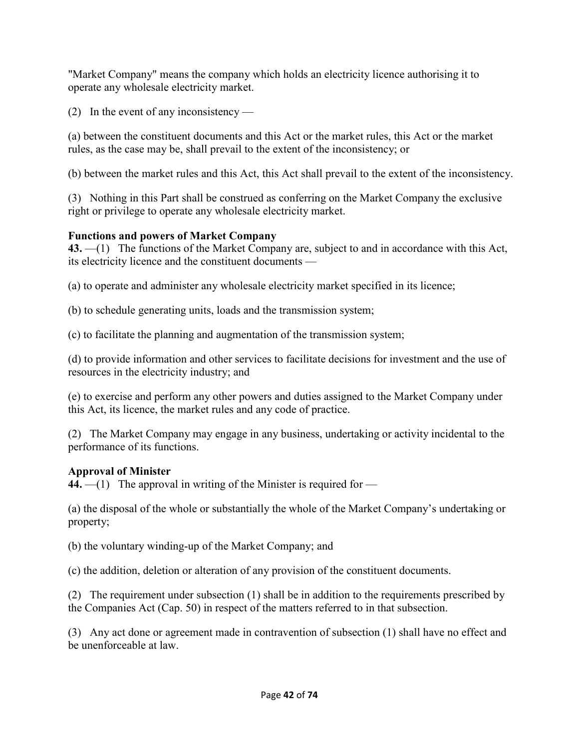"Market Company" means the company which holds an electricity licence authorising it to operate any wholesale electricity market.

(2) In the event of any inconsistency —

(a) between the constituent documents and this Act or the market rules, this Act or the market rules, as the case may be, shall prevail to the extent of the inconsistency; or

(b) between the market rules and this Act, this Act shall prevail to the extent of the inconsistency.

(3) Nothing in this Part shall be construed as conferring on the Market Company the exclusive right or privilege to operate any wholesale electricity market.

**Functions and powers of Market Company**

**43.** —(1) The functions of the Market Company are, subject to and in accordance with this Act, its electricity licence and the constituent documents —

(a) to operate and administer any wholesale electricity market specified in its licence;

(b) to schedule generating units, loads and the transmission system;

(c) to facilitate the planning and augmentation of the transmission system;

(d) to provide information and other services to facilitate decisions for investment and the use of resources in the electricity industry; and

(e) to exercise and perform any other powers and duties assigned to the Market Company under this Act, its licence, the market rules and any code of practice.

(2) The Market Company may engage in any business, undertaking or activity incidental to the performance of its functions.

**Approval of Minister**

**44.** —(1) The approval in writing of the Minister is required for —

(a) the disposal of the whole or substantially the whole of the Market Company's undertaking or property;

(b) the voluntary winding-up of the Market Company; and

(c) the addition, deletion or alteration of any provision of the constituent documents.

(2) The requirement under subsection (1) shall be in addition to the requirements prescribed by the Companies Act (Cap. 50) in respect of the matters referred to in that subsection.

(3) Any act done or agreement made in contravention of subsection (1) shall have no effect and be unenforceable at law.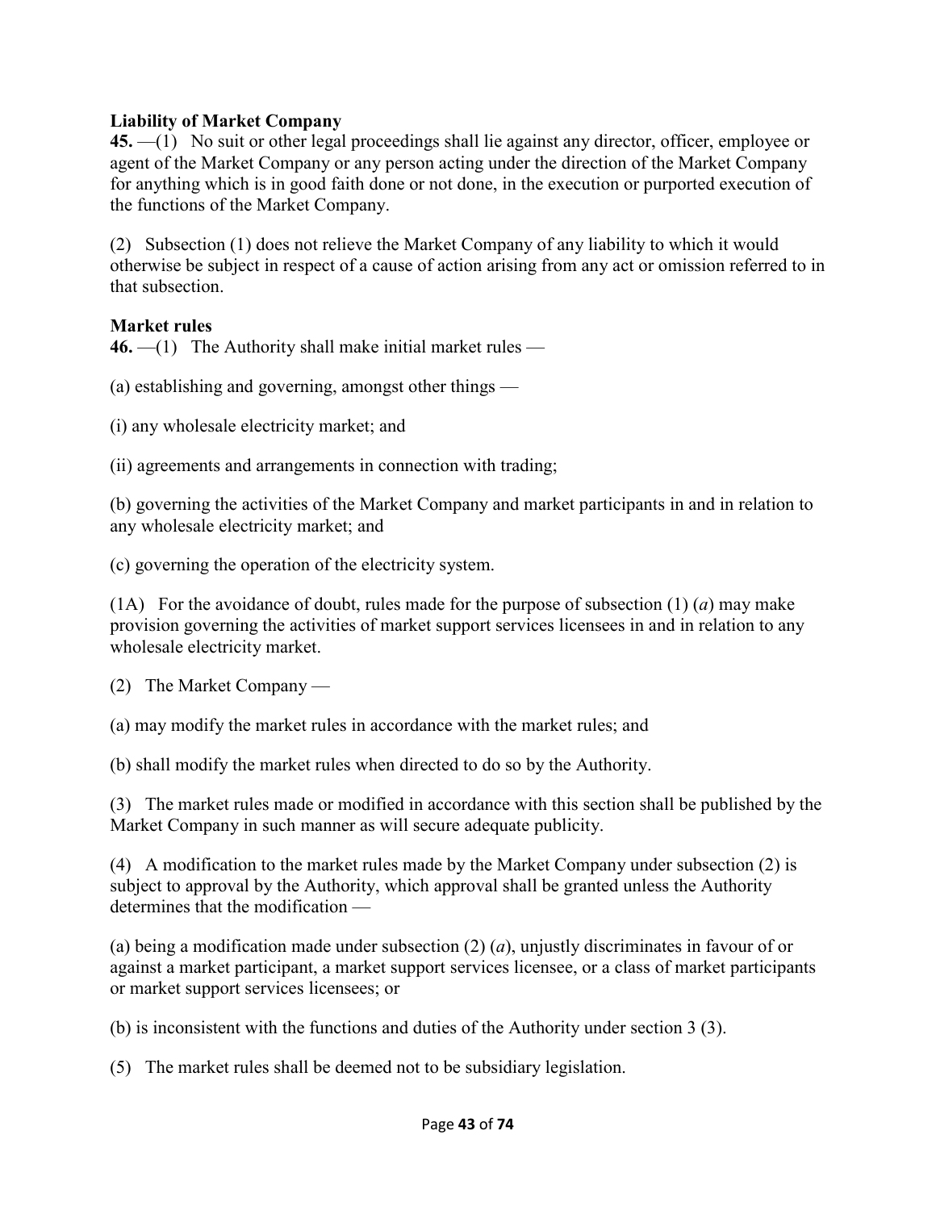**Liability of Market Company**

**45.** —(1) No suit or other legal proceedings shall lie against any director, officer, employee or agent of the Market Company or any person acting under the direction of the Market Company for anything which is in good faith done or not done, in the execution or purported execution of the functions of the Market Company.

(2) Subsection (1) does not relieve the Market Company of any liability to which it would otherwise be subject in respect of a cause of action arising from any act or omission referred to in that subsection.

**Market rules**

**46.** —(1) The Authority shall make initial market rules —

(a) establishing and governing, amongst other things —

(i) any wholesale electricity market; and

(ii) agreements and arrangements in connection with trading;

(b) governing the activities of the Market Company and market participants in and in relation to any wholesale electricity market; and

(c) governing the operation of the electricity system.

(1A) For the avoidance of doubt, rules made for the purpose of subsection (1) (*a*) may make provision governing the activities of market support services licensees in and in relation to any wholesale electricity market.

(2) The Market Company —

(a) may modify the market rules in accordance with the market rules; and

(b) shall modify the market rules when directed to do so by the Authority.

(3) The market rules made or modified in accordance with this section shall be published by the Market Company in such manner as will secure adequate publicity.

(4) A modification to the market rules made by the Market Company under subsection (2) is subject to approval by the Authority, which approval shall be granted unless the Authority determines that the modification —

(a) being a modification made under subsection (2) (*a*), unjustly discriminates in favour of or against a market participant, a market support services licensee, or a class of market participants or market support services licensees; or

(b) is inconsistent with the functions and duties of the Authority under section 3 (3).

(5) The market rules shall be deemed not to be subsidiary legislation.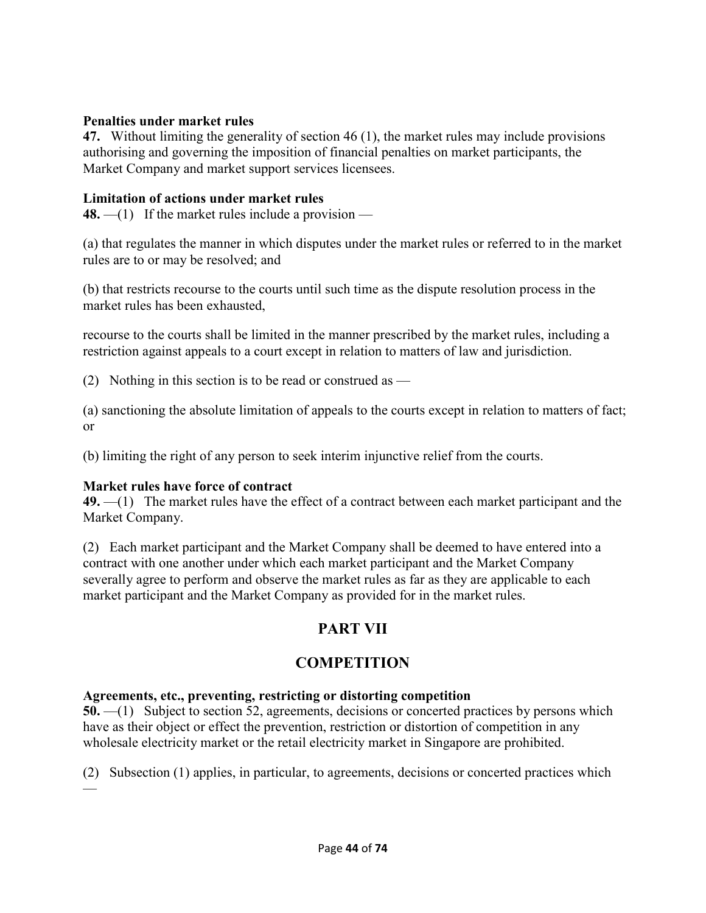**Penalties under market rules**

**47.** Without limiting the generality of section 46 (1), the market rules may include provisions authorising and governing the imposition of financial penalties on market participants, the Market Company and market support services licensees.

**Limitation of actions under market rules**

**48.** —(1) If the market rules include a provision —

(a) that regulates the manner in which disputes under the market rules or referred to in the market rules are to or may be resolved; and

(b) that restricts recourse to the courts until such time as the dispute resolution process in the market rules has been exhausted,

recourse to the courts shall be limited in the manner prescribed by the market rules, including a restriction against appeals to a court except in relation to matters of law and jurisdiction.

(2) Nothing in this section is to be read or construed as —

(a) sanctioning the absolute limitation of appeals to the courts except in relation to matters of fact; or

(b) limiting the right of any person to seek interim injunctive relief from the courts.

**Market rules have force of contract**

**49.** —(1) The market rules have the effect of a contract between each market participant and the Market Company.

(2) Each market participant and the Market Company shall be deemed to have entered into a contract with one another under which each market participant and the Market Company severally agree to perform and observe the market rules as far as they are applicable to each market participant and the Market Company as provided for in the market rules.

# PART VII

# COMPETITION

**Agreements, etc., preventing, restricting or distorting competition**

**50.** —(1) Subject to section 52, agreements, decisions or concerted practices by persons which have as their object or effect the prevention, restriction or distortion of competition in any wholesale electricity market or the retail electricity market in Singapore are prohibited.

(2) Subsection (1) applies, in particular, to agreements, decisions or concerted practices which —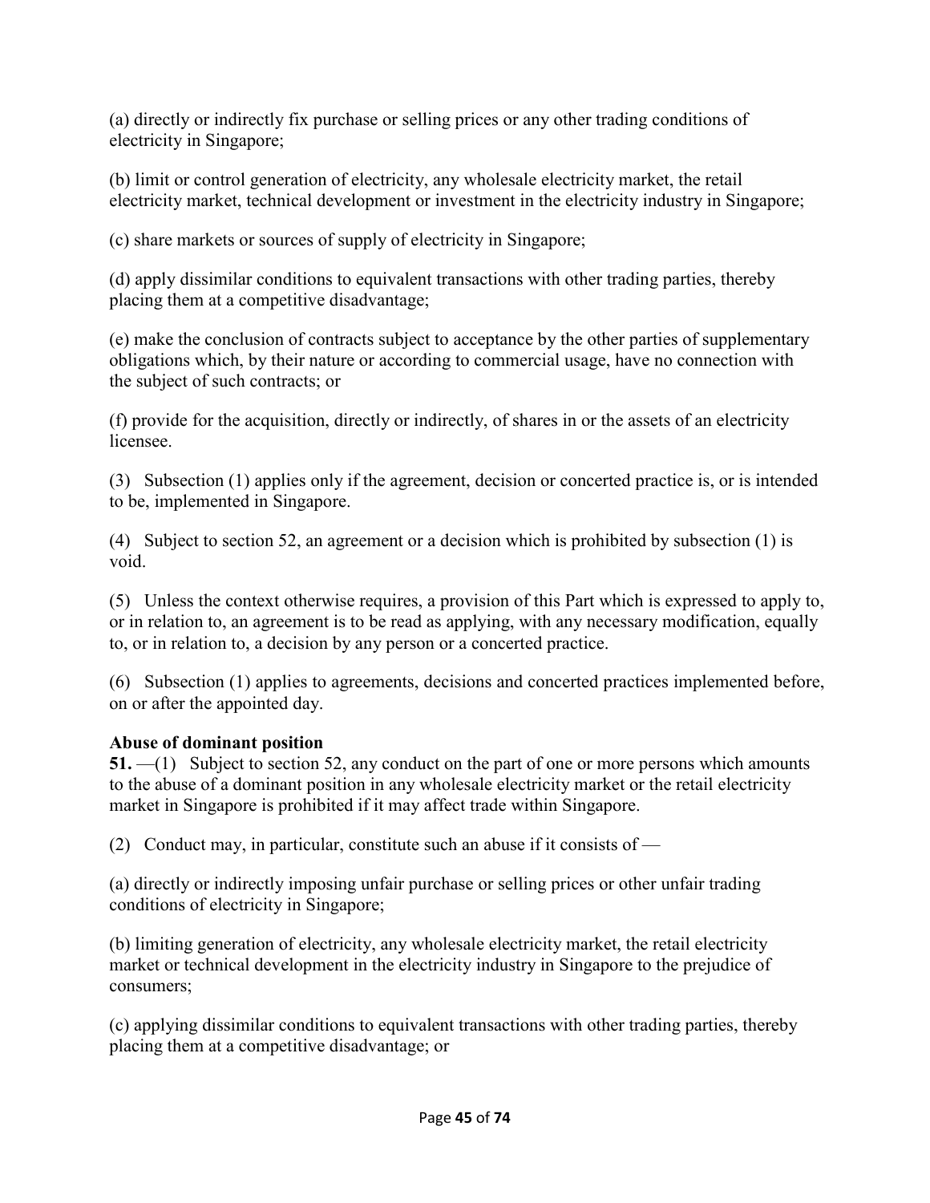(a) directly or indirectly fix purchase or selling prices or any other trading conditions of electricity in Singapore;

(b) limit or control generation of electricity, any wholesale electricity market, the retail electricity market, technical development or investment in the electricity industry in Singapore;

(c) share markets or sources of supply of electricity in Singapore;

(d) apply dissimilar conditions to equivalent transactions with other trading parties, thereby placing them at a competitive disadvantage;

(e) make the conclusion of contracts subject to acceptance by the other parties of supplementary obligations which, by their nature or according to commercial usage, have no connection with the subject of such contracts; or

(f) provide for the acquisition, directly or indirectly, of shares in or the assets of an electricity licensee.

(3) Subsection (1) applies only if the agreement, decision or concerted practice is, or is intended to be, implemented in Singapore.

(4) Subject to section 52, an agreement or a decision which is prohibited by subsection (1) is void.

(5) Unless the context otherwise requires, a provision of this Part which is expressed to apply to, or in relation to, an agreement is to be read as applying, with any necessary modification, equally to, or in relation to, a decision by any person or a concerted practice.

(6) Subsection (1) applies to agreements, decisions and concerted practices implemented before, on or after the appointed day.

**Abuse of dominant position**

**51.** —(1) Subject to section 52, any conduct on the part of one or more persons which amounts to the abuse of a dominant position in any wholesale electricity market or the retail electricity market in Singapore is prohibited if it may affect trade within Singapore.

(2) Conduct may, in particular, constitute such an abuse if it consists of —

(a) directly or indirectly imposing unfair purchase or selling prices or other unfair trading conditions of electricity in Singapore;

(b) limiting generation of electricity, any wholesale electricity market, the retail electricity market or technical development in the electricity industry in Singapore to the prejudice of consumers;

(c) applying dissimilar conditions to equivalent transactions with other trading parties, thereby placing them at a competitive disadvantage; or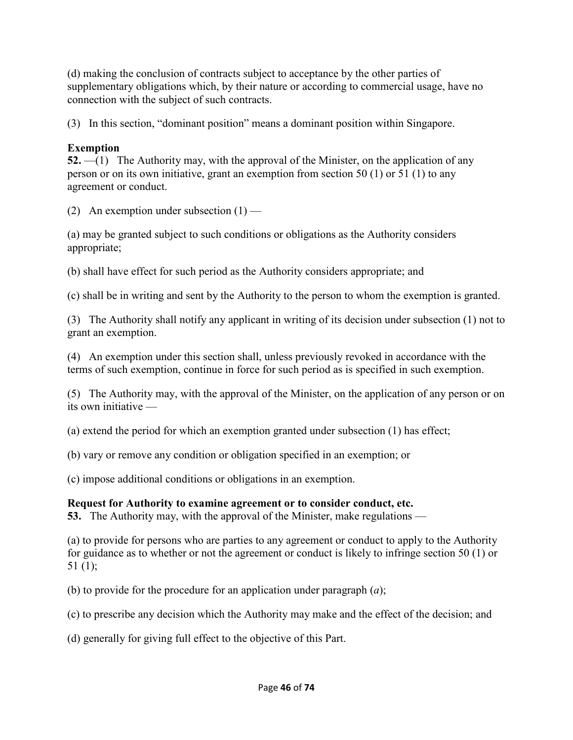(d) making the conclusion of contracts subject to acceptance by the other parties of supplementary obligations which, by their nature or according to commercial usage, have no connection with the subject of such contracts.

(3) In this section, "dominant position" means a dominant position within Singapore.

**Exemption**

**52.** —(1) The Authority may, with the approval of the Minister, on the application of any person or on its own initiative, grant an exemption from section 50 (1) or 51 (1) to any agreement or conduct.

(2) An exemption under subsection (1) —

(a) may be granted subject to such conditions or obligations as the Authority considers appropriate;

(b) shall have effect for such period as the Authority considers appropriate; and

(c) shall be in writing and sent by the Authority to the person to whom the exemption is granted.

(3) The Authority shall notify any applicant in writing of its decision under subsection (1) not to grant an exemption.

(4) An exemption under this section shall, unless previously revoked in accordance with the terms of such exemption, continue in force for such period as is specified in such exemption.

(5) The Authority may, with the approval of the Minister, on the application of any person or on its own initiative —

(a) extend the period for which an exemption granted under subsection (1) has effect;

(b) vary or remove any condition or obligation specified in an exemption; or

(c) impose additional conditions or obligations in an exemption.

**Request for Authority to examine agreement or to consider conduct, etc.**

**53.** The Authority may, with the approval of the Minister, make regulations —

(a) to provide for persons who are parties to any agreement or conduct to apply to the Authority for guidance as to whether or not the agreement or conduct is likely to infringe section 50 (1) or 51 (1);

(b) to provide for the procedure for an application under paragraph (*a*);

(c) to prescribe any decision which the Authority may make and the effect of the decision; and

(d) generally for giving full effect to the objective of this Part.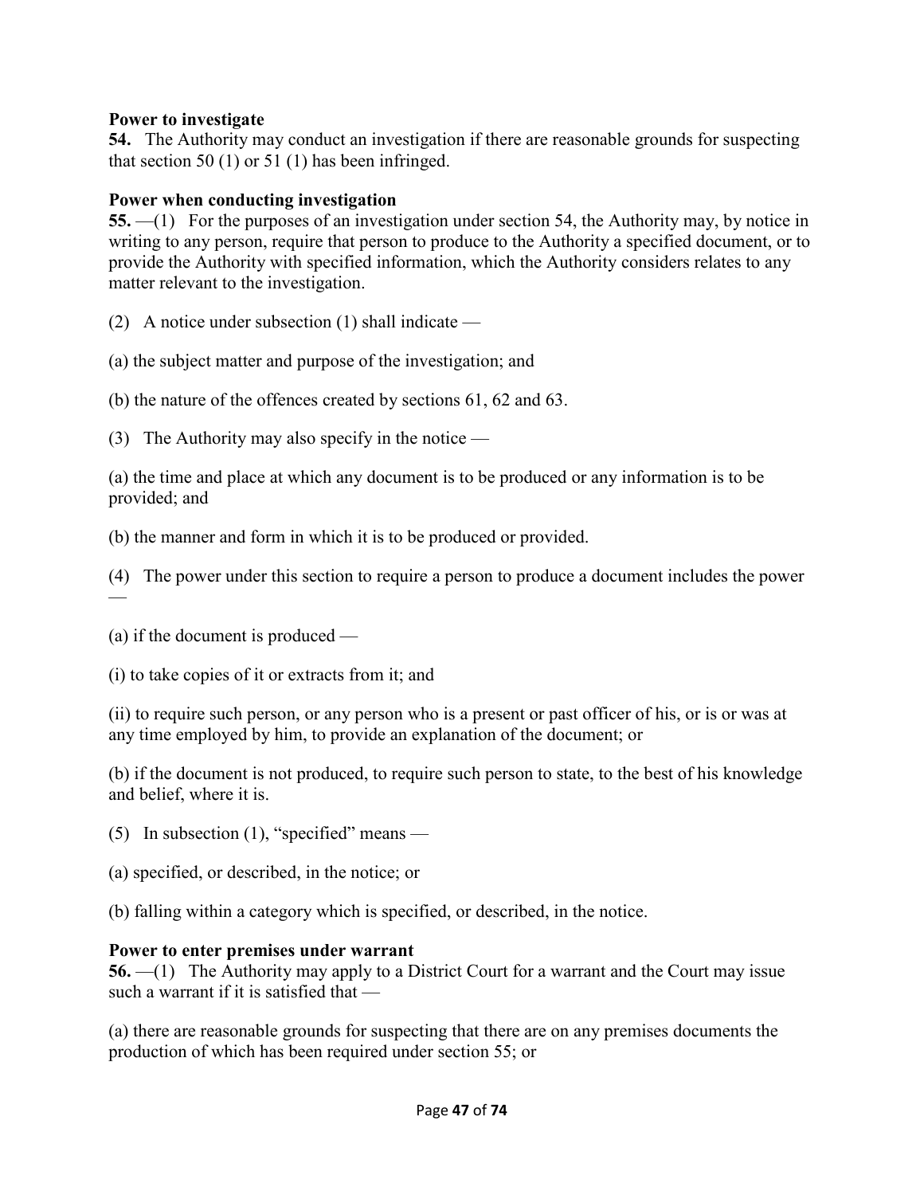**Power to investigate**

**54.** The Authority may conduct an investigation if there are reasonable grounds for suspecting that section 50 (1) or 51 (1) has been infringed.

**Power when conducting investigation**

**55.** —(1) For the purposes of an investigation under section 54, the Authority may, by notice in writing to any person, require that person to produce to the Authority a specified document, or to provide the Authority with specified information, which the Authority considers relates to any matter relevant to the investigation.

(2) A notice under subsection (1) shall indicate —

(a) the subject matter and purpose of the investigation; and

(b) the nature of the offences created by sections 61, 62 and 63.

(3) The Authority may also specify in the notice —

(a) the time and place at which any document is to be produced or any information is to be provided; and

(b) the manner and form in which it is to be produced or provided.

(4) The power under this section to require a person to produce a document includes the power —

(a) if the document is produced —

(i) to take copies of it or extracts from it; and

(ii) to require such person, or any person who is a present or past officer of his, or is or was at any time employed by him, to provide an explanation of the document; or

(b) if the document is not produced, to require such person to state, to the best of his knowledge and belief, where it is.

(5) In subsection (1), "specified" means —

(a) specified, or described, in the notice; or

(b) falling within a category which is specified, or described, in the notice.

**Power to enter premises under warrant**

**56.** —(1) The Authority may apply to a District Court for a warrant and the Court may issue such a warrant if it is satisfied that —

(a) there are reasonable grounds for suspecting that there are on any premises documents the production of which has been required under section 55; or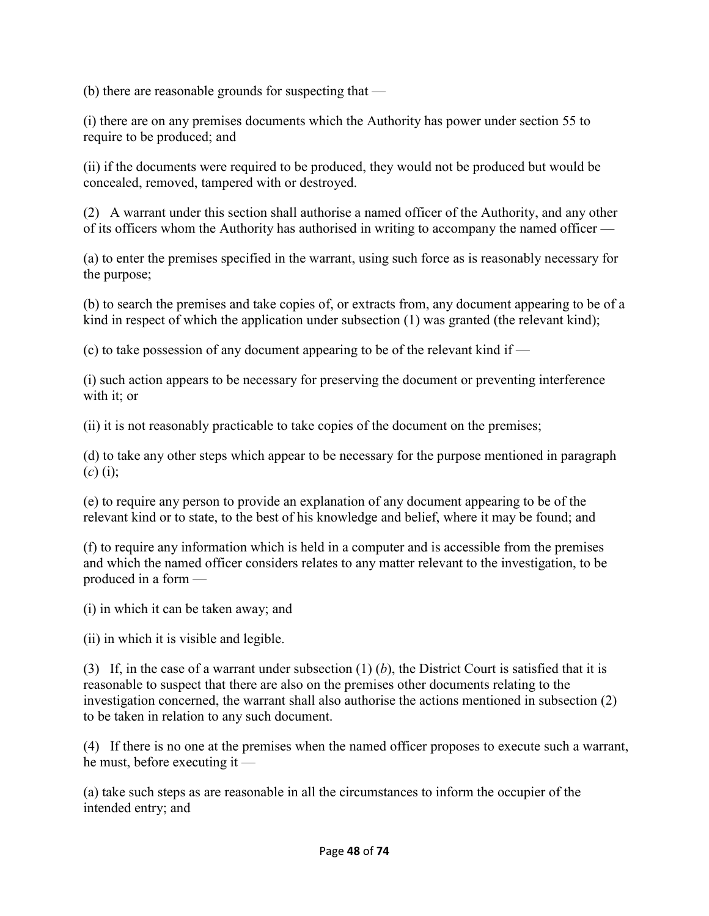(b) there are reasonable grounds for suspecting that —

(i) there are on any premises documents which the Authority has power under section 55 to require to be produced; and

(ii) if the documents were required to be produced, they would not be produced but would be concealed, removed, tampered with or destroyed.

(2) A warrant under this section shall authorise a named officer of the Authority, and any other of its officers whom the Authority has authorised in writing to accompany the named officer —

(a) to enter the premises specified in the warrant, using such force as is reasonably necessary for the purpose;

(b) to search the premises and take copies of, or extracts from, any document appearing to be of a kind in respect of which the application under subsection (1) was granted (the relevant kind);

(c) to take possession of any document appearing to be of the relevant kind if —

(i) such action appears to be necessary for preserving the document or preventing interference with it; or

(ii) it is not reasonably practicable to take copies of the document on the premises;

(d) to take any other steps which appear to be necessary for the purpose mentioned in paragraph (*c*) (i);

(e) to require any person to provide an explanation of any document appearing to be of the relevant kind or to state, to the best of his knowledge and belief, where it may be found; and

(f) to require any information which is held in a computer and is accessible from the premises and which the named officer considers relates to any matter relevant to the investigation, to be produced in a form —

(i) in which it can be taken away; and

(ii) in which it is visible and legible.

(3) If, in the case of a warrant under subsection (1) (*b*), the District Court is satisfied that it is reasonable to suspect that there are also on the premises other documents relating to the investigation concerned, the warrant shall also authorise the actions mentioned in subsection (2) to be taken in relation to any such document.

(4) If there is no one at the premises when the named officer proposes to execute such a warrant, he must, before executing it —

(a) take such steps as are reasonable in all the circumstances to inform the occupier of the intended entry; and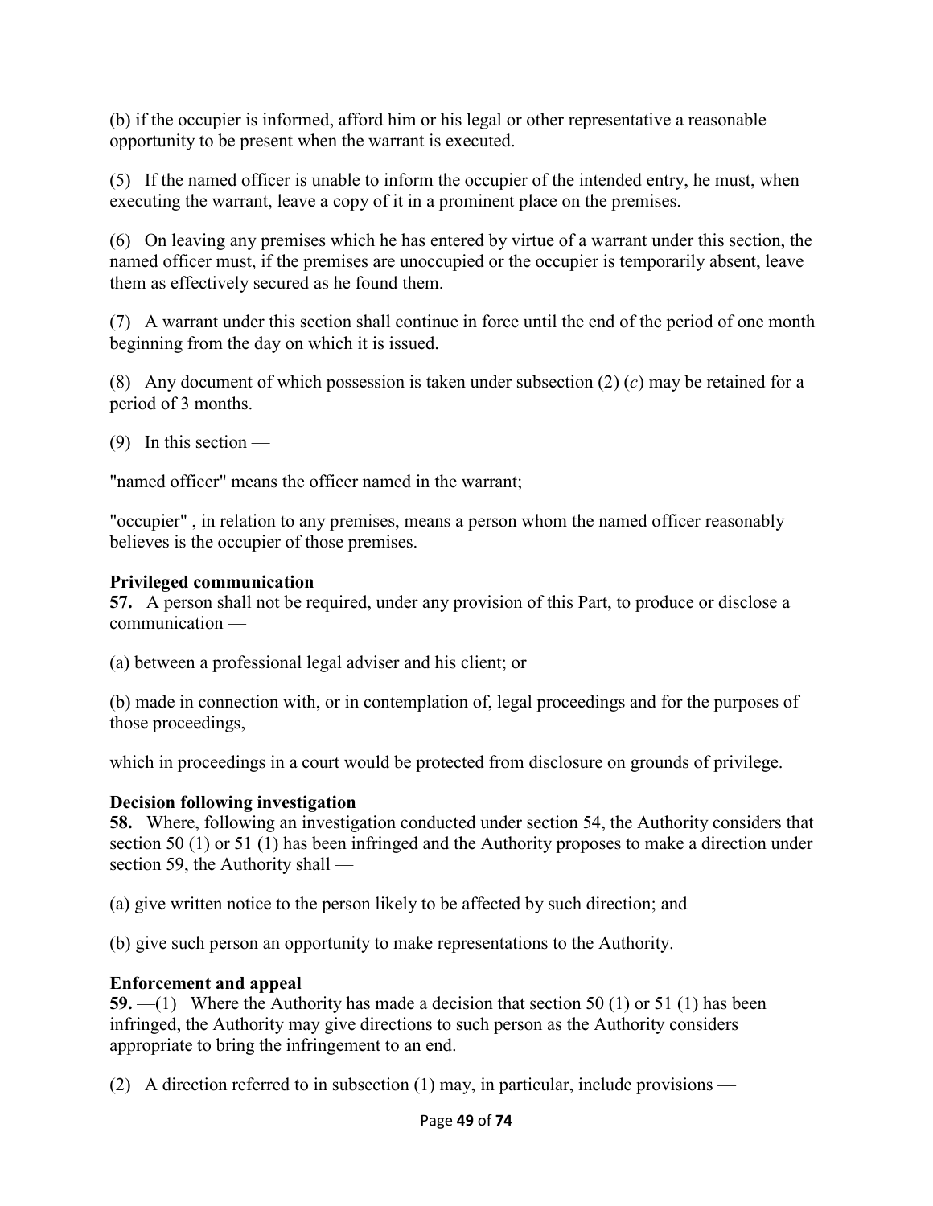(b) if the occupier is informed, afford him or his legal or other representative a reasonable opportunity to be present when the warrant is executed.

(5) If the named officer is unable to inform the occupier of the intended entry, he must, when executing the warrant, leave a copy of it in a prominent place on the premises.

(6) On leaving any premises which he has entered by virtue of a warrant under this section, the named officer must, if the premises are unoccupied or the occupier is temporarily absent, leave them as effectively secured as he found them.

(7) A warrant under this section shall continue in force until the end of the period of one month beginning from the day on which it is issued.

(8) Any document of which possession is taken under subsection (2) (*c*) may be retained for a period of 3 months.

(9) In this section —

"named officer" means the officer named in the warrant;

"occupier" , in relation to any premises, means a person whom the named officer reasonably believes is the occupier of those premises.

**Privileged communication**
**57.** A person shall not be required, under any provision of this Part, to produce or disclose a communication —

(a) between a professional legal adviser and his client; or

(b) made in connection with, or in contemplation of, legal proceedings and for the purposes of those proceedings,

which in proceedings in a court would be protected from disclosure on grounds of privilege.

**Decision following investigation**
**58.** Where, following an investigation conducted under section 54, the Authority considers that section 50 (1) or 51 (1) has been infringed and the Authority proposes to make a direction under section 59, the Authority shall —

(a) give written notice to the person likely to be affected by such direction; and

(b) give such person an opportunity to make representations to the Authority.

**Enforcement and appeal**
**59.** —(1) Where the Authority has made a decision that section 50 (1) or 51 (1) has been infringed, the Authority may give directions to such person as the Authority considers appropriate to bring the infringement to an end.

(2) A direction referred to in subsection (1) may, in particular, include provisions —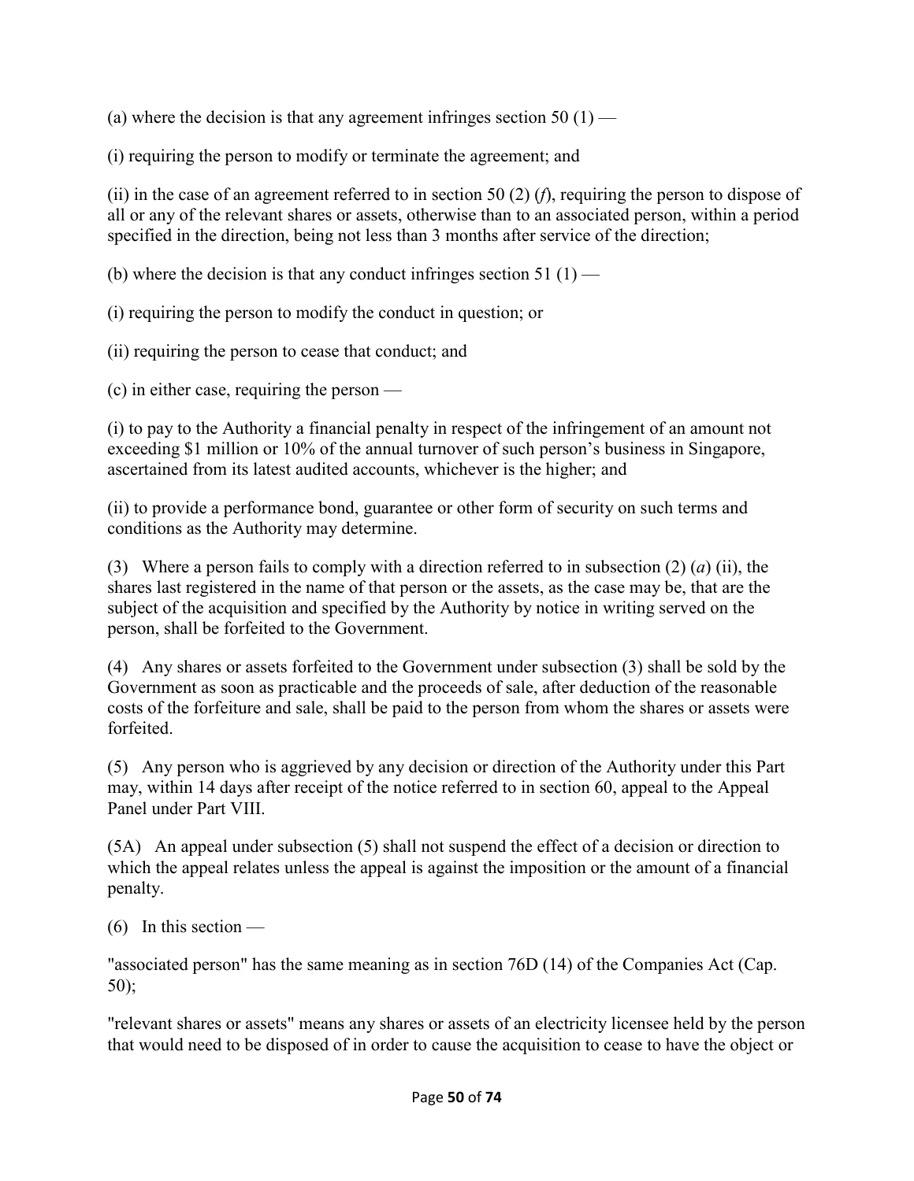(a) where the decision is that any agreement infringes section 50 (1) —

(i) requiring the person to modify or terminate the agreement; and

(ii) in the case of an agreement referred to in section 50 (2) (*f*), requiring the person to dispose of all or any of the relevant shares or assets, otherwise than to an associated person, within a period specified in the direction, being not less than 3 months after service of the direction;

(b) where the decision is that any conduct infringes section 51 (1) —

(i) requiring the person to modify the conduct in question; or

(ii) requiring the person to cease that conduct; and

(c) in either case, requiring the person —

(i) to pay to the Authority a financial penalty in respect of the infringement of an amount not exceeding $1 million or 10% of the annual turnover of such person's business in Singapore, ascertained from its latest audited accounts, whichever is the higher; and

(ii) to provide a performance bond, guarantee or other form of security on such terms and conditions as the Authority may determine.

(3) Where a person fails to comply with a direction referred to in subsection (2) (*a*) (ii), the shares last registered in the name of that person or the assets, as the case may be, that are the subject of the acquisition and specified by the Authority by notice in writing served on the person, shall be forfeited to the Government.

(4) Any shares or assets forfeited to the Government under subsection (3) shall be sold by the Government as soon as practicable and the proceeds of sale, after deduction of the reasonable costs of the forfeiture and sale, shall be paid to the person from whom the shares or assets were forfeited.

(5) Any person who is aggrieved by any decision or direction of the Authority under this Part may, within 14 days after receipt of the notice referred to in section 60, appeal to the Appeal Panel under Part VIII.

(5A) An appeal under subsection (5) shall not suspend the effect of a decision or direction to which the appeal relates unless the appeal is against the imposition or the amount of a financial penalty.

(6) In this section —

"associated person" has the same meaning as in section 76D (14) of the Companies Act (Cap. 50);

"relevant shares or assets" means any shares or assets of an electricity licensee held by the person that would need to be disposed of in order to cause the acquisition to cease to have the object or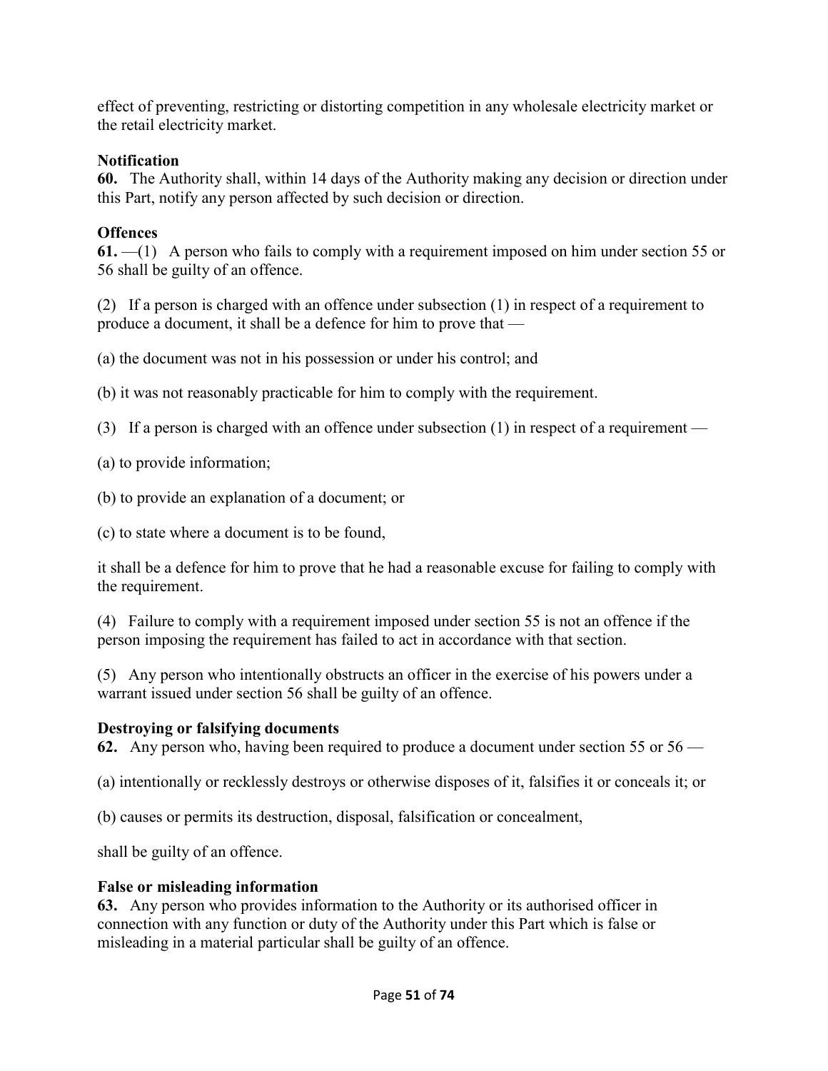effect of preventing, restricting or distorting competition in any wholesale electricity market or the retail electricity market.

**Notification**

**60.** The Authority shall, within 14 days of the Authority making any decision or direction under this Part, notify any person affected by such decision or direction.

**Offences**

**61.** —(1) A person who fails to comply with a requirement imposed on him under section 55 or 56 shall be guilty of an offence.

(2) If a person is charged with an offence under subsection (1) in respect of a requirement to produce a document, it shall be a defence for him to prove that —

(a) the document was not in his possession or under his control; and

(b) it was not reasonably practicable for him to comply with the requirement.

(3) If a person is charged with an offence under subsection (1) in respect of a requirement —

(a) to provide information;

(b) to provide an explanation of a document; or

(c) to state where a document is to be found,

it shall be a defence for him to prove that he had a reasonable excuse for failing to comply with the requirement.

(4) Failure to comply with a requirement imposed under section 55 is not an offence if the person imposing the requirement has failed to act in accordance with that section.

(5) Any person who intentionally obstructs an officer in the exercise of his powers under a warrant issued under section 56 shall be guilty of an offence.

**Destroying or falsifying documents**

**62.** Any person who, having been required to produce a document under section 55 or 56 —

(a) intentionally or recklessly destroys or otherwise disposes of it, falsifies it or conceals it; or

(b) causes or permits its destruction, disposal, falsification or concealment,

shall be guilty of an offence.

**False or misleading information**

**63.** Any person who provides information to the Authority or its authorised officer in connection with any function or duty of the Authority under this Part which is false or misleading in a material particular shall be guilty of an offence.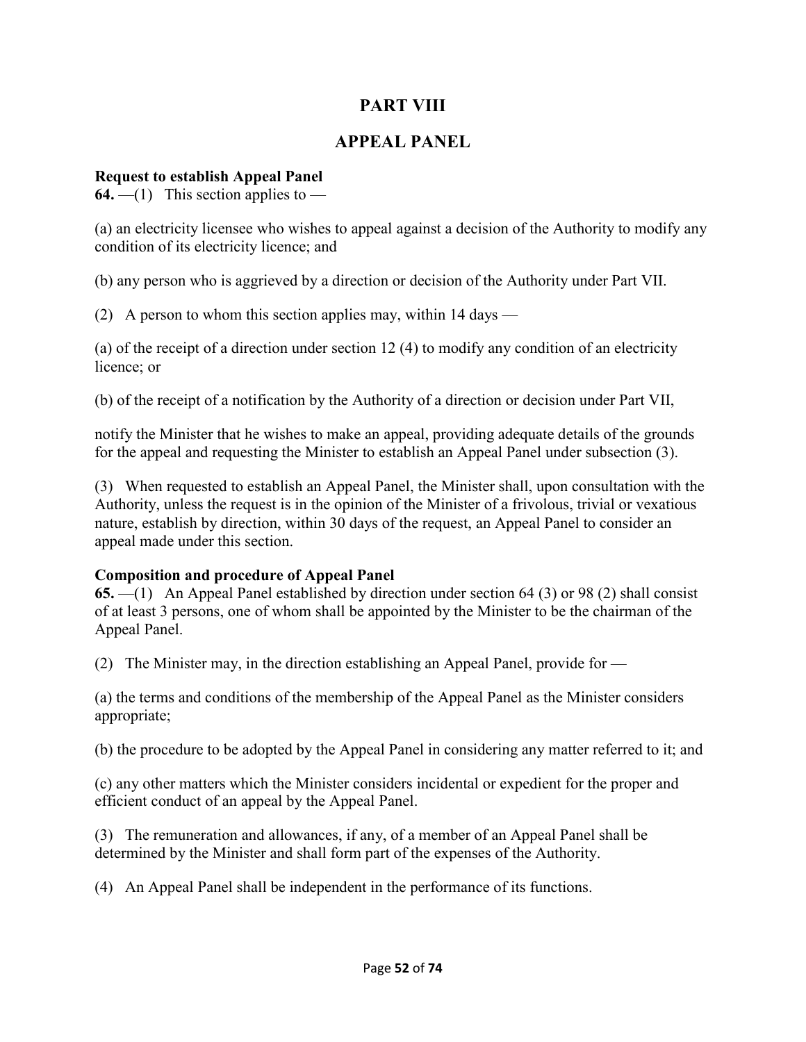# PART VIII

# APPEAL PANEL

**Request to establish Appeal Panel**

**64.** —(1) This section applies to —

(a) an electricity licensee who wishes to appeal against a decision of the Authority to modify any condition of its electricity licence; and

(b) any person who is aggrieved by a direction or decision of the Authority under Part VII.

(2) A person to whom this section applies may, within 14 days —

(a) of the receipt of a direction under section 12 (4) to modify any condition of an electricity licence; or

(b) of the receipt of a notification by the Authority of a direction or decision under Part VII,

notify the Minister that he wishes to make an appeal, providing adequate details of the grounds for the appeal and requesting the Minister to establish an Appeal Panel under subsection (3).

(3) When requested to establish an Appeal Panel, the Minister shall, upon consultation with the Authority, unless the request is in the opinion of the Minister of a frivolous, trivial or vexatious nature, establish by direction, within 30 days of the request, an Appeal Panel to consider an appeal made under this section.

**Composition and procedure of Appeal Panel**

**65.** —(1) An Appeal Panel established by direction under section 64 (3) or 98 (2) shall consist of at least 3 persons, one of whom shall be appointed by the Minister to be the chairman of the Appeal Panel.

(2) The Minister may, in the direction establishing an Appeal Panel, provide for —

(a) the terms and conditions of the membership of the Appeal Panel as the Minister considers appropriate;

(b) the procedure to be adopted by the Appeal Panel in considering any matter referred to it; and

(c) any other matters which the Minister considers incidental or expedient for the proper and efficient conduct of an appeal by the Appeal Panel.

(3) The remuneration and allowances, if any, of a member of an Appeal Panel shall be determined by the Minister and shall form part of the expenses of the Authority.

(4) An Appeal Panel shall be independent in the performance of its functions.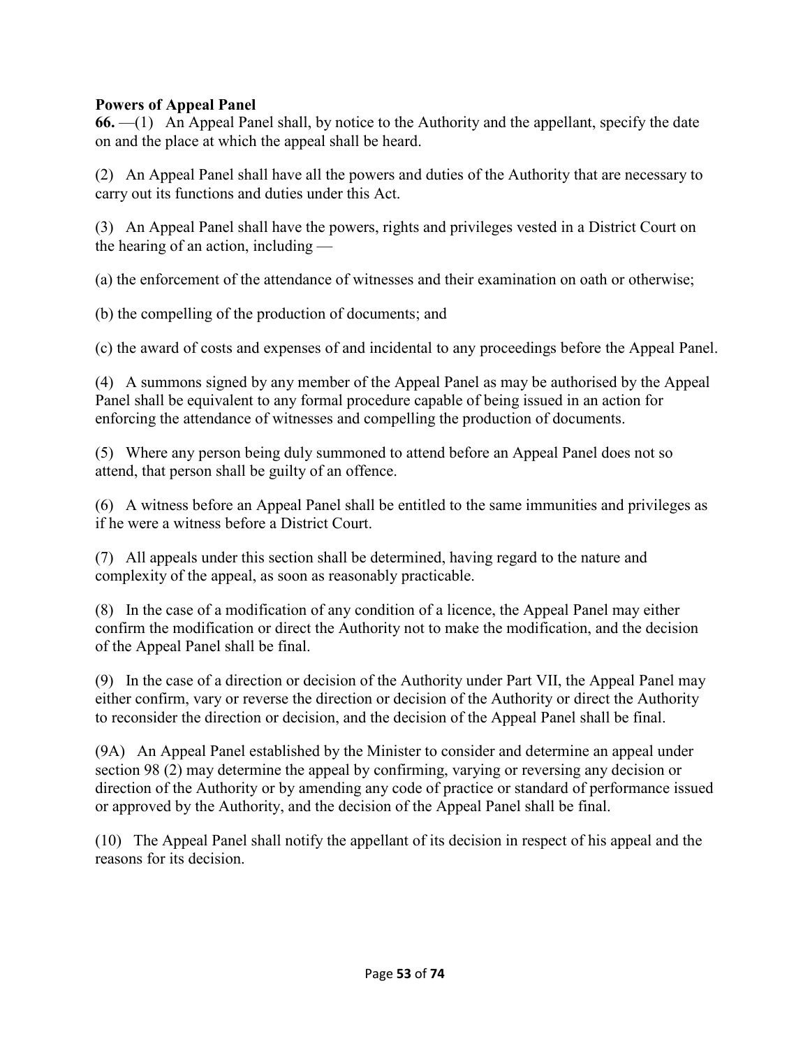**Powers of Appeal Panel**

**66.** —(1) An Appeal Panel shall, by notice to the Authority and the appellant, specify the date on and the place at which the appeal shall be heard.

(2) An Appeal Panel shall have all the powers and duties of the Authority that are necessary to carry out its functions and duties under this Act.

(3) An Appeal Panel shall have the powers, rights and privileges vested in a District Court on the hearing of an action, including —

(a) the enforcement of the attendance of witnesses and their examination on oath or otherwise;

(b) the compelling of the production of documents; and

(c) the award of costs and expenses of and incidental to any proceedings before the Appeal Panel.

(4) A summons signed by any member of the Appeal Panel as may be authorised by the Appeal Panel shall be equivalent to any formal procedure capable of being issued in an action for enforcing the attendance of witnesses and compelling the production of documents.

(5) Where any person being duly summoned to attend before an Appeal Panel does not so attend, that person shall be guilty of an offence.

(6) A witness before an Appeal Panel shall be entitled to the same immunities and privileges as if he were a witness before a District Court.

(7) All appeals under this section shall be determined, having regard to the nature and complexity of the appeal, as soon as reasonably practicable.

(8) In the case of a modification of any condition of a licence, the Appeal Panel may either confirm the modification or direct the Authority not to make the modification, and the decision of the Appeal Panel shall be final.

(9) In the case of a direction or decision of the Authority under Part VII, the Appeal Panel may either confirm, vary or reverse the direction or decision of the Authority or direct the Authority to reconsider the direction or decision, and the decision of the Appeal Panel shall be final.

(9A) An Appeal Panel established by the Minister to consider and determine an appeal under section 98 (2) may determine the appeal by confirming, varying or reversing any decision or direction of the Authority or by amending any code of practice or standard of performance issued or approved by the Authority, and the decision of the Appeal Panel shall be final.

(10) The Appeal Panel shall notify the appellant of its decision in respect of his appeal and the reasons for its decision.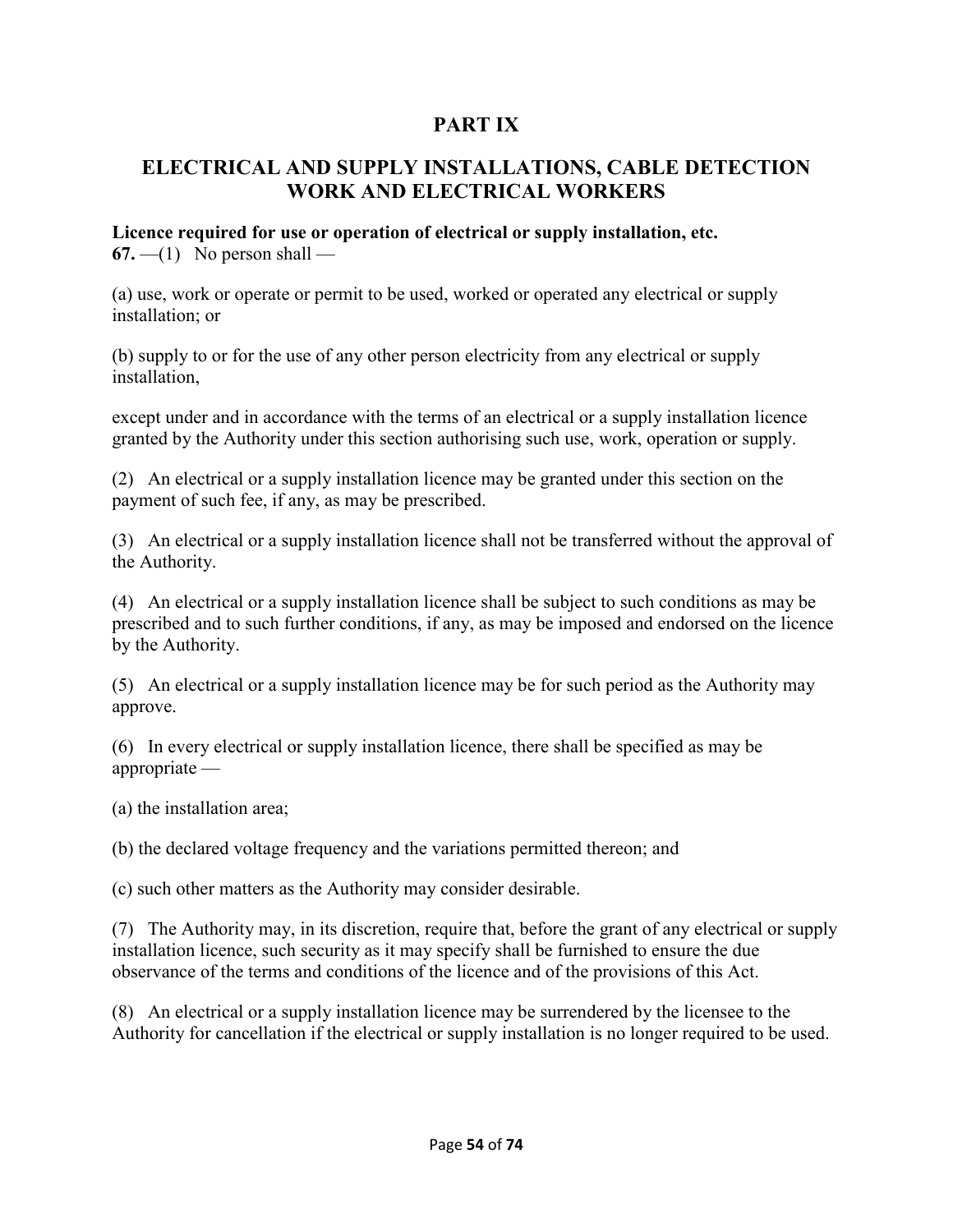# PART IX

## ELECTRICAL AND SUPPLY INSTALLATIONS, CABLE DETECTION WORK AND ELECTRICAL WORKERS

**Licence required for use or operation of electrical or supply installation, etc.**

**67.** —(1) No person shall —

(a) use, work or operate or permit to be used, worked or operated any electrical or supply installation; or

(b) supply to or for the use of any other person electricity from any electrical or supply installation,

except under and in accordance with the terms of an electrical or a supply installation licence granted by the Authority under this section authorising such use, work, operation or supply.

(2) An electrical or a supply installation licence may be granted under this section on the payment of such fee, if any, as may be prescribed.

(3) An electrical or a supply installation licence shall not be transferred without the approval of the Authority.

(4) An electrical or a supply installation licence shall be subject to such conditions as may be prescribed and to such further conditions, if any, as may be imposed and endorsed on the licence by the Authority.

(5) An electrical or a supply installation licence may be for such period as the Authority may approve.

(6) In every electrical or supply installation licence, there shall be specified as may be appropriate —

(a) the installation area;

(b) the declared voltage frequency and the variations permitted thereon; and

(c) such other matters as the Authority may consider desirable.

(7) The Authority may, in its discretion, require that, before the grant of any electrical or supply installation licence, such security as it may specify shall be furnished to ensure the due observance of the terms and conditions of the licence and of the provisions of this Act.

(8) An electrical or a supply installation licence may be surrendered by the licensee to the Authority for cancellation if the electrical or supply installation is no longer required to be used.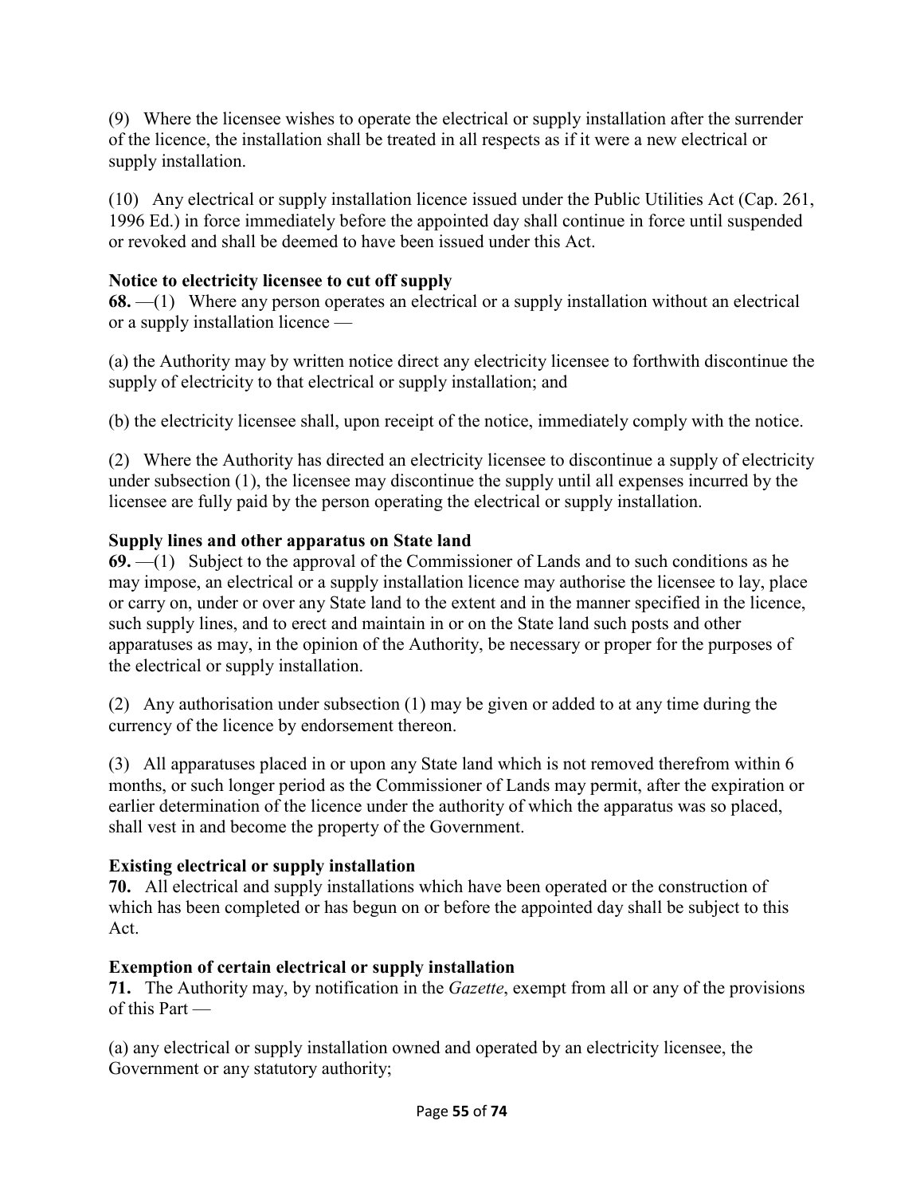(9) Where the licensee wishes to operate the electrical or supply installation after the surrender of the licence, the installation shall be treated in all respects as if it were a new electrical or supply installation.

(10) Any electrical or supply installation licence issued under the Public Utilities Act (Cap. 261, 1996 Ed.) in force immediately before the appointed day shall continue in force until suspended or revoked and shall be deemed to have been issued under this Act.

**Notice to electricity licensee to cut off supply**

**68.** —(1) Where any person operates an electrical or a supply installation without an electrical or a supply installation licence —

(a) the Authority may by written notice direct any electricity licensee to forthwith discontinue the supply of electricity to that electrical or supply installation; and

(b) the electricity licensee shall, upon receipt of the notice, immediately comply with the notice.

(2) Where the Authority has directed an electricity licensee to discontinue a supply of electricity under subsection (1), the licensee may discontinue the supply until all expenses incurred by the licensee are fully paid by the person operating the electrical or supply installation.

**Supply lines and other apparatus on State land**

**69.** —(1) Subject to the approval of the Commissioner of Lands and to such conditions as he may impose, an electrical or a supply installation licence may authorise the licensee to lay, place or carry on, under or over any State land to the extent and in the manner specified in the licence, such supply lines, and to erect and maintain in or on the State land such posts and other apparatuses as may, in the opinion of the Authority, be necessary or proper for the purposes of the electrical or supply installation.

(2) Any authorisation under subsection (1) may be given or added to at any time during the currency of the licence by endorsement thereon.

(3) All apparatuses placed in or upon any State land which is not removed therefrom within 6 months, or such longer period as the Commissioner of Lands may permit, after the expiration or earlier determination of the licence under the authority of which the apparatus was so placed, shall vest in and become the property of the Government.

**Existing electrical or supply installation**

**70.** All electrical and supply installations which have been operated or the construction of which has been completed or has begun on or before the appointed day shall be subject to this Act.

**Exemption of certain electrical or supply installation**

**71.** The Authority may, by notification in the *Gazette*, exempt from all or any of the provisions of this Part —

(a) any electrical or supply installation owned and operated by an electricity licensee, the Government or any statutory authority;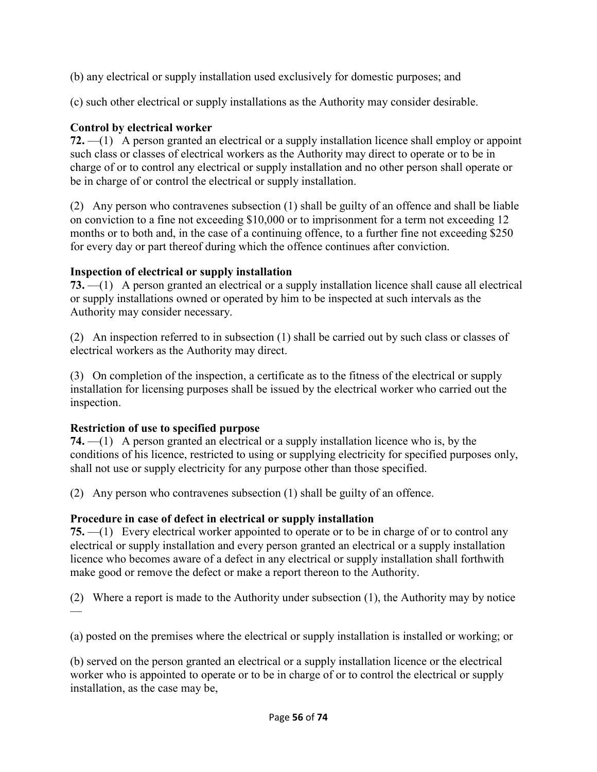(b) any electrical or supply installation used exclusively for domestic purposes; and

(c) such other electrical or supply installations as the Authority may consider desirable.

**Control by electrical worker**

**72.** —(1) A person granted an electrical or a supply installation licence shall employ or appoint such class or classes of electrical workers as the Authority may direct to operate or to be in charge of or to control any electrical or supply installation and no other person shall operate or be in charge of or control the electrical or supply installation.

(2) Any person who contravenes subsection (1) shall be guilty of an offence and shall be liable on conviction to a fine not exceeding $10,000 or to imprisonment for a term not exceeding 12 months or to both and, in the case of a continuing offence, to a further fine not exceeding $250 for every day or part thereof during which the offence continues after conviction.

**Inspection of electrical or supply installation**

**73.** —(1) A person granted an electrical or a supply installation licence shall cause all electrical or supply installations owned or operated by him to be inspected at such intervals as the Authority may consider necessary.

(2) An inspection referred to in subsection (1) shall be carried out by such class or classes of electrical workers as the Authority may direct.

(3) On completion of the inspection, a certificate as to the fitness of the electrical or supply installation for licensing purposes shall be issued by the electrical worker who carried out the inspection.

**Restriction of use to specified purpose**

**74.** —(1) A person granted an electrical or a supply installation licence who is, by the conditions of his licence, restricted to using or supplying electricity for specified purposes only, shall not use or supply electricity for any purpose other than those specified.

(2) Any person who contravenes subsection (1) shall be guilty of an offence.

**Procedure in case of defect in electrical or supply installation**

**75.** —(1) Every electrical worker appointed to operate or to be in charge of or to control any electrical or supply installation and every person granted an electrical or a supply installation licence who becomes aware of a defect in any electrical or supply installation shall forthwith make good or remove the defect or make a report thereon to the Authority.

(2) Where a report is made to the Authority under subsection (1), the Authority may by notice —

(a) posted on the premises where the electrical or supply installation is installed or working; or

(b) served on the person granted an electrical or a supply installation licence or the electrical worker who is appointed to operate or to be in charge of or to control the electrical or supply installation, as the case may be,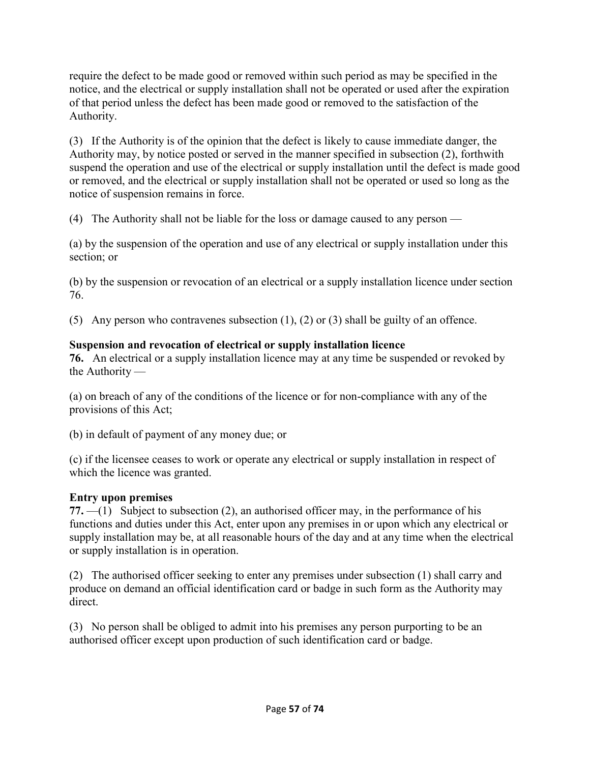require the defect to be made good or removed within such period as may be specified in the notice, and the electrical or supply installation shall not be operated or used after the expiration of that period unless the defect has been made good or removed to the satisfaction of the Authority.

(3) If the Authority is of the opinion that the defect is likely to cause immediate danger, the Authority may, by notice posted or served in the manner specified in subsection (2), forthwith suspend the operation and use of the electrical or supply installation until the defect is made good or removed, and the electrical or supply installation shall not be operated or used so long as the notice of suspension remains in force.

(4) The Authority shall not be liable for the loss or damage caused to any person —

(a) by the suspension of the operation and use of any electrical or supply installation under this section; or

(b) by the suspension or revocation of an electrical or a supply installation licence under section 76.

(5) Any person who contravenes subsection (1), (2) or (3) shall be guilty of an offence.

**Suspension and revocation of electrical or supply installation licence**
**76.** An electrical or a supply installation licence may at any time be suspended or revoked by the Authority —

(a) on breach of any of the conditions of the licence or for non-compliance with any of the provisions of this Act;

(b) in default of payment of any money due; or

(c) if the licensee ceases to work or operate any electrical or supply installation in respect of which the licence was granted.

**Entry upon premises**
**77.** —(1) Subject to subsection (2), an authorised officer may, in the performance of his functions and duties under this Act, enter upon any premises in or upon which any electrical or supply installation may be, at all reasonable hours of the day and at any time when the electrical or supply installation is in operation.

(2) The authorised officer seeking to enter any premises under subsection (1) shall carry and produce on demand an official identification card or badge in such form as the Authority may direct.

(3) No person shall be obliged to admit into his premises any person purporting to be an authorised officer except upon production of such identification card or badge.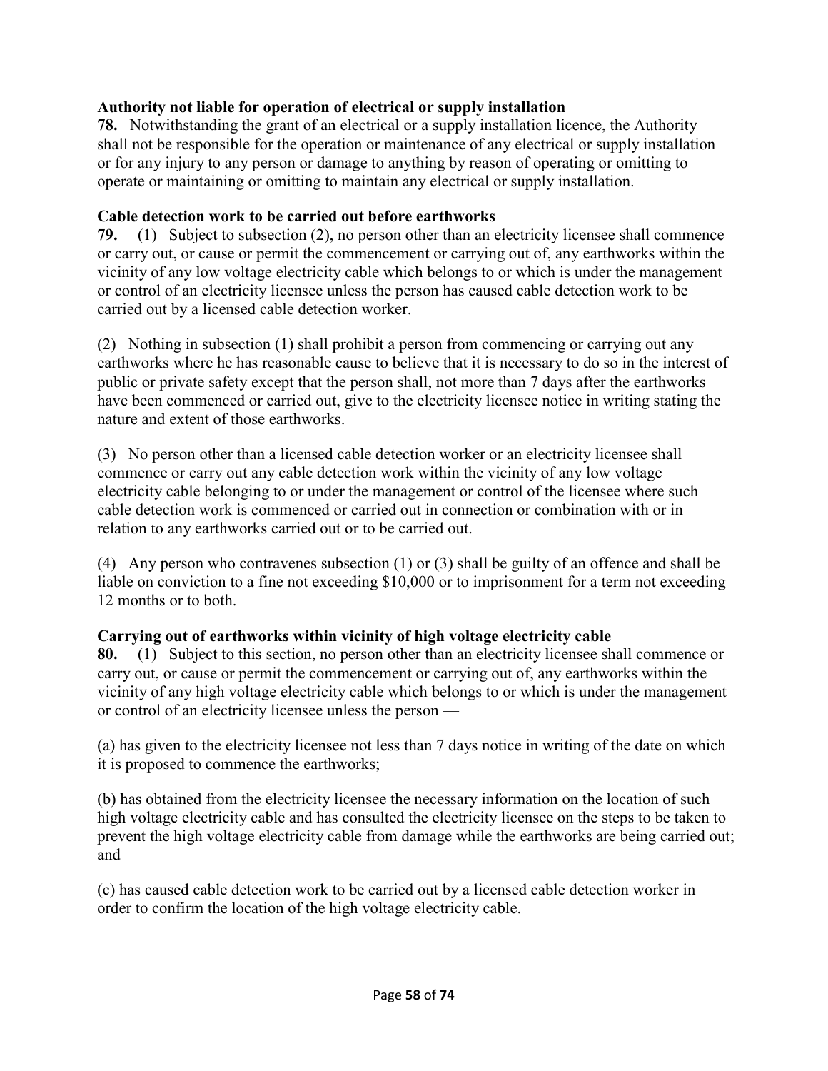**Authority not liable for operation of electrical or supply installation**

**78.** Notwithstanding the grant of an electrical or a supply installation licence, the Authority shall not be responsible for the operation or maintenance of any electrical or supply installation or for any injury to any person or damage to anything by reason of operating or omitting to operate or maintaining or omitting to maintain any electrical or supply installation.

**Cable detection work to be carried out before earthworks**

**79.** —(1) Subject to subsection (2), no person other than an electricity licensee shall commence or carry out, or cause or permit the commencement or carrying out of, any earthworks within the vicinity of any low voltage electricity cable which belongs to or which is under the management or control of an electricity licensee unless the person has caused cable detection work to be carried out by a licensed cable detection worker.

(2) Nothing in subsection (1) shall prohibit a person from commencing or carrying out any earthworks where he has reasonable cause to believe that it is necessary to do so in the interest of public or private safety except that the person shall, not more than 7 days after the earthworks have been commenced or carried out, give to the electricity licensee notice in writing stating the nature and extent of those earthworks.

(3) No person other than a licensed cable detection worker or an electricity licensee shall commence or carry out any cable detection work within the vicinity of any low voltage electricity cable belonging to or under the management or control of the licensee where such cable detection work is commenced or carried out in connection or combination with or in relation to any earthworks carried out or to be carried out.

(4) Any person who contravenes subsection (1) or (3) shall be guilty of an offence and shall be liable on conviction to a fine not exceeding $10,000 or to imprisonment for a term not exceeding 12 months or to both.

**Carrying out of earthworks within vicinity of high voltage electricity cable**

**80.** —(1) Subject to this section, no person other than an electricity licensee shall commence or carry out, or cause or permit the commencement or carrying out of, any earthworks within the vicinity of any high voltage electricity cable which belongs to or which is under the management or control of an electricity licensee unless the person —

(a) has given to the electricity licensee not less than 7 days notice in writing of the date on which it is proposed to commence the earthworks;

(b) has obtained from the electricity licensee the necessary information on the location of such high voltage electricity cable and has consulted the electricity licensee on the steps to be taken to prevent the high voltage electricity cable from damage while the earthworks are being carried out; and

(c) has caused cable detection work to be carried out by a licensed cable detection worker in order to confirm the location of the high voltage electricity cable.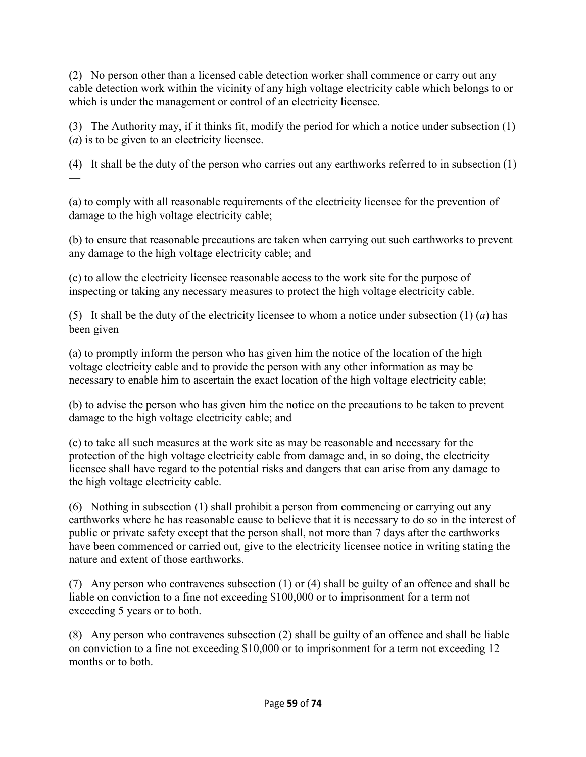(2) No person other than a licensed cable detection worker shall commence or carry out any cable detection work within the vicinity of any high voltage electricity cable which belongs to or which is under the management or control of an electricity licensee.

(3) The Authority may, if it thinks fit, modify the period for which a notice under subsection (1) (*a*) is to be given to an electricity licensee.

(4) It shall be the duty of the person who carries out any earthworks referred to in subsection (1) —

(a) to comply with all reasonable requirements of the electricity licensee for the prevention of damage to the high voltage electricity cable;

(b) to ensure that reasonable precautions are taken when carrying out such earthworks to prevent any damage to the high voltage electricity cable; and

(c) to allow the electricity licensee reasonable access to the work site for the purpose of inspecting or taking any necessary measures to protect the high voltage electricity cable.

(5) It shall be the duty of the electricity licensee to whom a notice under subsection (1) (*a*) has been given —

(a) to promptly inform the person who has given him the notice of the location of the high voltage electricity cable and to provide the person with any other information as may be necessary to enable him to ascertain the exact location of the high voltage electricity cable;

(b) to advise the person who has given him the notice on the precautions to be taken to prevent damage to the high voltage electricity cable; and

(c) to take all such measures at the work site as may be reasonable and necessary for the protection of the high voltage electricity cable from damage and, in so doing, the electricity licensee shall have regard to the potential risks and dangers that can arise from any damage to the high voltage electricity cable.

(6) Nothing in subsection (1) shall prohibit a person from commencing or carrying out any earthworks where he has reasonable cause to believe that it is necessary to do so in the interest of public or private safety except that the person shall, not more than 7 days after the earthworks have been commenced or carried out, give to the electricity licensee notice in writing stating the nature and extent of those earthworks.

(7) Any person who contravenes subsection (1) or (4) shall be guilty of an offence and shall be liable on conviction to a fine not exceeding $100,000 or to imprisonment for a term not exceeding 5 years or to both.

(8) Any person who contravenes subsection (2) shall be guilty of an offence and shall be liable on conviction to a fine not exceeding $10,000 or to imprisonment for a term not exceeding 12 months or to both.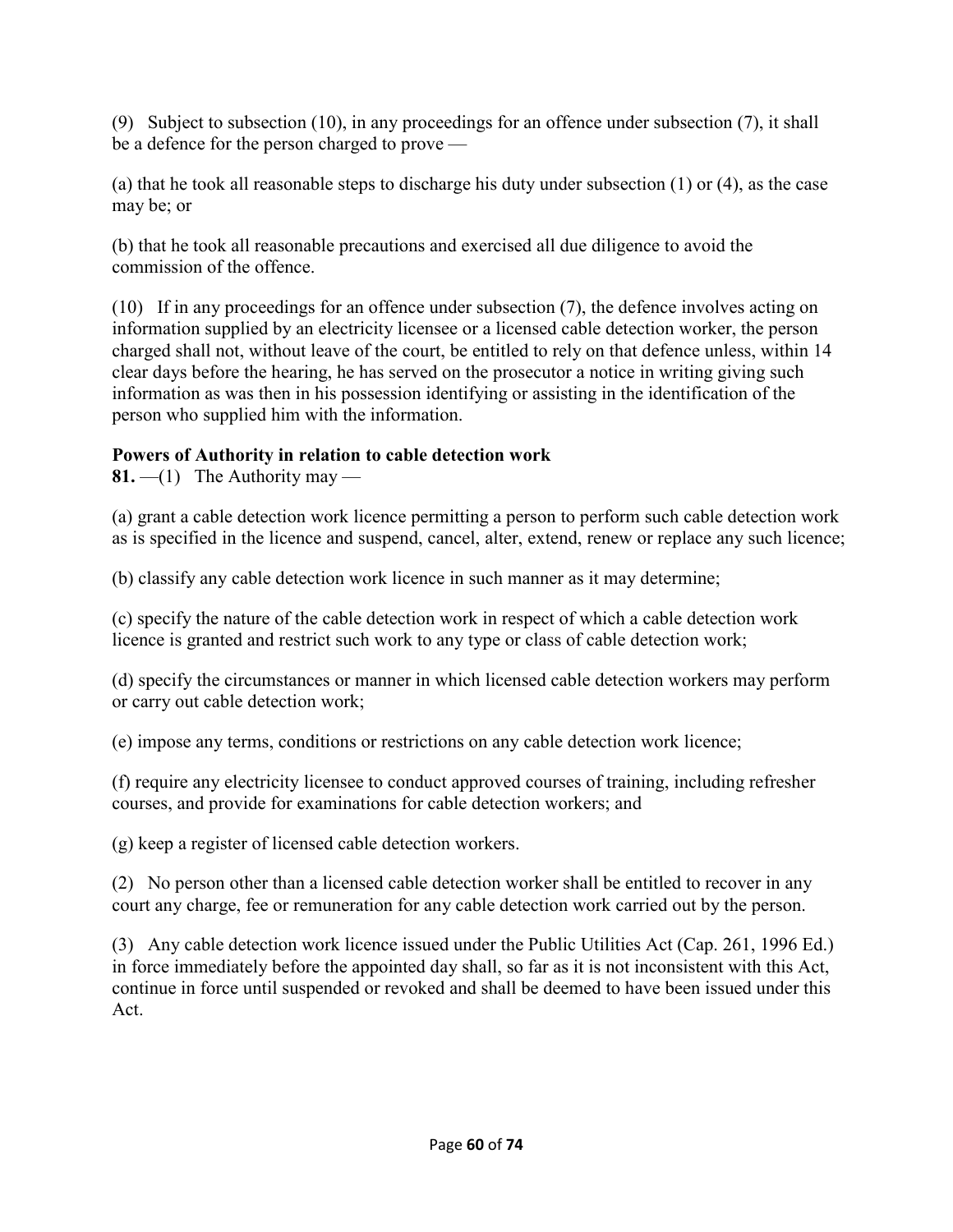(9) Subject to subsection (10), in any proceedings for an offence under subsection (7), it shall be a defence for the person charged to prove —

(a) that he took all reasonable steps to discharge his duty under subsection (1) or (4), as the case may be; or

(b) that he took all reasonable precautions and exercised all due diligence to avoid the commission of the offence.

(10) If in any proceedings for an offence under subsection (7), the defence involves acting on information supplied by an electricity licensee or a licensed cable detection worker, the person charged shall not, without leave of the court, be entitled to rely on that defence unless, within 14 clear days before the hearing, he has served on the prosecutor a notice in writing giving such information as was then in his possession identifying or assisting in the identification of the person who supplied him with the information.

**Powers of Authority in relation to cable detection work**

**81.** —(1) The Authority may —

(a) grant a cable detection work licence permitting a person to perform such cable detection work as is specified in the licence and suspend, cancel, alter, extend, renew or replace any such licence;

(b) classify any cable detection work licence in such manner as it may determine;

(c) specify the nature of the cable detection work in respect of which a cable detection work licence is granted and restrict such work to any type or class of cable detection work;

(d) specify the circumstances or manner in which licensed cable detection workers may perform or carry out cable detection work;

(e) impose any terms, conditions or restrictions on any cable detection work licence;

(f) require any electricity licensee to conduct approved courses of training, including refresher courses, and provide for examinations for cable detection workers; and

(g) keep a register of licensed cable detection workers.

(2) No person other than a licensed cable detection worker shall be entitled to recover in any court any charge, fee or remuneration for any cable detection work carried out by the person.

(3) Any cable detection work licence issued under the Public Utilities Act (Cap. 261, 1996 Ed.) in force immediately before the appointed day shall, so far as it is not inconsistent with this Act, continue in force until suspended or revoked and shall be deemed to have been issued under this Act.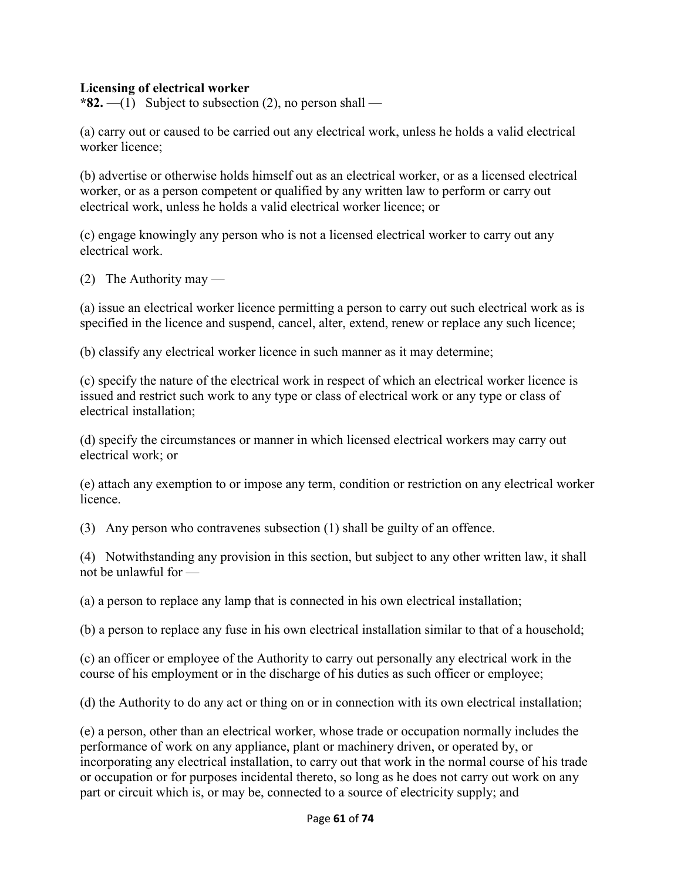**Licensing of electrical worker**

***82.** —(1) Subject to subsection (2), no person shall —

(a) carry out or caused to be carried out any electrical work, unless he holds a valid electrical worker licence;

(b) advertise or otherwise holds himself out as an electrical worker, or as a licensed electrical worker, or as a person competent or qualified by any written law to perform or carry out electrical work, unless he holds a valid electrical worker licence; or

(c) engage knowingly any person who is not a licensed electrical worker to carry out any electrical work.

(2) The Authority may —

(a) issue an electrical worker licence permitting a person to carry out such electrical work as is specified in the licence and suspend, cancel, alter, extend, renew or replace any such licence;

(b) classify any electrical worker licence in such manner as it may determine;

(c) specify the nature of the electrical work in respect of which an electrical worker licence is issued and restrict such work to any type or class of electrical work or any type or class of electrical installation;

(d) specify the circumstances or manner in which licensed electrical workers may carry out electrical work; or

(e) attach any exemption to or impose any term, condition or restriction on any electrical worker licence.

(3) Any person who contravenes subsection (1) shall be guilty of an offence.

(4) Notwithstanding any provision in this section, but subject to any other written law, it shall not be unlawful for —

(a) a person to replace any lamp that is connected in his own electrical installation;

(b) a person to replace any fuse in his own electrical installation similar to that of a household;

(c) an officer or employee of the Authority to carry out personally any electrical work in the course of his employment or in the discharge of his duties as such officer or employee;

(d) the Authority to do any act or thing on or in connection with its own electrical installation;

(e) a person, other than an electrical worker, whose trade or occupation normally includes the performance of work on any appliance, plant or machinery driven, or operated by, or incorporating any electrical installation, to carry out that work in the normal course of his trade or occupation or for purposes incidental thereto, so long as he does not carry out work on any part or circuit which is, or may be, connected to a source of electricity supply; and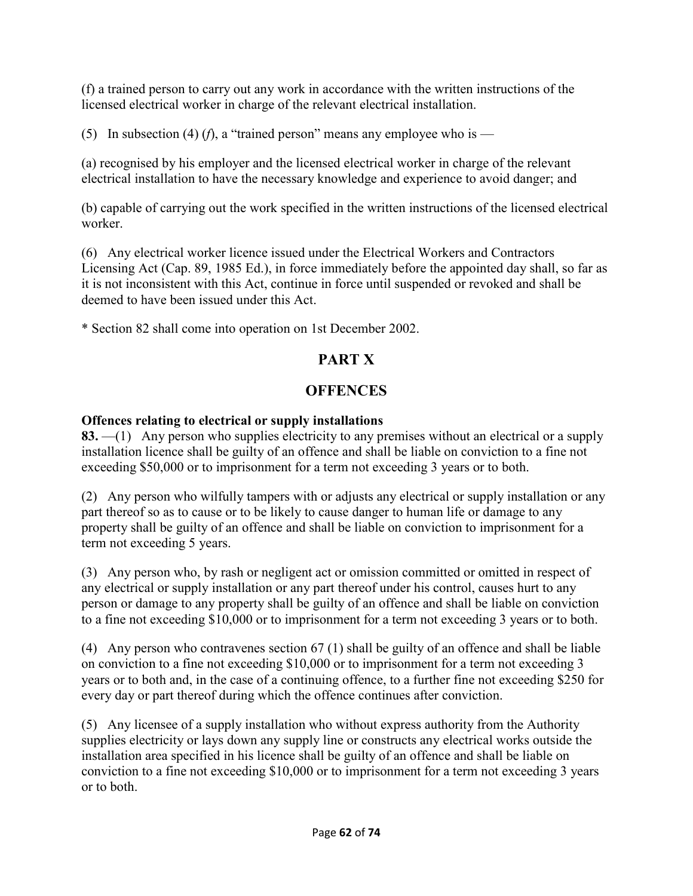(f) a trained person to carry out any work in accordance with the written instructions of the licensed electrical worker in charge of the relevant electrical installation.

(5) In subsection (4) (*f*), a "trained person" means any employee who is —

(a) recognised by his employer and the licensed electrical worker in charge of the relevant electrical installation to have the necessary knowledge and experience to avoid danger; and

(b) capable of carrying out the work specified in the written instructions of the licensed electrical worker.

(6) Any electrical worker licence issued under the Electrical Workers and Contractors Licensing Act (Cap. 89, 1985 Ed.), in force immediately before the appointed day shall, so far as it is not inconsistent with this Act, continue in force until suspended or revoked and shall be deemed to have been issued under this Act.

* Section 82 shall come into operation on 1st December 2002.

## PART X

## OFFENCES

**Offences relating to electrical or supply installations**

**83.** —(1) Any person who supplies electricity to any premises without an electrical or a supply installation licence shall be guilty of an offence and shall be liable on conviction to a fine not exceeding $50,000 or to imprisonment for a term not exceeding 3 years or to both.

(2) Any person who wilfully tampers with or adjusts any electrical or supply installation or any part thereof so as to cause or to be likely to cause danger to human life or damage to any property shall be guilty of an offence and shall be liable on conviction to imprisonment for a term not exceeding 5 years.

(3) Any person who, by rash or negligent act or omission committed or omitted in respect of any electrical or supply installation or any part thereof under his control, causes hurt to any person or damage to any property shall be guilty of an offence and shall be liable on conviction to a fine not exceeding $10,000 or to imprisonment for a term not exceeding 3 years or to both.

(4) Any person who contravenes section 67 (1) shall be guilty of an offence and shall be liable on conviction to a fine not exceeding $10,000 or to imprisonment for a term not exceeding 3 years or to both and, in the case of a continuing offence, to a further fine not exceeding $250 for every day or part thereof during which the offence continues after conviction.

(5) Any licensee of a supply installation who without express authority from the Authority supplies electricity or lays down any supply line or constructs any electrical works outside the installation area specified in his licence shall be guilty of an offence and shall be liable on conviction to a fine not exceeding $10,000 or to imprisonment for a term not exceeding 3 years or to both.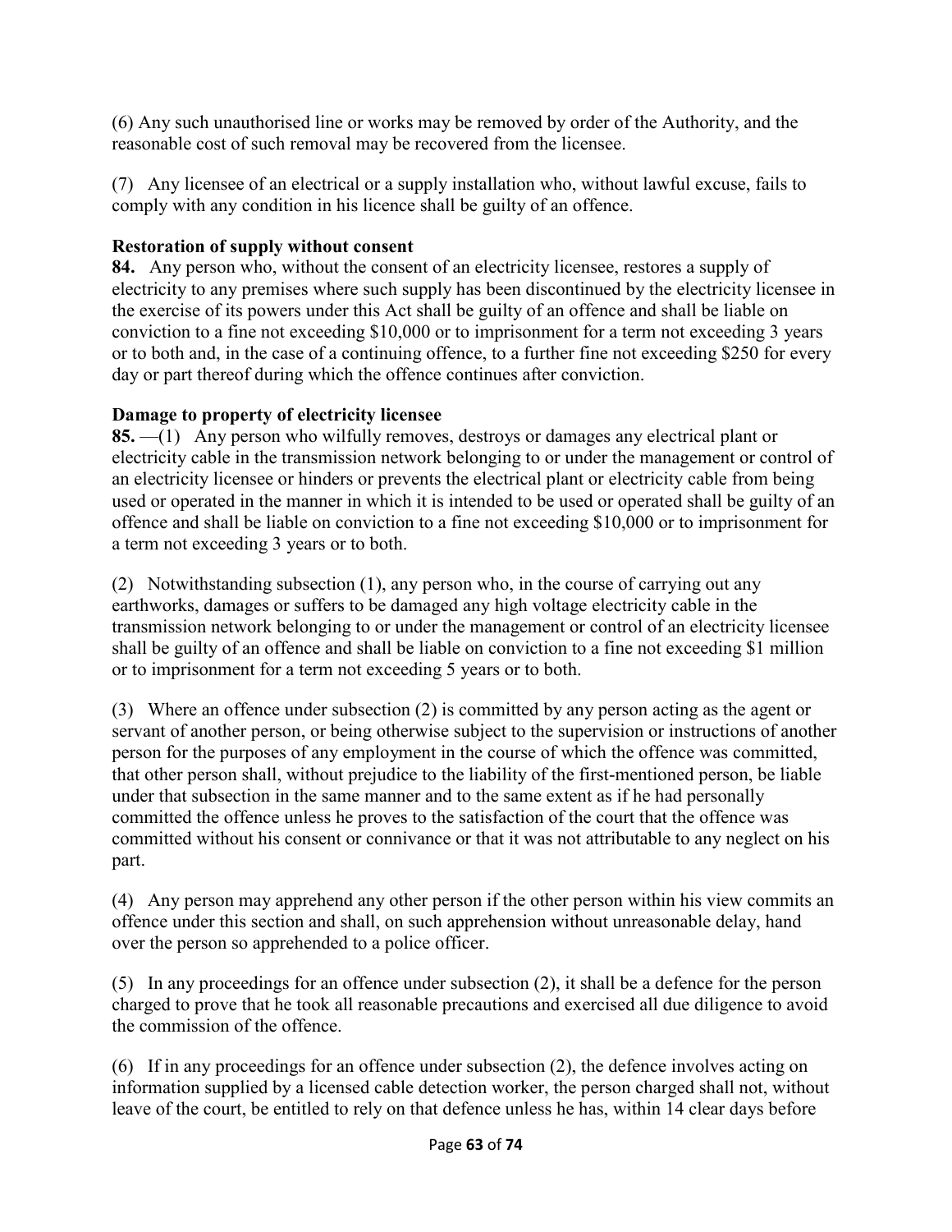(6) Any such unauthorised line or works may be removed by order of the Authority, and the reasonable cost of such removal may be recovered from the licensee.

(7) Any licensee of an electrical or a supply installation who, without lawful excuse, fails to comply with any condition in his licence shall be guilty of an offence.

**Restoration of supply without consent**

**84.** Any person who, without the consent of an electricity licensee, restores a supply of electricity to any premises where such supply has been discontinued by the electricity licensee in the exercise of its powers under this Act shall be guilty of an offence and shall be liable on conviction to a fine not exceeding $10,000 or to imprisonment for a term not exceeding 3 years or to both and, in the case of a continuing offence, to a further fine not exceeding $250 for every day or part thereof during which the offence continues after conviction.

**Damage to property of electricity licensee**

**85.** —(1) Any person who wilfully removes, destroys or damages any electrical plant or electricity cable in the transmission network belonging to or under the management or control of an electricity licensee or hinders or prevents the electrical plant or electricity cable from being used or operated in the manner in which it is intended to be used or operated shall be guilty of an offence and shall be liable on conviction to a fine not exceeding $10,000 or to imprisonment for a term not exceeding 3 years or to both.

(2) Notwithstanding subsection (1), any person who, in the course of carrying out any earthworks, damages or suffers to be damaged any high voltage electricity cable in the transmission network belonging to or under the management or control of an electricity licensee shall be guilty of an offence and shall be liable on conviction to a fine not exceeding $1 million or to imprisonment for a term not exceeding 5 years or to both.

(3) Where an offence under subsection (2) is committed by any person acting as the agent or servant of another person, or being otherwise subject to the supervision or instructions of another person for the purposes of any employment in the course of which the offence was committed, that other person shall, without prejudice to the liability of the first-mentioned person, be liable under that subsection in the same manner and to the same extent as if he had personally committed the offence unless he proves to the satisfaction of the court that the offence was committed without his consent or connivance or that it was not attributable to any neglect on his part.

(4) Any person may apprehend any other person if the other person within his view commits an offence under this section and shall, on such apprehension without unreasonable delay, hand over the person so apprehended to a police officer.

(5) In any proceedings for an offence under subsection (2), it shall be a defence for the person charged to prove that he took all reasonable precautions and exercised all due diligence to avoid the commission of the offence.

(6) If in any proceedings for an offence under subsection (2), the defence involves acting on information supplied by a licensed cable detection worker, the person charged shall not, without leave of the court, be entitled to rely on that defence unless he has, within 14 clear days before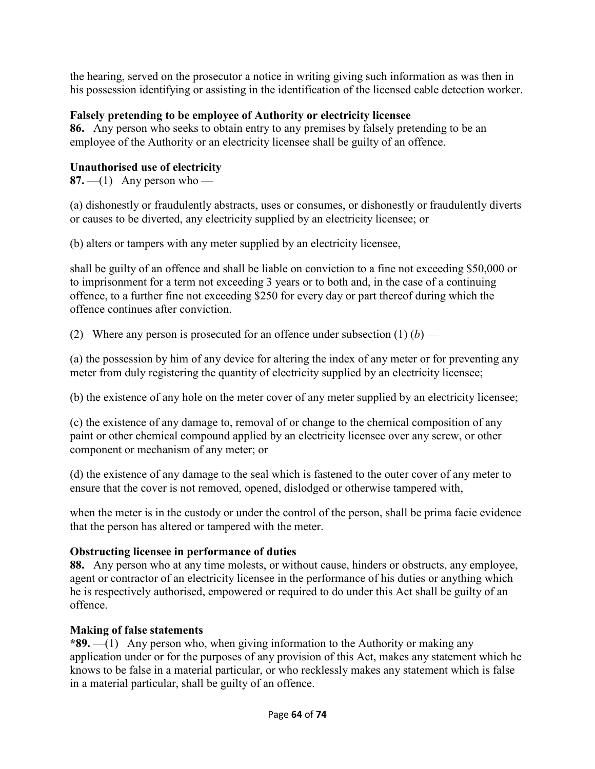the hearing, served on the prosecutor a notice in writing giving such information as was then in his possession identifying or assisting in the identification of the licensed cable detection worker.

**Falsely pretending to be employee of Authority or electricity licensee**

**86.** Any person who seeks to obtain entry to any premises by falsely pretending to be an employee of the Authority or an electricity licensee shall be guilty of an offence.

**Unauthorised use of electricity**

**87.** —(1) Any person who —

(a) dishonestly or fraudulently abstracts, uses or consumes, or dishonestly or fraudulently diverts or causes to be diverted, any electricity supplied by an electricity licensee; or

(b) alters or tampers with any meter supplied by an electricity licensee,

shall be guilty of an offence and shall be liable on conviction to a fine not exceeding $50,000 or to imprisonment for a term not exceeding 3 years or to both and, in the case of a continuing offence, to a further fine not exceeding $250 for every day or part thereof during which the offence continues after conviction.

(2) Where any person is prosecuted for an offence under subsection (1) (*b*) —

(a) the possession by him of any device for altering the index of any meter or for preventing any meter from duly registering the quantity of electricity supplied by an electricity licensee;

(b) the existence of any hole on the meter cover of any meter supplied by an electricity licensee;

(c) the existence of any damage to, removal of or change to the chemical composition of any paint or other chemical compound applied by an electricity licensee over any screw, or other component or mechanism of any meter; or

(d) the existence of any damage to the seal which is fastened to the outer cover of any meter to ensure that the cover is not removed, opened, dislodged or otherwise tampered with,

when the meter is in the custody or under the control of the person, shall be prima facie evidence that the person has altered or tampered with the meter.

**Obstructing licensee in performance of duties**

**88.** Any person who at any time molests, or without cause, hinders or obstructs, any employee, agent or contractor of an electricity licensee in the performance of his duties or anything which he is respectively authorised, empowered or required to do under this Act shall be guilty of an offence.

**Making of false statements**

**\*89.** —(1) Any person who, when giving information to the Authority or making any application under or for the purposes of any provision of this Act, makes any statement which he knows to be false in a material particular, or who recklessly makes any statement which is false in a material particular, shall be guilty of an offence.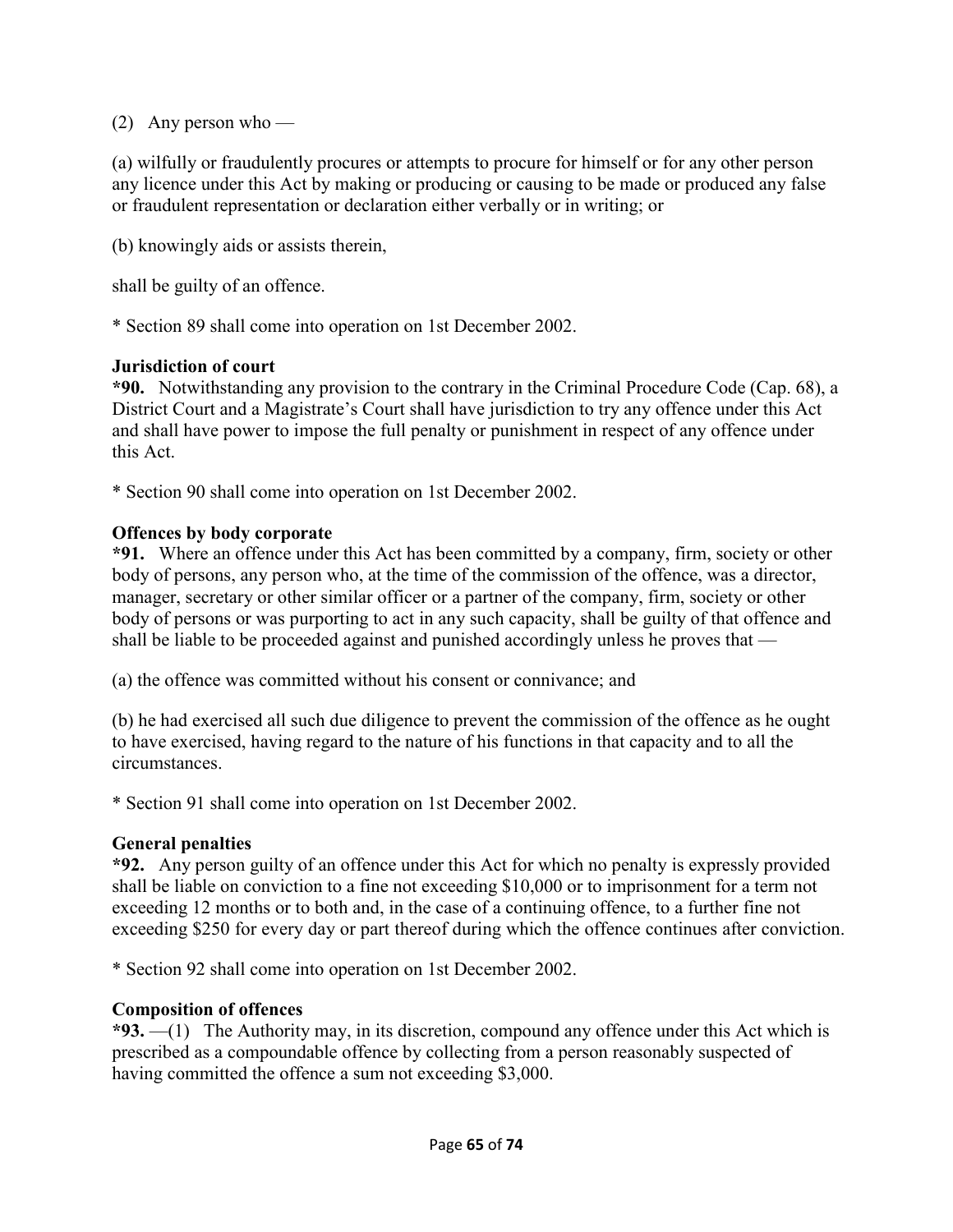(2) Any person who —

(a) wilfully or fraudulently procures or attempts to procure for himself or for any other person any licence under this Act by making or producing or causing to be made or produced any false or fraudulent representation or declaration either verbally or in writing; or

(b) knowingly aids or assists therein,

shall be guilty of an offence.

* Section 89 shall come into operation on 1st December 2002.

**Jurisdiction of court**

**\*90.** Notwithstanding any provision to the contrary in the Criminal Procedure Code (Cap. 68), a District Court and a Magistrate's Court shall have jurisdiction to try any offence under this Act and shall have power to impose the full penalty or punishment in respect of any offence under this Act.

* Section 90 shall come into operation on 1st December 2002.

**Offences by body corporate**

**\*91.** Where an offence under this Act has been committed by a company, firm, society or other body of persons, any person who, at the time of the commission of the offence, was a director, manager, secretary or other similar officer or a partner of the company, firm, society or other body of persons or was purporting to act in any such capacity, shall be guilty of that offence and shall be liable to be proceeded against and punished accordingly unless he proves that —

(a) the offence was committed without his consent or connivance; and

(b) he had exercised all such due diligence to prevent the commission of the offence as he ought to have exercised, having regard to the nature of his functions in that capacity and to all the circumstances.

* Section 91 shall come into operation on 1st December 2002.

**General penalties**

**\*92.** Any person guilty of an offence under this Act for which no penalty is expressly provided shall be liable on conviction to a fine not exceeding $10,000 or to imprisonment for a term not exceeding 12 months or to both and, in the case of a continuing offence, to a further fine not exceeding $250 for every day or part thereof during which the offence continues after conviction.

* Section 92 shall come into operation on 1st December 2002.

**Composition of offences**

**\*93.** —(1) The Authority may, in its discretion, compound any offence under this Act which is prescribed as a compoundable offence by collecting from a person reasonably suspected of having committed the offence a sum not exceeding $3,000.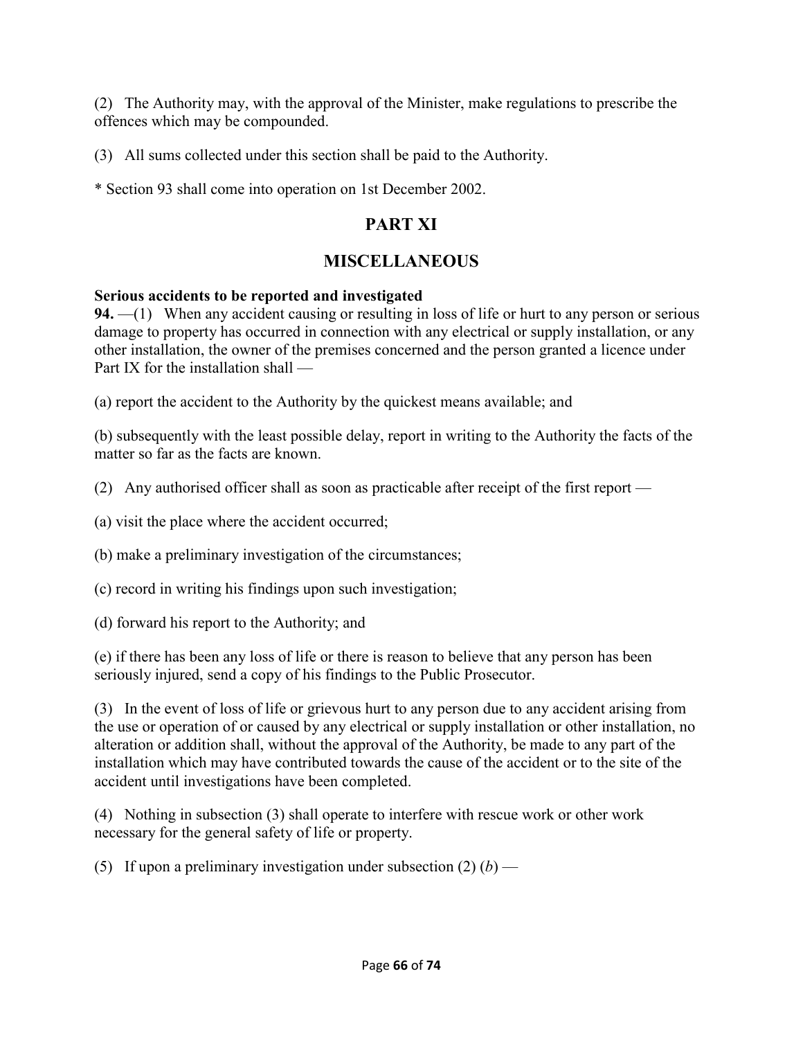(2) The Authority may, with the approval of the Minister, make regulations to prescribe the offences which may be compounded.

(3) All sums collected under this section shall be paid to the Authority.

* Section 93 shall come into operation on 1st December 2002.

## PART XI

## MISCELLANEOUS

**Serious accidents to be reported and investigated**

**94.** —(1) When any accident causing or resulting in loss of life or hurt to any person or serious damage to property has occurred in connection with any electrical or supply installation, or any other installation, the owner of the premises concerned and the person granted a licence under Part IX for the installation shall —

(a) report the accident to the Authority by the quickest means available; and

(b) subsequently with the least possible delay, report in writing to the Authority the facts of the matter so far as the facts are known.

(2) Any authorised officer shall as soon as practicable after receipt of the first report —

(a) visit the place where the accident occurred;

(b) make a preliminary investigation of the circumstances;

(c) record in writing his findings upon such investigation;

(d) forward his report to the Authority; and

(e) if there has been any loss of life or there is reason to believe that any person has been seriously injured, send a copy of his findings to the Public Prosecutor.

(3) In the event of loss of life or grievous hurt to any person due to any accident arising from the use or operation of or caused by any electrical or supply installation or other installation, no alteration or addition shall, without the approval of the Authority, be made to any part of the installation which may have contributed towards the cause of the accident or to the site of the accident until investigations have been completed.

(4) Nothing in subsection (3) shall operate to interfere with rescue work or other work necessary for the general safety of life or property.

(5) If upon a preliminary investigation under subsection (2) (*b*) —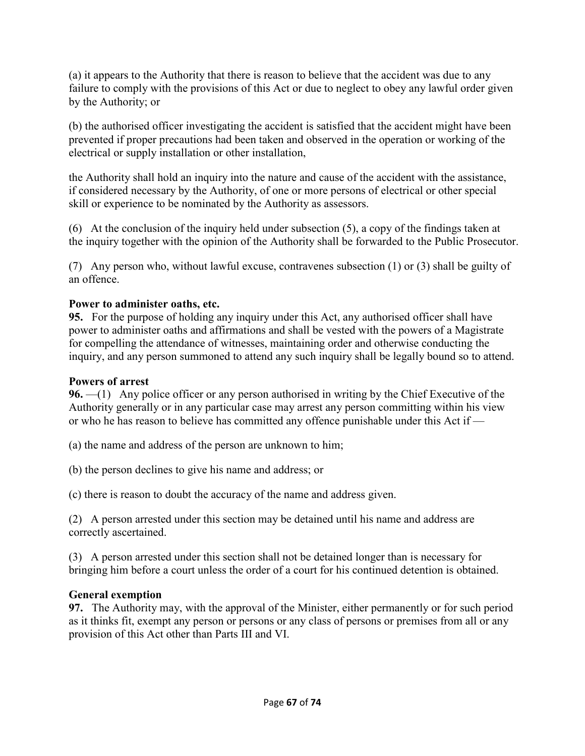(a) it appears to the Authority that there is reason to believe that the accident was due to any failure to comply with the provisions of this Act or due to neglect to obey any lawful order given by the Authority; or

(b) the authorised officer investigating the accident is satisfied that the accident might have been prevented if proper precautions had been taken and observed in the operation or working of the electrical or supply installation or other installation,

the Authority shall hold an inquiry into the nature and cause of the accident with the assistance, if considered necessary by the Authority, of one or more persons of electrical or other special skill or experience to be nominated by the Authority as assessors.

(6) At the conclusion of the inquiry held under subsection (5), a copy of the findings taken at the inquiry together with the opinion of the Authority shall be forwarded to the Public Prosecutor.

(7) Any person who, without lawful excuse, contravenes subsection (1) or (3) shall be guilty of an offence.

**Power to administer oaths, etc.**

**95.** For the purpose of holding any inquiry under this Act, any authorised officer shall have power to administer oaths and affirmations and shall be vested with the powers of a Magistrate for compelling the attendance of witnesses, maintaining order and otherwise conducting the inquiry, and any person summoned to attend any such inquiry shall be legally bound so to attend.

**Powers of arrest**

**96.** —(1) Any police officer or any person authorised in writing by the Chief Executive of the Authority generally or in any particular case may arrest any person committing within his view or who he has reason to believe has committed any offence punishable under this Act if —

(a) the name and address of the person are unknown to him;

(b) the person declines to give his name and address; or

(c) there is reason to doubt the accuracy of the name and address given.

(2) A person arrested under this section may be detained until his name and address are correctly ascertained.

(3) A person arrested under this section shall not be detained longer than is necessary for bringing him before a court unless the order of a court for his continued detention is obtained.

**General exemption**

**97.** The Authority may, with the approval of the Minister, either permanently or for such period as it thinks fit, exempt any person or persons or any class of persons or premises from all or any provision of this Act other than Parts III and VI.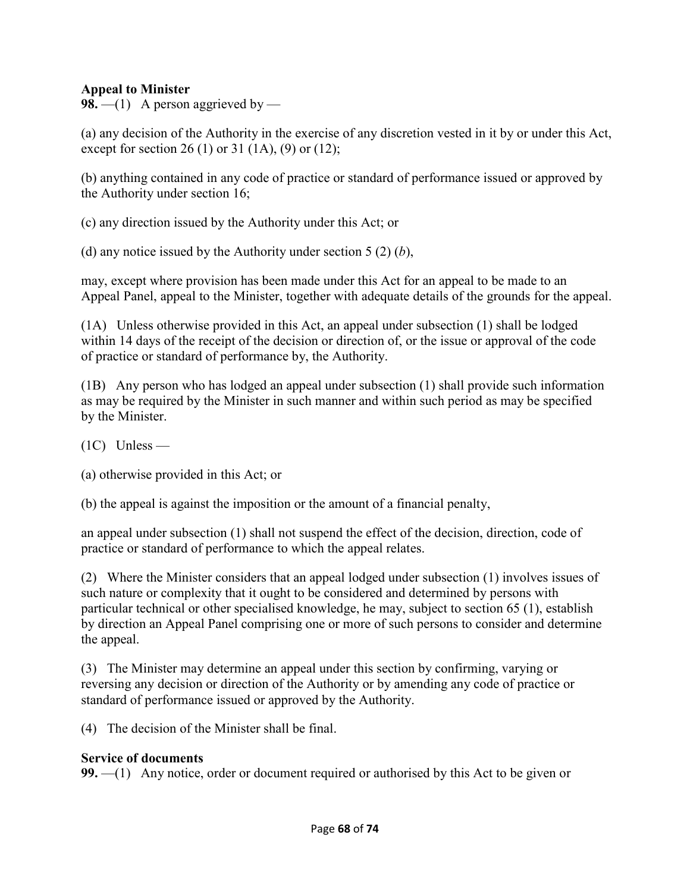**Appeal to Minister**

**98.** —(1) A person aggrieved by —

(a) any decision of the Authority in the exercise of any discretion vested in it by or under this Act, except for section 26 (1) or 31 (1A), (9) or (12);

(b) anything contained in any code of practice or standard of performance issued or approved by the Authority under section 16;

(c) any direction issued by the Authority under this Act; or

(d) any notice issued by the Authority under section 5 (2) (*b*),

may, except where provision has been made under this Act for an appeal to be made to an Appeal Panel, appeal to the Minister, together with adequate details of the grounds for the appeal.

(1A) Unless otherwise provided in this Act, an appeal under subsection (1) shall be lodged within 14 days of the receipt of the decision or direction of, or the issue or approval of the code of practice or standard of performance by, the Authority.

(1B) Any person who has lodged an appeal under subsection (1) shall provide such information as may be required by the Minister in such manner and within such period as may be specified by the Minister.

(1C) Unless —

(a) otherwise provided in this Act; or

(b) the appeal is against the imposition or the amount of a financial penalty,

an appeal under subsection (1) shall not suspend the effect of the decision, direction, code of practice or standard of performance to which the appeal relates.

(2) Where the Minister considers that an appeal lodged under subsection (1) involves issues of such nature or complexity that it ought to be considered and determined by persons with particular technical or other specialised knowledge, he may, subject to section 65 (1), establish by direction an Appeal Panel comprising one or more of such persons to consider and determine the appeal.

(3) The Minister may determine an appeal under this section by confirming, varying or reversing any decision or direction of the Authority or by amending any code of practice or standard of performance issued or approved by the Authority.

(4) The decision of the Minister shall be final.

**Service of documents**

**99.** —(1) Any notice, order or document required or authorised by this Act to be given or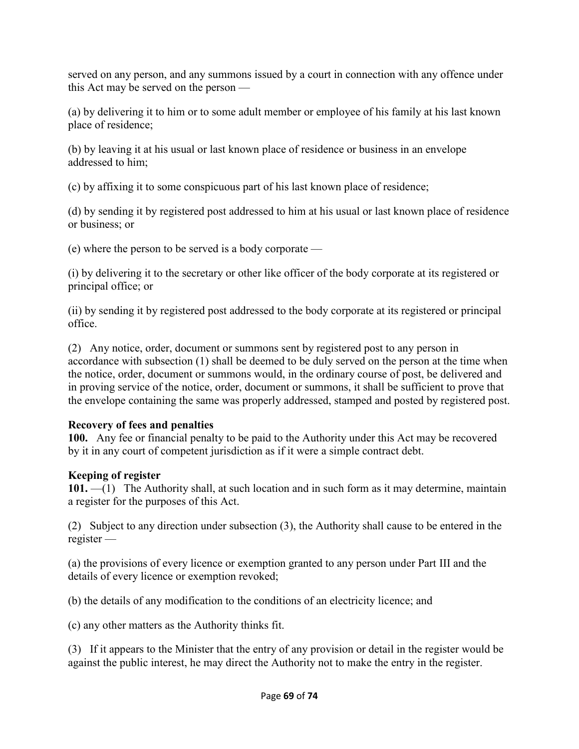served on any person, and any summons issued by a court in connection with any offence under this Act may be served on the person —

(a) by delivering it to him or to some adult member or employee of his family at his last known place of residence;

(b) by leaving it at his usual or last known place of residence or business in an envelope addressed to him;

(c) by affixing it to some conspicuous part of his last known place of residence;

(d) by sending it by registered post addressed to him at his usual or last known place of residence or business; or

(e) where the person to be served is a body corporate —

(i) by delivering it to the secretary or other like officer of the body corporate at its registered or principal office; or

(ii) by sending it by registered post addressed to the body corporate at its registered or principal office.

(2) Any notice, order, document or summons sent by registered post to any person in accordance with subsection (1) shall be deemed to be duly served on the person at the time when the notice, order, document or summons would, in the ordinary course of post, be delivered and in proving service of the notice, order, document or summons, it shall be sufficient to prove that the envelope containing the same was properly addressed, stamped and posted by registered post.

**Recovery of fees and penalties**
**100.** Any fee or financial penalty to be paid to the Authority under this Act may be recovered by it in any court of competent jurisdiction as if it were a simple contract debt.

**Keeping of register**
**101.** —(1) The Authority shall, at such location and in such form as it may determine, maintain a register for the purposes of this Act.

(2) Subject to any direction under subsection (3), the Authority shall cause to be entered in the register —

(a) the provisions of every licence or exemption granted to any person under Part III and the details of every licence or exemption revoked;

(b) the details of any modification to the conditions of an electricity licence; and

(c) any other matters as the Authority thinks fit.

(3) If it appears to the Minister that the entry of any provision or detail in the register would be against the public interest, he may direct the Authority not to make the entry in the register.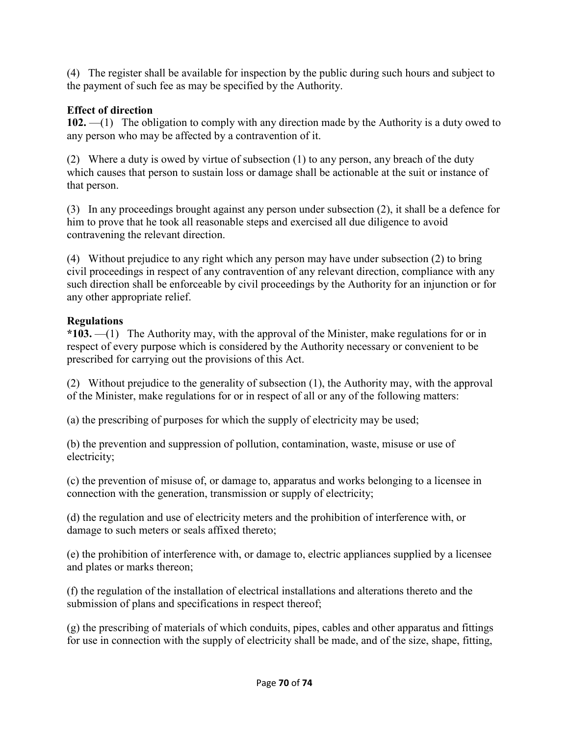(4) The register shall be available for inspection by the public during such hours and subject to the payment of such fee as may be specified by the Authority.

**Effect of direction**

**102.** —(1) The obligation to comply with any direction made by the Authority is a duty owed to any person who may be affected by a contravention of it.

(2) Where a duty is owed by virtue of subsection (1) to any person, any breach of the duty which causes that person to sustain loss or damage shall be actionable at the suit or instance of that person.

(3) In any proceedings brought against any person under subsection (2), it shall be a defence for him to prove that he took all reasonable steps and exercised all due diligence to avoid contravening the relevant direction.

(4) Without prejudice to any right which any person may have under subsection (2) to bring civil proceedings in respect of any contravention of any relevant direction, compliance with any such direction shall be enforceable by civil proceedings by the Authority for an injunction or for any other appropriate relief.

**Regulations**

**\*103.** —(1) The Authority may, with the approval of the Minister, make regulations for or in respect of every purpose which is considered by the Authority necessary or convenient to be prescribed for carrying out the provisions of this Act.

(2) Without prejudice to the generality of subsection (1), the Authority may, with the approval of the Minister, make regulations for or in respect of all or any of the following matters:

(a) the prescribing of purposes for which the supply of electricity may be used;

(b) the prevention and suppression of pollution, contamination, waste, misuse or use of electricity;

(c) the prevention of misuse of, or damage to, apparatus and works belonging to a licensee in connection with the generation, transmission or supply of electricity;

(d) the regulation and use of electricity meters and the prohibition of interference with, or damage to such meters or seals affixed thereto;

(e) the prohibition of interference with, or damage to, electric appliances supplied by a licensee and plates or marks thereon;

(f) the regulation of the installation of electrical installations and alterations thereto and the submission of plans and specifications in respect thereof;

(g) the prescribing of materials of which conduits, pipes, cables and other apparatus and fittings for use in connection with the supply of electricity shall be made, and of the size, shape, fitting,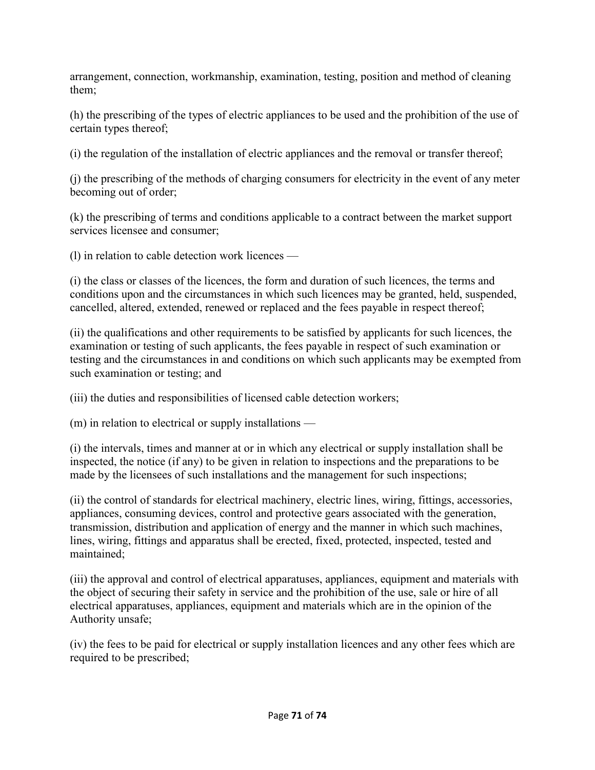arrangement, connection, workmanship, examination, testing, position and method of cleaning them;

(h) the prescribing of the types of electric appliances to be used and the prohibition of the use of certain types thereof;

(i) the regulation of the installation of electric appliances and the removal or transfer thereof;

(j) the prescribing of the methods of charging consumers for electricity in the event of any meter becoming out of order;

(k) the prescribing of terms and conditions applicable to a contract between the market support services licensee and consumer;

(l) in relation to cable detection work licences —

(i) the class or classes of the licences, the form and duration of such licences, the terms and conditions upon and the circumstances in which such licences may be granted, held, suspended, cancelled, altered, extended, renewed or replaced and the fees payable in respect thereof;

(ii) the qualifications and other requirements to be satisfied by applicants for such licences, the examination or testing of such applicants, the fees payable in respect of such examination or testing and the circumstances in and conditions on which such applicants may be exempted from such examination or testing; and

(iii) the duties and responsibilities of licensed cable detection workers;

(m) in relation to electrical or supply installations —

(i) the intervals, times and manner at or in which any electrical or supply installation shall be inspected, the notice (if any) to be given in relation to inspections and the preparations to be made by the licensees of such installations and the management for such inspections;

(ii) the control of standards for electrical machinery, electric lines, wiring, fittings, accessories, appliances, consuming devices, control and protective gears associated with the generation, transmission, distribution and application of energy and the manner in which such machines, lines, wiring, fittings and apparatus shall be erected, fixed, protected, inspected, tested and maintained;

(iii) the approval and control of electrical apparatuses, appliances, equipment and materials with the object of securing their safety in service and the prohibition of the use, sale or hire of all electrical apparatuses, appliances, equipment and materials which are in the opinion of the Authority unsafe;

(iv) the fees to be paid for electrical or supply installation licences and any other fees which are required to be prescribed;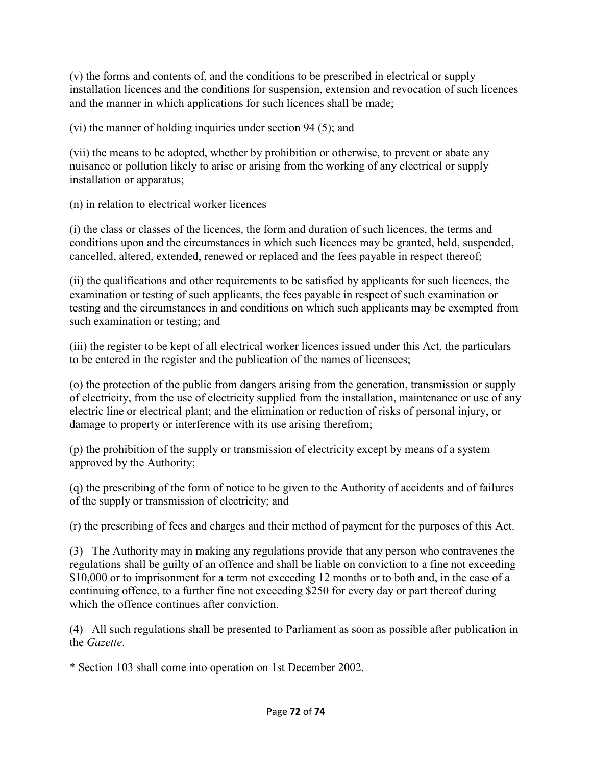(v) the forms and contents of, and the conditions to be prescribed in electrical or supply installation licences and the conditions for suspension, extension and revocation of such licences and the manner in which applications for such licences shall be made;

(vi) the manner of holding inquiries under section 94 (5); and

(vii) the means to be adopted, whether by prohibition or otherwise, to prevent or abate any nuisance or pollution likely to arise or arising from the working of any electrical or supply installation or apparatus;

(n) in relation to electrical worker licences —

(i) the class or classes of the licences, the form and duration of such licences, the terms and conditions upon and the circumstances in which such licences may be granted, held, suspended, cancelled, altered, extended, renewed or replaced and the fees payable in respect thereof;

(ii) the qualifications and other requirements to be satisfied by applicants for such licences, the examination or testing of such applicants, the fees payable in respect of such examination or testing and the circumstances in and conditions on which such applicants may be exempted from such examination or testing; and

(iii) the register to be kept of all electrical worker licences issued under this Act, the particulars to be entered in the register and the publication of the names of licensees;

(o) the protection of the public from dangers arising from the generation, transmission or supply of electricity, from the use of electricity supplied from the installation, maintenance or use of any electric line or electrical plant; and the elimination or reduction of risks of personal injury, or damage to property or interference with its use arising therefrom;

(p) the prohibition of the supply or transmission of electricity except by means of a system approved by the Authority;

(q) the prescribing of the form of notice to be given to the Authority of accidents and of failures of the supply or transmission of electricity; and

(r) the prescribing of fees and charges and their method of payment for the purposes of this Act.

(3) The Authority may in making any regulations provide that any person who contravenes the regulations shall be guilty of an offence and shall be liable on conviction to a fine not exceeding $10,000 or to imprisonment for a term not exceeding 12 months or to both and, in the case of a continuing offence, to a further fine not exceeding $250 for every day or part thereof during which the offence continues after conviction.

(4) All such regulations shall be presented to Parliament as soon as possible after publication in the *Gazette*.

* Section 103 shall come into operation on 1st December 2002.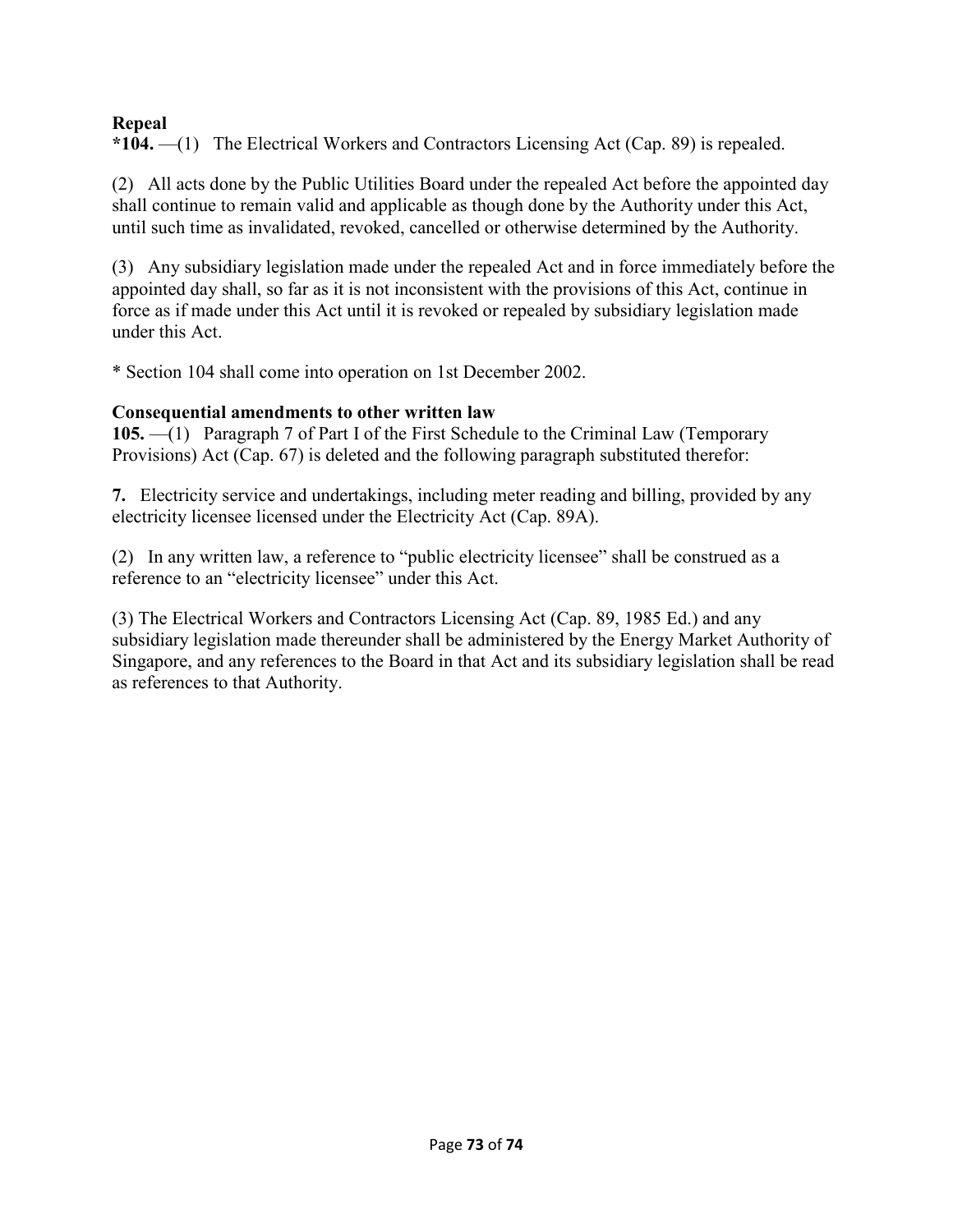**Repeal**

**\*104.** —(1) The Electrical Workers and Contractors Licensing Act (Cap. 89) is repealed.

(2) All acts done by the Public Utilities Board under the repealed Act before the appointed day shall continue to remain valid and applicable as though done by the Authority under this Act, until such time as invalidated, revoked, cancelled or otherwise determined by the Authority.

(3) Any subsidiary legislation made under the repealed Act and in force immediately before the appointed day shall, so far as it is not inconsistent with the provisions of this Act, continue in force as if made under this Act until it is revoked or repealed by subsidiary legislation made under this Act.

\* Section 104 shall come into operation on 1st December 2002.

**Consequential amendments to other written law**

**105.** —(1) Paragraph 7 of Part I of the First Schedule to the Criminal Law (Temporary Provisions) Act (Cap. 67) is deleted and the following paragraph substituted therefor:

**7.** Electricity service and undertakings, including meter reading and billing, provided by any electricity licensee licensed under the Electricity Act (Cap. 89A).

(2) In any written law, a reference to "public electricity licensee" shall be construed as a reference to an "electricity licensee" under this Act.

(3) The Electrical Workers and Contractors Licensing Act (Cap. 89, 1985 Ed.) and any subsidiary legislation made thereunder shall be administered by the Energy Market Authority of Singapore, and any references to the Board in that Act and its subsidiary legislation shall be read as references to that Authority.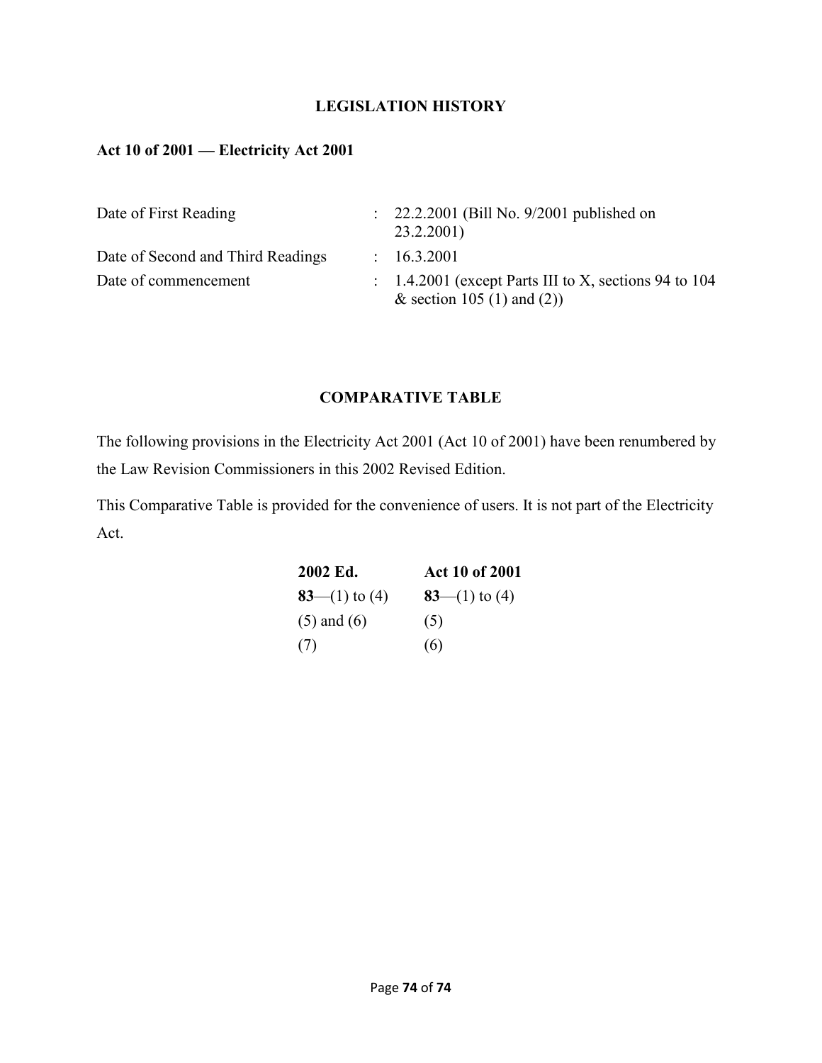## LEGISLATION HISTORY

**Act 10 of 2001 — Electricity Act 2001**

| | | |
|---|---|---|
| Date of First Reading | : | 22.2.2001 (Bill No. 9/2001 published on 23.2.2001) |
| Date of Second and Third Readings | : | 16.3.2001 |
| Date of commencement | : | 1.4.2001 (except Parts III to X, sections 94 to 104 & section 105 (1) and (2)) |

## COMPARATIVE TABLE

The following provisions in the Electricity Act 2001 (Act 10 of 2001) have been renumbered by the Law Revision Commissioners in this 2002 Revised Edition.

This Comparative Table is provided for the convenience of users. It is not part of the Electricity Act.

| 2002 Ed. | Act 10 of 2001 |
|---|---|
| **83**—(1) to (4) | **83**—(1) to (4) |
| (5) and (6) | (5) |
| (7) | (6) |